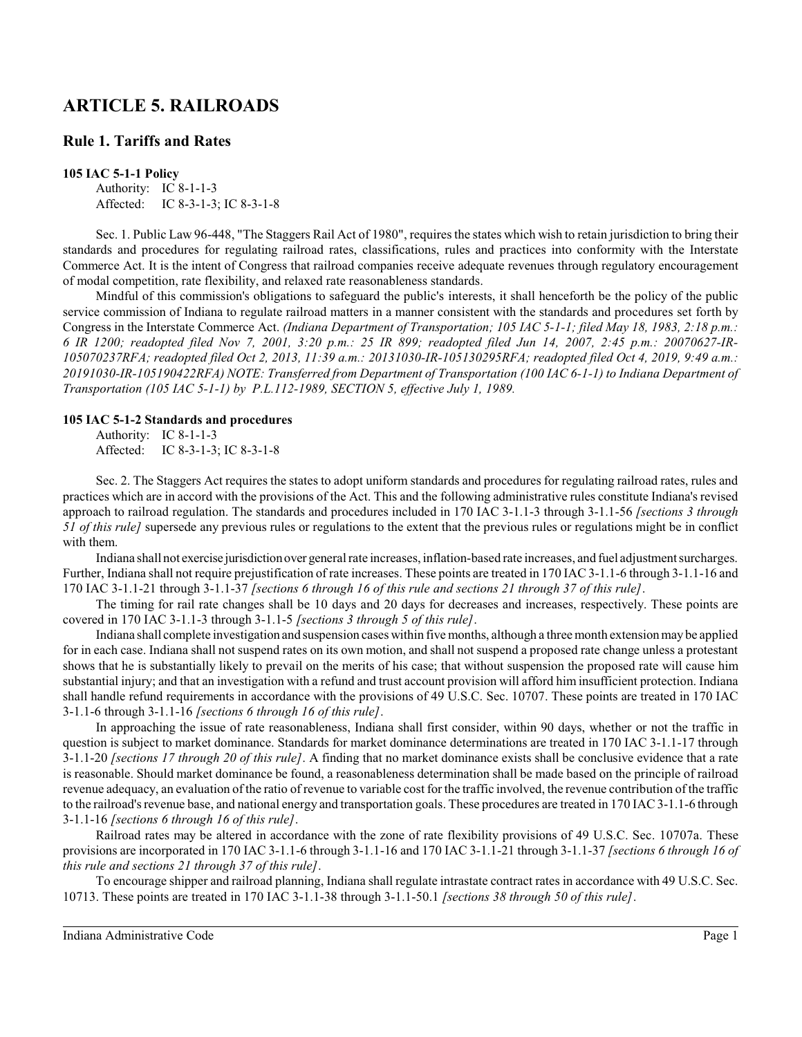# ARTICLE 5. RAILROADS

## Rule 1. Tariffs and Rates

**105 IAC 5-1-1 Policy**

Authority: IC 8-1-1-3
Affected: IC 8-3-1-3; IC 8-3-1-8

Sec. 1. Public Law 96-448, "The Staggers Rail Act of 1980", requires the states which wish to retain jurisdiction to bring their standards and procedures for regulating railroad rates, classifications, rules and practices into conformity with the Interstate Commerce Act. It is the intent of Congress that railroad companies receive adequate revenues through regulatory encouragement of modal competition, rate flexibility, and relaxed rate reasonableness standards.

Mindful of this commission's obligations to safeguard the public's interests, it shall henceforth be the policy of the public service commission of Indiana to regulate railroad matters in a manner consistent with the standards and procedures set forth by Congress in the Interstate Commerce Act. *(Indiana Department of Transportation; 105 IAC 5-1-1; filed May 18, 1983, 2:18 p.m.: 6 IR 1200; readopted filed Nov 7, 2001, 3:20 p.m.: 25 IR 899; readopted filed Jun 14, 2007, 2:45 p.m.: 20070627-IR-105070237RFA; readopted filed Oct 2, 2013, 11:39 a.m.: 20131030-IR-105130295RFA; readopted filed Oct 4, 2019, 9:49 a.m.: 20191030-IR-105190422RFA) NOTE: Transferred from Department of Transportation (100 IAC 6-1-1) to Indiana Department of Transportation (105 IAC 5-1-1) by P.L.112-1989, SECTION 5, effective July 1, 1989.*

**105 IAC 5-1-2 Standards and procedures**

Authority: IC 8-1-1-3
Affected: IC 8-3-1-3; IC 8-3-1-8

Sec. 2. The Staggers Act requires the states to adopt uniform standards and procedures for regulating railroad rates, rules and practices which are in accord with the provisions of the Act. This and the following administrative rules constitute Indiana's revised approach to railroad regulation. The standards and procedures included in 170 IAC 3-1.1-3 through 3-1.1-56 *[sections 3 through 51 of this rule]* supersede any previous rules or regulations to the extent that the previous rules or regulations might be in conflict with them.

Indiana shall not exercise jurisdiction over general rate increases, inflation-based rate increases, and fuel adjustment surcharges. Further, Indiana shall not require prejustification of rate increases. These points are treated in 170 IAC 3-1.1-6 through 3-1.1-16 and 170 IAC 3-1.1-21 through 3-1.1-37 *[sections 6 through 16 of this rule and sections 21 through 37 of this rule]*.

The timing for rail rate changes shall be 10 days and 20 days for decreases and increases, respectively. These points are covered in 170 IAC 3-1.1-3 through 3-1.1-5 *[sections 3 through 5 of this rule]*.

Indiana shall complete investigation and suspension cases within five months, although a three month extension may be applied for in each case. Indiana shall not suspend rates on its own motion, and shall not suspend a proposed rate change unless a protestant shows that he is substantially likely to prevail on the merits of his case; that without suspension the proposed rate will cause him substantial injury; and that an investigation with a refund and trust account provision will afford him insufficient protection. Indiana shall handle refund requirements in accordance with the provisions of 49 U.S.C. Sec. 10707. These points are treated in 170 IAC 3-1.1-6 through 3-1.1-16 *[sections 6 through 16 of this rule]*.

In approaching the issue of rate reasonableness, Indiana shall first consider, within 90 days, whether or not the traffic in question is subject to market dominance. Standards for market dominance determinations are treated in 170 IAC 3-1.1-17 through 3-1.1-20 *[sections 17 through 20 of this rule]*. A finding that no market dominance exists shall be conclusive evidence that a rate is reasonable. Should market dominance be found, a reasonableness determination shall be made based on the principle of railroad revenue adequacy, an evaluation of the ratio of revenue to variable cost for the traffic involved, the revenue contribution of the traffic to the railroad's revenue base, and national energy and transportation goals. These procedures are treated in 170 IAC 3-1.1-6 through 3-1.1-16 *[sections 6 through 16 of this rule]*.

Railroad rates may be altered in accordance with the zone of rate flexibility provisions of 49 U.S.C. Sec. 10707a. These provisions are incorporated in 170 IAC 3-1.1-6 through 3-1.1-16 and 170 IAC 3-1.1-21 through 3-1.1-37 *[sections 6 through 16 of this rule and sections 21 through 37 of this rule]*.

To encourage shipper and railroad planning, Indiana shall regulate intrastate contract rates in accordance with 49 U.S.C. Sec. 10713. These points are treated in 170 IAC 3-1.1-38 through 3-1.1-50.1 *[sections 38 through 50 of this rule]*.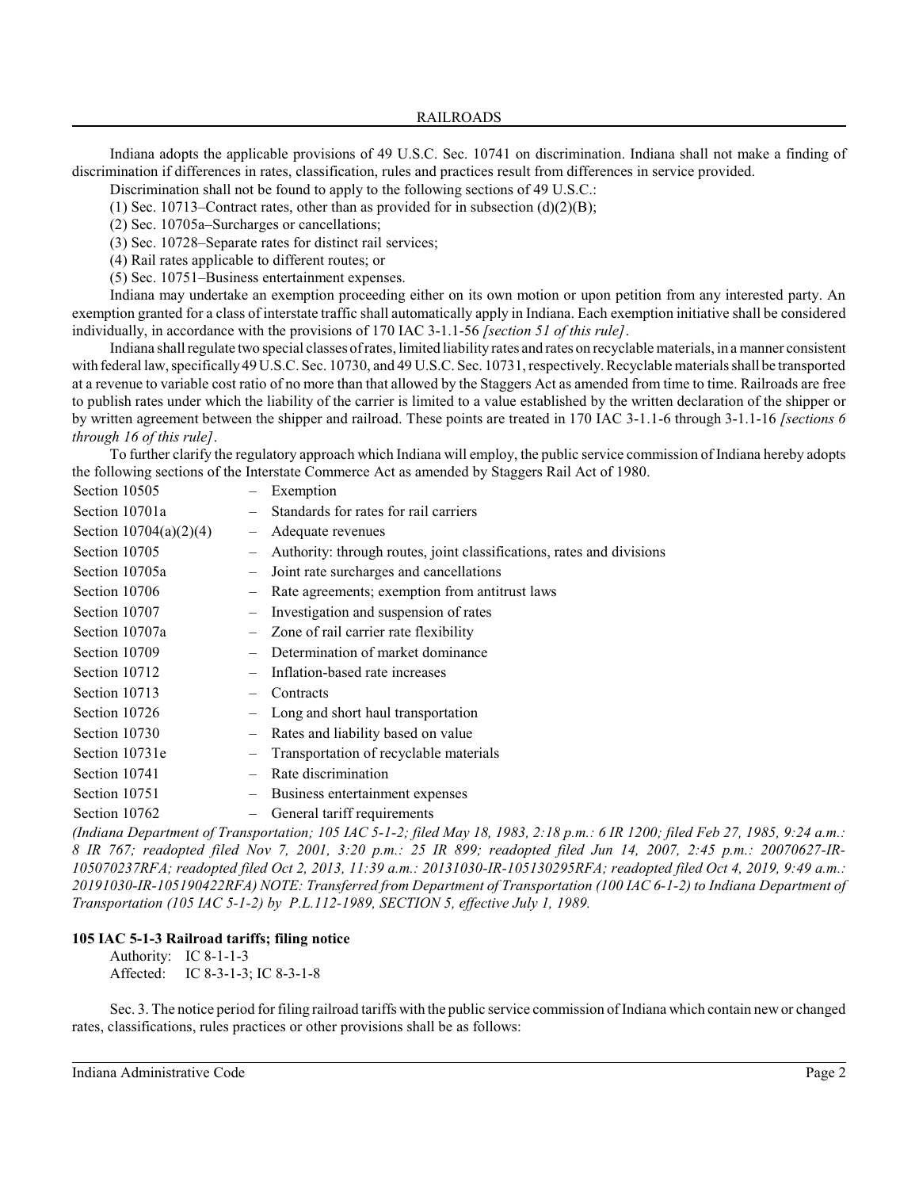Indiana adopts the applicable provisions of 49 U.S.C. Sec. 10741 on discrimination. Indiana shall not make a finding of discrimination if differences in rates, classification, rules and practices result from differences in service provided.

Discrimination shall not be found to apply to the following sections of 49 U.S.C.:

(1) Sec. 10713–Contract rates, other than as provided for in subsection (d)(2)(B);

(2) Sec. 10705a–Surcharges or cancellations;

(3) Sec. 10728–Separate rates for distinct rail services;

(4) Rail rates applicable to different routes; or

(5) Sec. 10751–Business entertainment expenses.

Indiana may undertake an exemption proceeding either on its own motion or upon petition from any interested party. An exemption granted for a class of interstate traffic shall automatically apply in Indiana. Each exemption initiative shall be considered individually, in accordance with the provisions of 170 IAC 3-1.1-56 *[section 51 of this rule]*.

Indiana shall regulate two special classes of rates, limited liability rates and rates on recyclable materials, in a manner consistent with federal law, specifically 49 U.S.C. Sec. 10730, and 49 U.S.C. Sec. 10731, respectively. Recyclable materials shall be transported at a revenue to variable cost ratio of no more than that allowed by the Staggers Act as amended from time to time. Railroads are free to publish rates under which the liability of the carrier is limited to a value established by the written declaration of the shipper or by written agreement between the shipper and railroad. These points are treated in 170 IAC 3-1.1-6 through 3-1.1-16 *[sections 6 through 16 of this rule]*.

To further clarify the regulatory approach which Indiana will employ, the public service commission of Indiana hereby adopts the following sections of the Interstate Commerce Act as amended by Staggers Rail Act of 1980.

| | |
|---|---|
| Section 10505 | – Exemption |
| Section 10701a | – Standards for rates for rail carriers |
| Section 10704(a)(2)(4) | – Adequate revenues |
| Section 10705 | – Authority: through routes, joint classifications, rates and divisions |
| Section 10705a | – Joint rate surcharges and cancellations |
| Section 10706 | – Rate agreements; exemption from antitrust laws |
| Section 10707 | – Investigation and suspension of rates |
| Section 10707a | – Zone of rail carrier rate flexibility |
| Section 10709 | – Determination of market dominance |
| Section 10712 | – Inflation-based rate increases |
| Section 10713 | – Contracts |
| Section 10726 | – Long and short haul transportation |
| Section 10730 | – Rates and liability based on value |
| Section 10731e | – Transportation of recyclable materials |
| Section 10741 | – Rate discrimination |
| Section 10751 | – Business entertainment expenses |
| Section 10762 | – General tariff requirements |

*(Indiana Department of Transportation; 105 IAC 5-1-2; filed May 18, 1983, 2:18 p.m.: 6 IR 1200; filed Feb 27, 1985, 9:24 a.m.: 8 IR 767; readopted filed Nov 7, 2001, 3:20 p.m.: 25 IR 899; readopted filed Jun 14, 2007, 2:45 p.m.: 20070627-IR-105070237RFA; readopted filed Oct 2, 2013, 11:39 a.m.: 20131030-IR-105130295RFA; readopted filed Oct 4, 2019, 9:49 a.m.: 20191030-IR-105190422RFA) NOTE: Transferred from Department of Transportation (100 IAC 6-1-2) to Indiana Department of Transportation (105 IAC 5-1-2) by P.L.112-1989, SECTION 5, effective July 1, 1989.*

**105 IAC 5-1-3 Railroad tariffs; filing notice**

Authority: IC 8-1-1-3
Affected: IC 8-3-1-3; IC 8-3-1-8

Sec. 3. The notice period for filing railroad tariffs with the public service commission of Indiana which contain new or changed rates, classifications, rules practices or other provisions shall be as follows: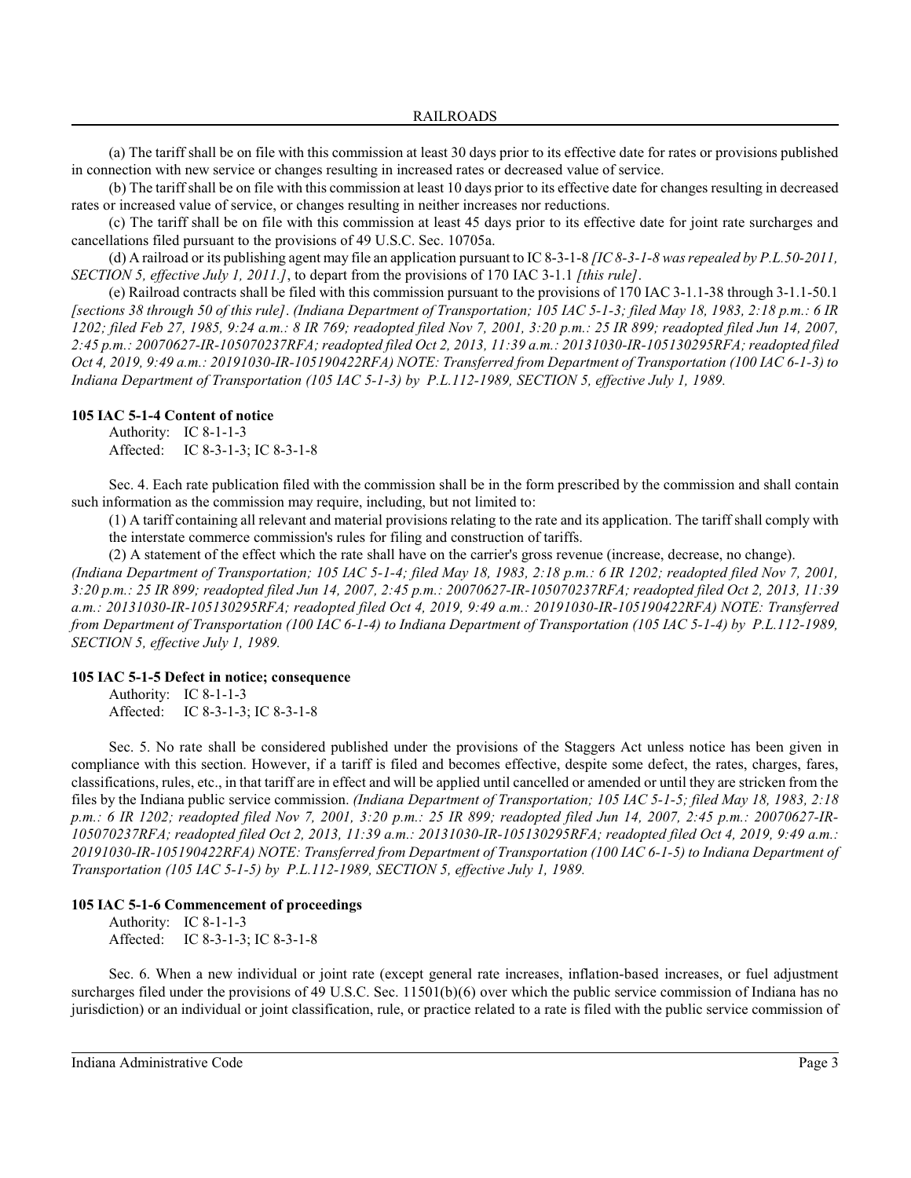(a) The tariff shall be on file with this commission at least 30 days prior to its effective date for rates or provisions published in connection with new service or changes resulting in increased rates or decreased value of service.

(b) The tariff shall be on file with this commission at least 10 days prior to its effective date for changes resulting in decreased rates or increased value of service, or changes resulting in neither increases nor reductions.

(c) The tariff shall be on file with this commission at least 45 days prior to its effective date for joint rate surcharges and cancellations filed pursuant to the provisions of 49 U.S.C. Sec. 10705a.

(d) A railroad or its publishing agent may file an application pursuant to IC 8-3-1-8 *[IC 8-3-1-8 was repealed by P.L.50-2011, SECTION 5, effective July 1, 2011.]*, to depart from the provisions of 170 IAC 3-1.1 *[this rule]*.

(e) Railroad contracts shall be filed with this commission pursuant to the provisions of 170 IAC 3-1.1-38 through 3-1.1-50.1 *[sections 38 through 50 of this rule]*. *(Indiana Department of Transportation; 105 IAC 5-1-3; filed May 18, 1983, 2:18 p.m.: 6 IR 1202; filed Feb 27, 1985, 9:24 a.m.: 8 IR 769; readopted filed Nov 7, 2001, 3:20 p.m.: 25 IR 899; readopted filed Jun 14, 2007, 2:45 p.m.: 20070627-IR-105070237RFA; readopted filed Oct 2, 2013, 11:39 a.m.: 20131030-IR-105130295RFA; readopted filed Oct 4, 2019, 9:49 a.m.: 20191030-IR-105190422RFA) NOTE: Transferred from Department of Transportation (100 IAC 6-1-3) to Indiana Department of Transportation (105 IAC 5-1-3) by P.L.112-1989, SECTION 5, effective July 1, 1989.*

**105 IAC 5-1-4 Content of notice**

Authority: IC 8-1-1-3
Affected: IC 8-3-1-3; IC 8-3-1-8

Sec. 4. Each rate publication filed with the commission shall be in the form prescribed by the commission and shall contain such information as the commission may require, including, but not limited to:

(1) A tariff containing all relevant and material provisions relating to the rate and its application. The tariff shall comply with the interstate commerce commission's rules for filing and construction of tariffs.

(2) A statement of the effect which the rate shall have on the carrier's gross revenue (increase, decrease, no change).

*(Indiana Department of Transportation; 105 IAC 5-1-4; filed May 18, 1983, 2:18 p.m.: 6 IR 1202; readopted filed Nov 7, 2001, 3:20 p.m.: 25 IR 899; readopted filed Jun 14, 2007, 2:45 p.m.: 20070627-IR-105070237RFA; readopted filed Oct 2, 2013, 11:39 a.m.: 20131030-IR-105130295RFA; readopted filed Oct 4, 2019, 9:49 a.m.: 20191030-IR-105190422RFA) NOTE: Transferred from Department of Transportation (100 IAC 6-1-4) to Indiana Department of Transportation (105 IAC 5-1-4) by P.L.112-1989, SECTION 5, effective July 1, 1989.*

**105 IAC 5-1-5 Defect in notice; consequence**

Authority: IC 8-1-1-3
Affected: IC 8-3-1-3; IC 8-3-1-8

Sec. 5. No rate shall be considered published under the provisions of the Staggers Act unless notice has been given in compliance with this section. However, if a tariff is filed and becomes effective, despite some defect, the rates, charges, fares, classifications, rules, etc., in that tariff are in effect and will be applied until cancelled or amended or until they are stricken from the files by the Indiana public service commission. *(Indiana Department of Transportation; 105 IAC 5-1-5; filed May 18, 1983, 2:18 p.m.: 6 IR 1202; readopted filed Nov 7, 2001, 3:20 p.m.: 25 IR 899; readopted filed Jun 14, 2007, 2:45 p.m.: 20070627-IR-105070237RFA; readopted filed Oct 2, 2013, 11:39 a.m.: 20131030-IR-105130295RFA; readopted filed Oct 4, 2019, 9:49 a.m.: 20191030-IR-105190422RFA) NOTE: Transferred from Department of Transportation (100 IAC 6-1-5) to Indiana Department of Transportation (105 IAC 5-1-5) by P.L.112-1989, SECTION 5, effective July 1, 1989.*

**105 IAC 5-1-6 Commencement of proceedings**

Authority: IC 8-1-1-3
Affected: IC 8-3-1-3; IC 8-3-1-8

Sec. 6. When a new individual or joint rate (except general rate increases, inflation-based increases, or fuel adjustment surcharges filed under the provisions of 49 U.S.C. Sec. 11501(b)(6) over which the public service commission of Indiana has no jurisdiction) or an individual or joint classification, rule, or practice related to a rate is filed with the public service commission of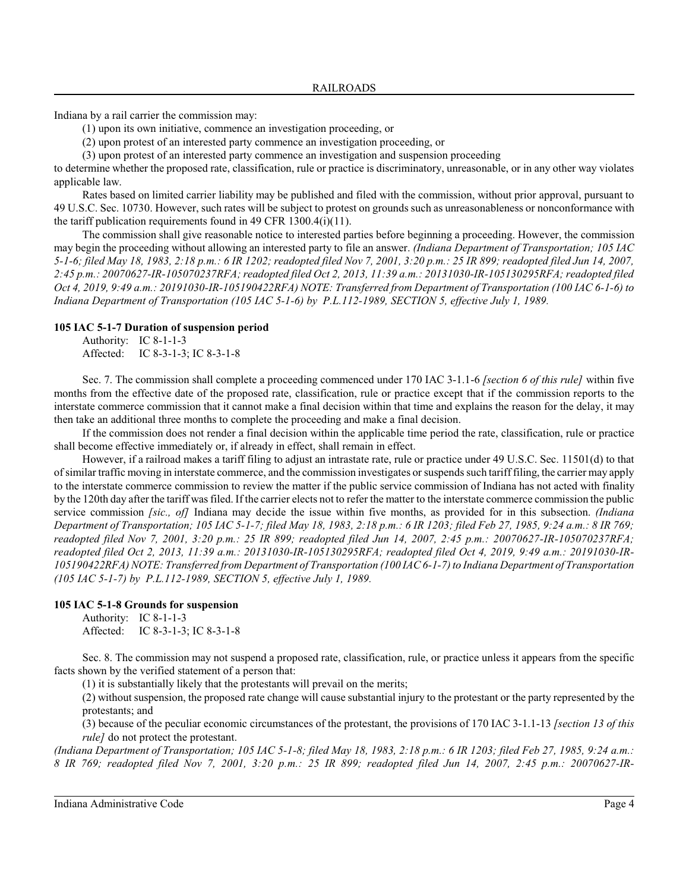Indiana by a rail carrier the commission may:

(1) upon its own initiative, commence an investigation proceeding, or

(2) upon protest of an interested party commence an investigation proceeding, or

(3) upon protest of an interested party commence an investigation and suspension proceeding

to determine whether the proposed rate, classification, rule or practice is discriminatory, unreasonable, or in any other way violates applicable law.

Rates based on limited carrier liability may be published and filed with the commission, without prior approval, pursuant to 49 U.S.C. Sec. 10730. However, such rates will be subject to protest on grounds such as unreasonableness or nonconformance with the tariff publication requirements found in 49 CFR 1300.4(i)(11).

The commission shall give reasonable notice to interested parties before beginning a proceeding. However, the commission may begin the proceeding without allowing an interested party to file an answer. *(Indiana Department of Transportation; 105 IAC 5-1-6; filed May 18, 1983, 2:18 p.m.: 6 IR 1202; readopted filed Nov 7, 2001, 3:20 p.m.: 25 IR 899; readopted filed Jun 14, 2007, 2:45 p.m.: 20070627-IR-105070237RFA; readopted filed Oct 2, 2013, 11:39 a.m.: 20131030-IR-105130295RFA; readopted filed Oct 4, 2019, 9:49 a.m.: 20191030-IR-105190422RFA) NOTE: Transferred from Department of Transportation (100 IAC 6-1-6) to Indiana Department of Transportation (105 IAC 5-1-6) by P.L.112-1989, SECTION 5, effective July 1, 1989.*

**105 IAC 5-1-7 Duration of suspension period**

Authority: IC 8-1-1-3
Affected: IC 8-3-1-3; IC 8-3-1-8

Sec. 7. The commission shall complete a proceeding commenced under 170 IAC 3-1.1-6 *[section 6 of this rule]* within five months from the effective date of the proposed rate, classification, rule or practice except that if the commission reports to the interstate commerce commission that it cannot make a final decision within that time and explains the reason for the delay, it may then take an additional three months to complete the proceeding and make a final decision.

If the commission does not render a final decision within the applicable time period the rate, classification, rule or practice shall become effective immediately or, if already in effect, shall remain in effect.

However, if a railroad makes a tariff filing to adjust an intrastate rate, rule or practice under 49 U.S.C. Sec. 11501(d) to that of similar traffic moving in interstate commerce, and the commission investigates or suspends such tariff filing, the carrier may apply to the interstate commerce commission to review the matter if the public service commission of Indiana has not acted with finality by the 120th day after the tariff was filed. If the carrier elects not to refer the matter to the interstate commerce commission the public service commission *[sic., of]* Indiana may decide the issue within five months, as provided for in this subsection. *(Indiana Department of Transportation; 105 IAC 5-1-7; filed May 18, 1983, 2:18 p.m.: 6 IR 1203; filed Feb 27, 1985, 9:24 a.m.: 8 IR 769; readopted filed Nov 7, 2001, 3:20 p.m.: 25 IR 899; readopted filed Jun 14, 2007, 2:45 p.m.: 20070627-IR-105070237RFA; readopted filed Oct 2, 2013, 11:39 a.m.: 20131030-IR-105130295RFA; readopted filed Oct 4, 2019, 9:49 a.m.: 20191030-IR-105190422RFA) NOTE: Transferred from Department of Transportation (100 IAC 6-1-7) to Indiana Department of Transportation (105 IAC 5-1-7) by P.L.112-1989, SECTION 5, effective July 1, 1989.*

**105 IAC 5-1-8 Grounds for suspension**

Authority: IC 8-1-1-3
Affected: IC 8-3-1-3; IC 8-3-1-8

Sec. 8. The commission may not suspend a proposed rate, classification, rule, or practice unless it appears from the specific facts shown by the verified statement of a person that:

(1) it is substantially likely that the protestants will prevail on the merits;

(2) without suspension, the proposed rate change will cause substantial injury to the protestant or the party represented by the protestants; and

(3) because of the peculiar economic circumstances of the protestant, the provisions of 170 IAC 3-1.1-13 *[section 13 of this rule]* do not protect the protestant.

*(Indiana Department of Transportation; 105 IAC 5-1-8; filed May 18, 1983, 2:18 p.m.: 6 IR 1203; filed Feb 27, 1985, 9:24 a.m.: 8 IR 769; readopted filed Nov 7, 2001, 3:20 p.m.: 25 IR 899; readopted filed Jun 14, 2007, 2:45 p.m.: 20070627-IR-*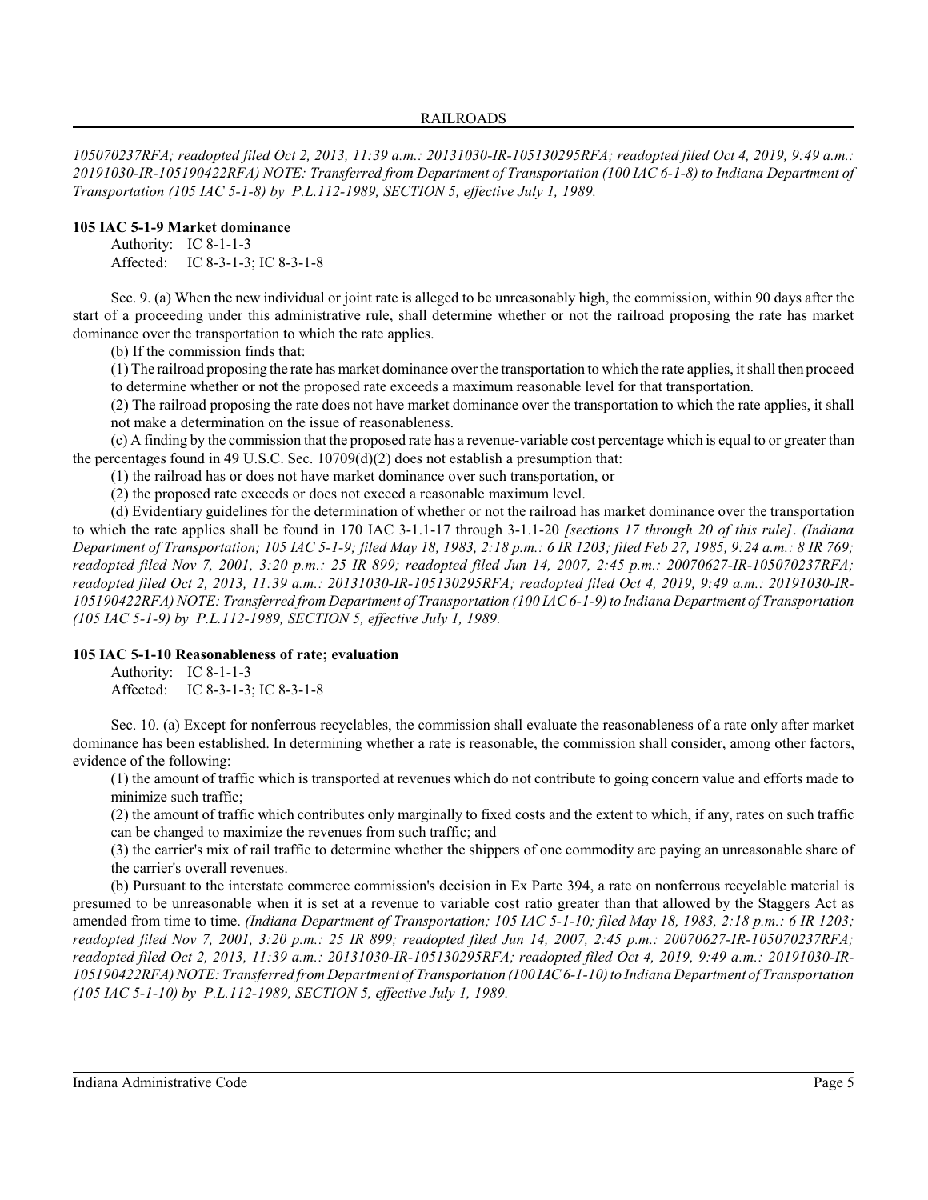*105070237RFA; readopted filed Oct 2, 2013, 11:39 a.m.: 20131030-IR-105130295RFA; readopted filed Oct 4, 2019, 9:49 a.m.: 20191030-IR-105190422RFA) NOTE: Transferred from Department of Transportation (100 IAC 6-1-8) to Indiana Department of Transportation (105 IAC 5-1-8) by P.L.112-1989, SECTION 5, effective July 1, 1989.*

**105 IAC 5-1-9 Market dominance**

Authority: IC 8-1-1-3
Affected: IC 8-3-1-3; IC 8-3-1-8

Sec. 9. (a) When the new individual or joint rate is alleged to be unreasonably high, the commission, within 90 days after the start of a proceeding under this administrative rule, shall determine whether or not the railroad proposing the rate has market dominance over the transportation to which the rate applies.

(b) If the commission finds that:

(1) The railroad proposing the rate has market dominance over the transportation to which the rate applies, it shall then proceed to determine whether or not the proposed rate exceeds a maximum reasonable level for that transportation.

(2) The railroad proposing the rate does not have market dominance over the transportation to which the rate applies, it shall not make a determination on the issue of reasonableness.

(c) A finding by the commission that the proposed rate has a revenue-variable cost percentage which is equal to or greater than the percentages found in 49 U.S.C. Sec. 10709(d)(2) does not establish a presumption that:

(1) the railroad has or does not have market dominance over such transportation, or

(2) the proposed rate exceeds or does not exceed a reasonable maximum level.

(d) Evidentiary guidelines for the determination of whether or not the railroad has market dominance over the transportation to which the rate applies shall be found in 170 IAC 3-1.1-17 through 3-1.1-20 *[sections 17 through 20 of this rule]*. *(Indiana Department of Transportation; 105 IAC 5-1-9; filed May 18, 1983, 2:18 p.m.: 6 IR 1203; filed Feb 27, 1985, 9:24 a.m.: 8 IR 769; readopted filed Nov 7, 2001, 3:20 p.m.: 25 IR 899; readopted filed Jun 14, 2007, 2:45 p.m.: 20070627-IR-105070237RFA; readopted filed Oct 2, 2013, 11:39 a.m.: 20131030-IR-105130295RFA; readopted filed Oct 4, 2019, 9:49 a.m.: 20191030-IR-105190422RFA) NOTE: Transferred from Department of Transportation (100 IAC 6-1-9) to Indiana Department of Transportation (105 IAC 5-1-9) by P.L.112-1989, SECTION 5, effective July 1, 1989.*

**105 IAC 5-1-10 Reasonableness of rate; evaluation**

Authority: IC 8-1-1-3
Affected: IC 8-3-1-3; IC 8-3-1-8

Sec. 10. (a) Except for nonferrous recyclables, the commission shall evaluate the reasonableness of a rate only after market dominance has been established. In determining whether a rate is reasonable, the commission shall consider, among other factors, evidence of the following:

(1) the amount of traffic which is transported at revenues which do not contribute to going concern value and efforts made to minimize such traffic;

(2) the amount of traffic which contributes only marginally to fixed costs and the extent to which, if any, rates on such traffic can be changed to maximize the revenues from such traffic; and

(3) the carrier's mix of rail traffic to determine whether the shippers of one commodity are paying an unreasonable share of the carrier's overall revenues.

(b) Pursuant to the interstate commerce commission's decision in Ex Parte 394, a rate on nonferrous recyclable material is presumed to be unreasonable when it is set at a revenue to variable cost ratio greater than that allowed by the Staggers Act as amended from time to time. *(Indiana Department of Transportation; 105 IAC 5-1-10; filed May 18, 1983, 2:18 p.m.: 6 IR 1203; readopted filed Nov 7, 2001, 3:20 p.m.: 25 IR 899; readopted filed Jun 14, 2007, 2:45 p.m.: 20070627-IR-105070237RFA; readopted filed Oct 2, 2013, 11:39 a.m.: 20131030-IR-105130295RFA; readopted filed Oct 4, 2019, 9:49 a.m.: 20191030-IR-105190422RFA) NOTE: Transferred from Department of Transportation (100 IAC 6-1-10) to Indiana Department of Transportation (105 IAC 5-1-10) by P.L.112-1989, SECTION 5, effective July 1, 1989.*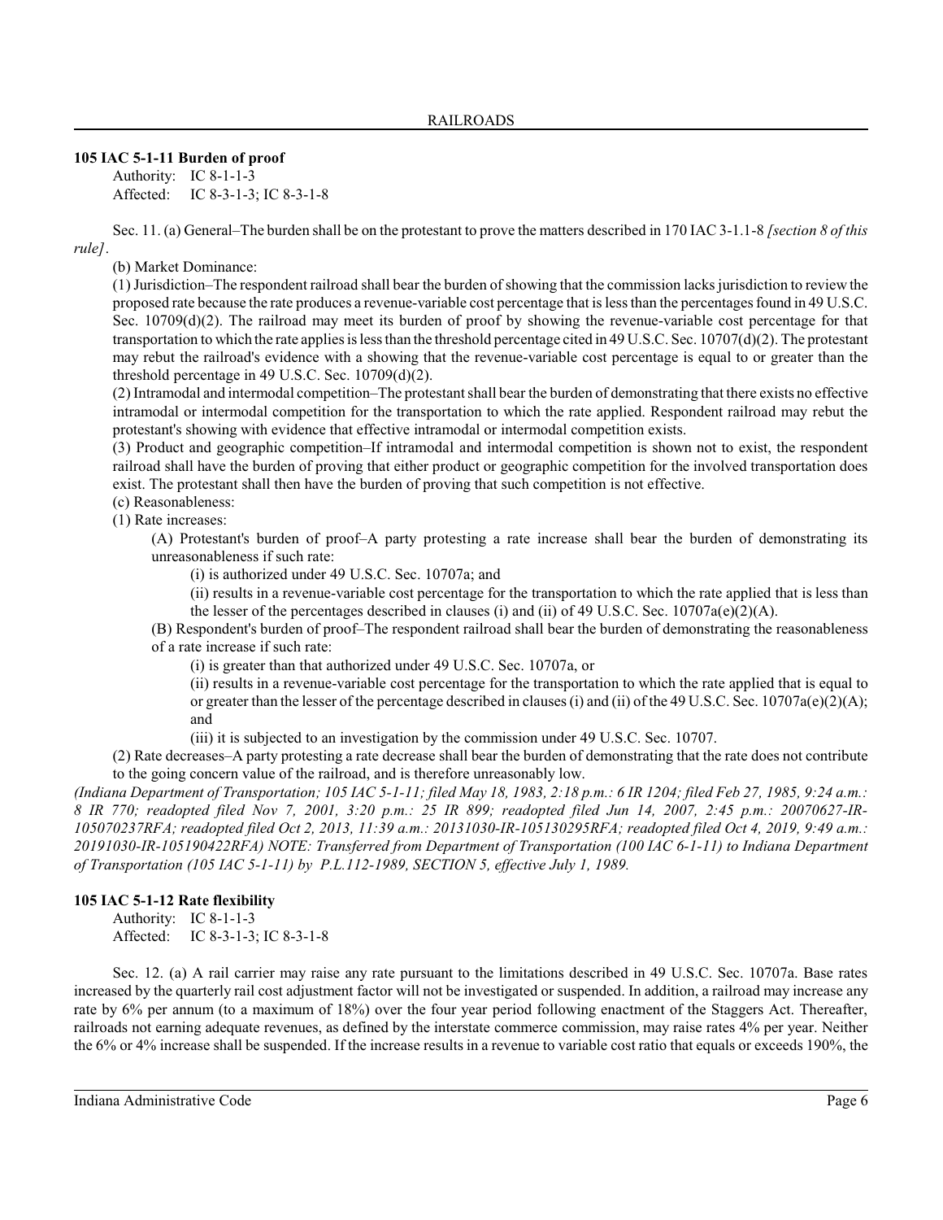### 105 IAC 5-1-11 Burden of proof

Authority: IC 8-1-1-3
Affected: IC 8-3-1-3; IC 8-3-1-8

Sec. 11. (a) General–The burden shall be on the protestant to prove the matters described in 170 IAC 3-1.1-8 *[section 8 of this rule]*.

(b) Market Dominance:

(1) Jurisdiction–The respondent railroad shall bear the burden of showing that the commission lacks jurisdiction to review the proposed rate because the rate produces a revenue-variable cost percentage that is less than the percentages found in 49 U.S.C. Sec. 10709(d)(2). The railroad may meet its burden of proof by showing the revenue-variable cost percentage for that transportation to which the rate applies is less than the threshold percentage cited in 49 U.S.C. Sec. 10707(d)(2). The protestant may rebut the railroad's evidence with a showing that the revenue-variable cost percentage is equal to or greater than the threshold percentage in 49 U.S.C. Sec. 10709(d)(2).

(2) Intramodal and intermodal competition–The protestant shall bear the burden of demonstrating that there exists no effective intramodal or intermodal competition for the transportation to which the rate applied. Respondent railroad may rebut the protestant's showing with evidence that effective intramodal or intermodal competition exists.

(3) Product and geographic competition–If intramodal and intermodal competition is shown not to exist, the respondent railroad shall have the burden of proving that either product or geographic competition for the involved transportation does exist. The protestant shall then have the burden of proving that such competition is not effective.

(c) Reasonableness:

(1) Rate increases:

(A) Protestant's burden of proof–A party protesting a rate increase shall bear the burden of demonstrating its unreasonableness if such rate:

(i) is authorized under 49 U.S.C. Sec. 10707a; and

(ii) results in a revenue-variable cost percentage for the transportation to which the rate applied that is less than the lesser of the percentages described in clauses (i) and (ii) of 49 U.S.C. Sec. 10707a(e)(2)(A).

(B) Respondent's burden of proof–The respondent railroad shall bear the burden of demonstrating the reasonableness of a rate increase if such rate:

(i) is greater than that authorized under 49 U.S.C. Sec. 10707a, or

(ii) results in a revenue-variable cost percentage for the transportation to which the rate applied that is equal to or greater than the lesser of the percentage described in clauses (i) and (ii) of the 49 U.S.C. Sec. 10707a(e)(2)(A); and

(iii) it is subjected to an investigation by the commission under 49 U.S.C. Sec. 10707.

(2) Rate decreases–A party protesting a rate decrease shall bear the burden of demonstrating that the rate does not contribute to the going concern value of the railroad, and is therefore unreasonably low.

*(Indiana Department of Transportation; 105 IAC 5-1-11; filed May 18, 1983, 2:18 p.m.: 6 IR 1204; filed Feb 27, 1985, 9:24 a.m.: 8 IR 770; readopted filed Nov 7, 2001, 3:20 p.m.: 25 IR 899; readopted filed Jun 14, 2007, 2:45 p.m.: 20070627-IR-105070237RFA; readopted filed Oct 2, 2013, 11:39 a.m.: 20131030-IR-105130295RFA; readopted filed Oct 4, 2019, 9:49 a.m.: 20191030-IR-105190422RFA) NOTE: Transferred from Department of Transportation (100 IAC 6-1-11) to Indiana Department of Transportation (105 IAC 5-1-11) by P.L.112-1989, SECTION 5, effective July 1, 1989.*

### 105 IAC 5-1-12 Rate flexibility

Authority: IC 8-1-1-3
Affected: IC 8-3-1-3; IC 8-3-1-8

Sec. 12. (a) A rail carrier may raise any rate pursuant to the limitations described in 49 U.S.C. Sec. 10707a. Base rates increased by the quarterly rail cost adjustment factor will not be investigated or suspended. In addition, a railroad may increase any rate by 6% per annum (to a maximum of 18%) over the four year period following enactment of the Staggers Act. Thereafter, railroads not earning adequate revenues, as defined by the interstate commerce commission, may raise rates 4% per year. Neither the 6% or 4% increase shall be suspended. If the increase results in a revenue to variable cost ratio that equals or exceeds 190%, the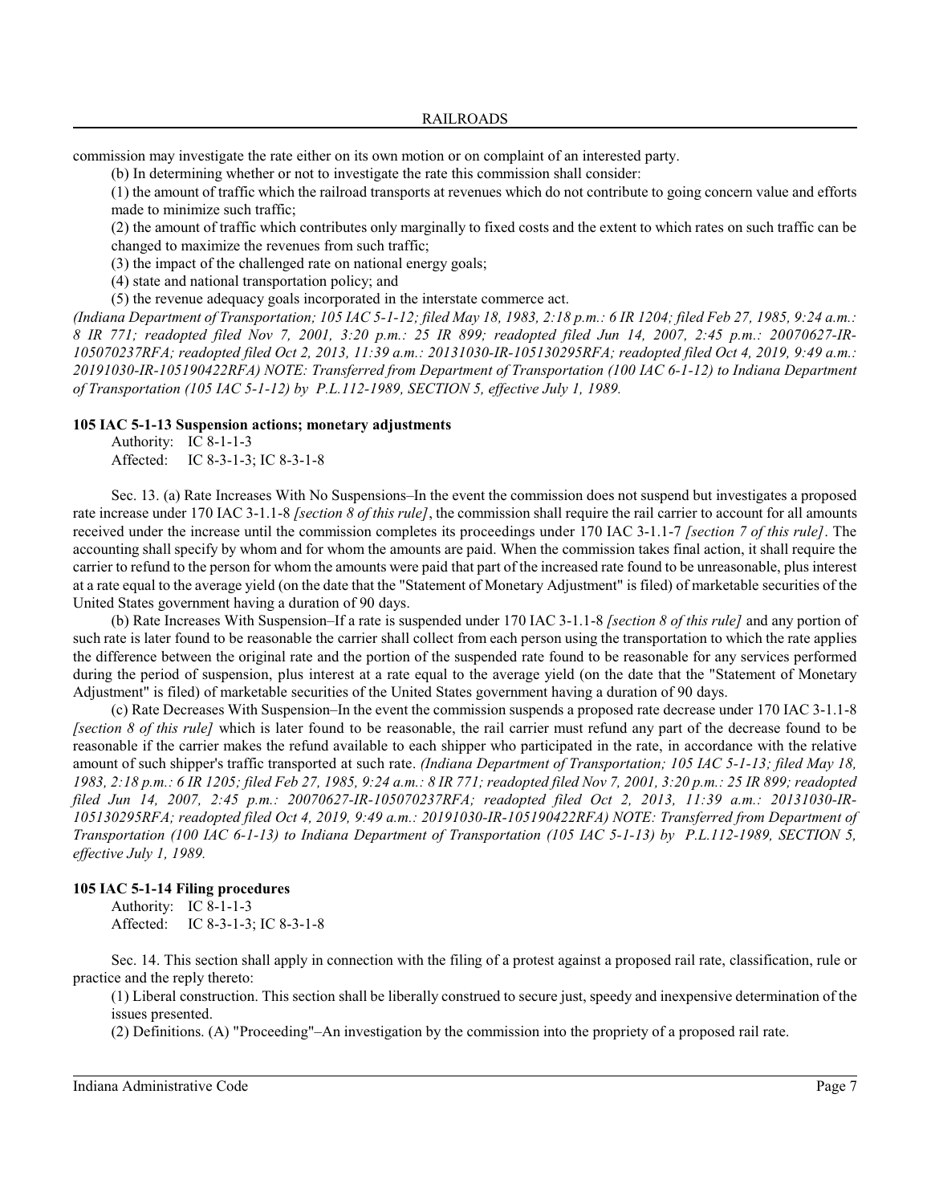commission may investigate the rate either on its own motion or on complaint of an interested party.

(b) In determining whether or not to investigate the rate this commission shall consider:

(1) the amount of traffic which the railroad transports at revenues which do not contribute to going concern value and efforts made to minimize such traffic;

(2) the amount of traffic which contributes only marginally to fixed costs and the extent to which rates on such traffic can be changed to maximize the revenues from such traffic;

(3) the impact of the challenged rate on national energy goals;

(4) state and national transportation policy; and

(5) the revenue adequacy goals incorporated in the interstate commerce act.

*(Indiana Department of Transportation; 105 IAC 5-1-12; filed May 18, 1983, 2:18 p.m.: 6 IR 1204; filed Feb 27, 1985, 9:24 a.m.: 8 IR 771; readopted filed Nov 7, 2001, 3:20 p.m.: 25 IR 899; readopted filed Jun 14, 2007, 2:45 p.m.: 20070627-IR-105070237RFA; readopted filed Oct 2, 2013, 11:39 a.m.: 20131030-IR-105130295RFA; readopted filed Oct 4, 2019, 9:49 a.m.: 20191030-IR-105190422RFA) NOTE: Transferred from Department of Transportation (100 IAC 6-1-12) to Indiana Department of Transportation (105 IAC 5-1-12) by P.L.112-1989, SECTION 5, effective July 1, 1989.*

**105 IAC 5-1-13 Suspension actions; monetary adjustments**

Authority: IC 8-1-1-3
Affected: IC 8-3-1-3; IC 8-3-1-8

Sec. 13. (a) Rate Increases With No Suspensions–In the event the commission does not suspend but investigates a proposed rate increase under 170 IAC 3-1.1-8 *[section 8 of this rule]*, the commission shall require the rail carrier to account for all amounts received under the increase until the commission completes its proceedings under 170 IAC 3-1.1-7 *[section 7 of this rule]*. The accounting shall specify by whom and for whom the amounts are paid. When the commission takes final action, it shall require the carrier to refund to the person for whom the amounts were paid that part of the increased rate found to be unreasonable, plus interest at a rate equal to the average yield (on the date that the "Statement of Monetary Adjustment" is filed) of marketable securities of the United States government having a duration of 90 days.

(b) Rate Increases With Suspension–If a rate is suspended under 170 IAC 3-1.1-8 *[section 8 of this rule]* and any portion of such rate is later found to be reasonable the carrier shall collect from each person using the transportation to which the rate applies the difference between the original rate and the portion of the suspended rate found to be reasonable for any services performed during the period of suspension, plus interest at a rate equal to the average yield (on the date that the "Statement of Monetary Adjustment" is filed) of marketable securities of the United States government having a duration of 90 days.

(c) Rate Decreases With Suspension–In the event the commission suspends a proposed rate decrease under 170 IAC 3-1.1-8 *[section 8 of this rule]* which is later found to be reasonable, the rail carrier must refund any part of the decrease found to be reasonable if the carrier makes the refund available to each shipper who participated in the rate, in accordance with the relative amount of such shipper's traffic transported at such rate. *(Indiana Department of Transportation; 105 IAC 5-1-13; filed May 18, 1983, 2:18 p.m.: 6 IR 1205; filed Feb 27, 1985, 9:24 a.m.: 8 IR 771; readopted filed Nov 7, 2001, 3:20 p.m.: 25 IR 899; readopted filed Jun 14, 2007, 2:45 p.m.: 20070627-IR-105070237RFA; readopted filed Oct 2, 2013, 11:39 a.m.: 20131030-IR-105130295RFA; readopted filed Oct 4, 2019, 9:49 a.m.: 20191030-IR-105190422RFA) NOTE: Transferred from Department of Transportation (100 IAC 6-1-13) to Indiana Department of Transportation (105 IAC 5-1-13) by P.L.112-1989, SECTION 5, effective July 1, 1989.*

**105 IAC 5-1-14 Filing procedures**

Authority: IC 8-1-1-3
Affected: IC 8-3-1-3; IC 8-3-1-8

Sec. 14. This section shall apply in connection with the filing of a protest against a proposed rail rate, classification, rule or practice and the reply thereto:

(1) Liberal construction. This section shall be liberally construed to secure just, speedy and inexpensive determination of the issues presented.

(2) Definitions. (A) "Proceeding"–An investigation by the commission into the propriety of a proposed rail rate.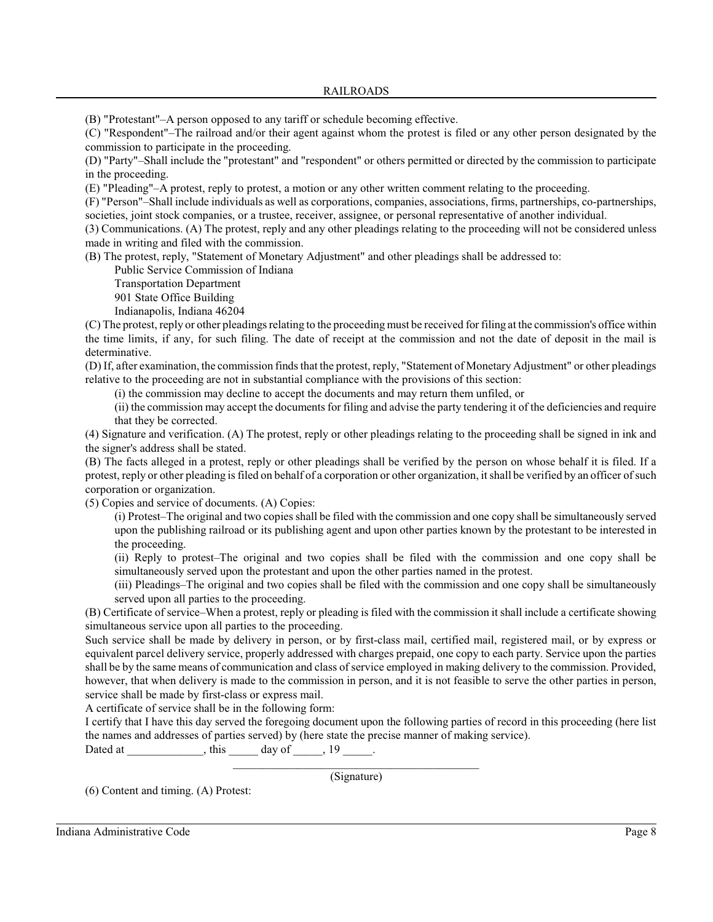(B) "Protestant"–A person opposed to any tariff or schedule becoming effective.

(C) "Respondent"–The railroad and/or their agent against whom the protest is filed or any other person designated by the commission to participate in the proceeding.

(D) "Party"–Shall include the "protestant" and "respondent" or others permitted or directed by the commission to participate in the proceeding.

(E) "Pleading"–A protest, reply to protest, a motion or any other written comment relating to the proceeding.

(F) "Person"–Shall include individuals as well as corporations, companies, associations, firms, partnerships, co-partnerships, societies, joint stock companies, or a trustee, receiver, assignee, or personal representative of another individual.

(3) Communications. (A) The protest, reply and any other pleadings relating to the proceeding will not be considered unless made in writing and filed with the commission.

(B) The protest, reply, "Statement of Monetary Adjustment" and other pleadings shall be addressed to:

Public Service Commission of Indiana
Transportation Department
901 State Office Building
Indianapolis, Indiana 46204

(C) The protest, reply or other pleadings relating to the proceeding must be received for filing at the commission's office within the time limits, if any, for such filing. The date of receipt at the commission and not the date of deposit in the mail is determinative.

(D) If, after examination, the commission finds that the protest, reply, "Statement of Monetary Adjustment" or other pleadings relative to the proceeding are not in substantial compliance with the provisions of this section:

(i) the commission may decline to accept the documents and may return them unfiled, or

(ii) the commission may accept the documents for filing and advise the party tendering it of the deficiencies and require that they be corrected.

(4) Signature and verification. (A) The protest, reply or other pleadings relating to the proceeding shall be signed in ink and the signer's address shall be stated.

(B) The facts alleged in a protest, reply or other pleadings shall be verified by the person on whose behalf it is filed. If a protest, reply or other pleading is filed on behalf of a corporation or other organization, it shall be verified by an officer of such corporation or organization.

(5) Copies and service of documents. (A) Copies:

(i) Protest–The original and two copies shall be filed with the commission and one copy shall be simultaneously served upon the publishing railroad or its publishing agent and upon other parties known by the protestant to be interested in the proceeding.

(ii) Reply to protest–The original and two copies shall be filed with the commission and one copy shall be simultaneously served upon the protestant and upon the other parties named in the protest.

(iii) Pleadings–The original and two copies shall be filed with the commission and one copy shall be simultaneously served upon all parties to the proceeding.

(B) Certificate of service–When a protest, reply or pleading is filed with the commission it shall include a certificate showing simultaneous service upon all parties to the proceeding.

Such service shall be made by delivery in person, or by first-class mail, certified mail, registered mail, or by express or equivalent parcel delivery service, properly addressed with charges prepaid, one copy to each party. Service upon the parties shall be by the same means of communication and class of service employed in making delivery to the commission. Provided, however, that when delivery is made to the commission in person, and it is not feasible to serve the other parties in person, service shall be made by first-class or express mail.

A certificate of service shall be in the following form:

I certify that I have this day served the foregoing document upon the following parties of record in this proceeding (here list the names and addresses of parties served) by (here state the precise manner of making service).

Dated at _____________, this _____ day of _____, 19 _____.

_____________________________________________
(Signature)

(6) Content and timing. (A) Protest: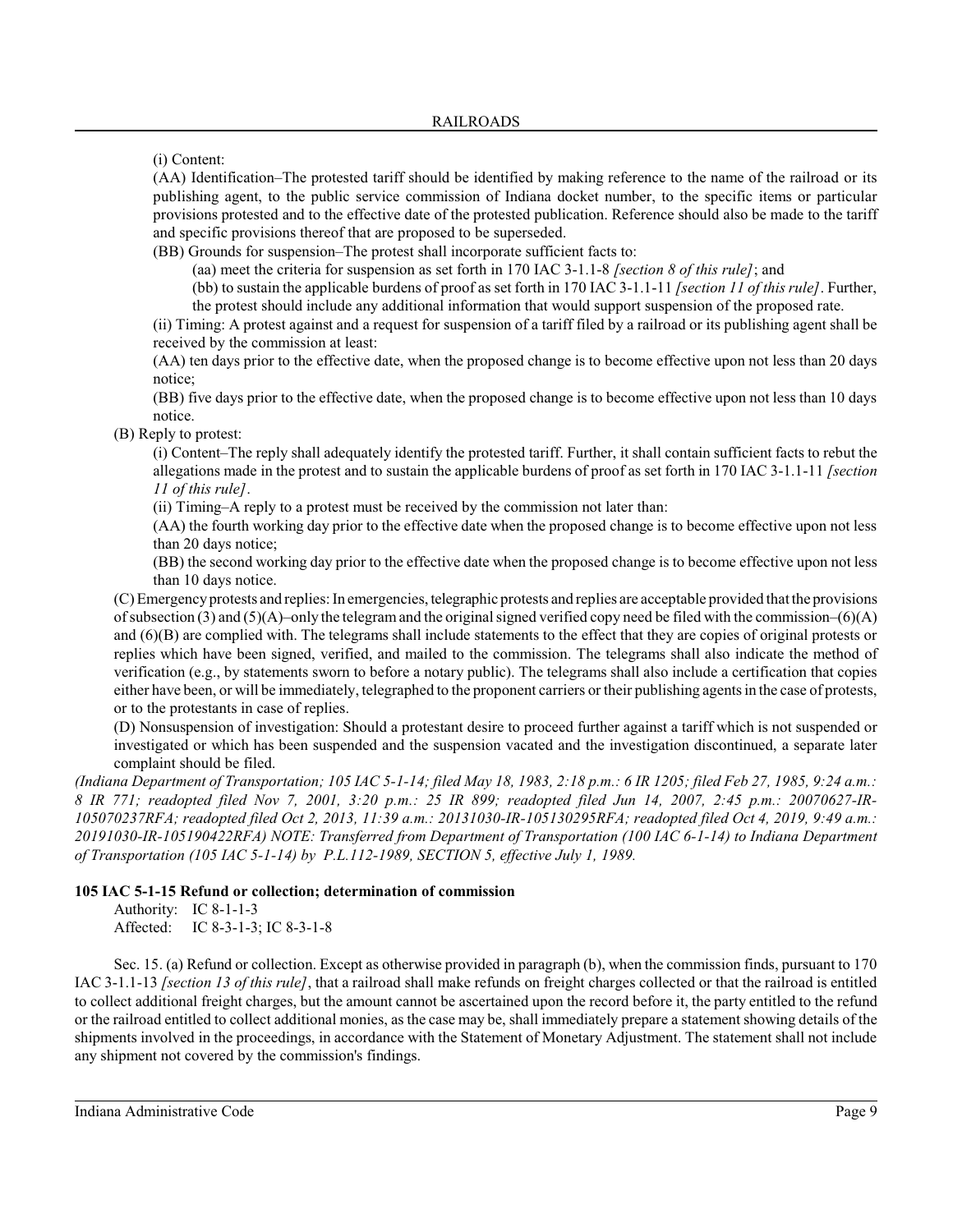(i) Content:

(AA) Identification–The protested tariff should be identified by making reference to the name of the railroad or its publishing agent, to the public service commission of Indiana docket number, to the specific items or particular provisions protested and to the effective date of the protested publication. Reference should also be made to the tariff and specific provisions thereof that are proposed to be superseded.

(BB) Grounds for suspension–The protest shall incorporate sufficient facts to:

(aa) meet the criteria for suspension as set forth in 170 IAC 3-1.1-8 *[section 8 of this rule]*; and

(bb) to sustain the applicable burdens of proof as set forth in 170 IAC 3-1.1-11 *[section 11 of this rule]*. Further, the protest should include any additional information that would support suspension of the proposed rate.

(ii) Timing: A protest against and a request for suspension of a tariff filed by a railroad or its publishing agent shall be received by the commission at least:

(AA) ten days prior to the effective date, when the proposed change is to become effective upon not less than 20 days notice;

(BB) five days prior to the effective date, when the proposed change is to become effective upon not less than 10 days notice.

(B) Reply to protest:

(i) Content–The reply shall adequately identify the protested tariff. Further, it shall contain sufficient facts to rebut the allegations made in the protest and to sustain the applicable burdens of proof as set forth in 170 IAC 3-1.1-11 *[section 11 of this rule]*.

(ii) Timing–A reply to a protest must be received by the commission not later than:

(AA) the fourth working day prior to the effective date when the proposed change is to become effective upon not less than 20 days notice;

(BB) the second working day prior to the effective date when the proposed change is to become effective upon not less than 10 days notice.

(C) Emergency protests and replies: In emergencies, telegraphic protests and replies are acceptable provided that the provisions of subsection (3) and (5)(A)–only the telegram and the original signed verified copy need be filed with the commission–(6)(A) and (6)(B) are complied with. The telegrams shall include statements to the effect that they are copies of original protests or replies which have been signed, verified, and mailed to the commission. The telegrams shall also indicate the method of verification (e.g., by statements sworn to before a notary public). The telegrams shall also include a certification that copies either have been, or will be immediately, telegraphed to the proponent carriers or their publishing agents in the case of protests, or to the protestants in case of replies.

(D) Nonsuspension of investigation: Should a protestant desire to proceed further against a tariff which is not suspended or investigated or which has been suspended and the suspension vacated and the investigation discontinued, a separate later complaint should be filed.

*(Indiana Department of Transportation; 105 IAC 5-1-14; filed May 18, 1983, 2:18 p.m.: 6 IR 1205; filed Feb 27, 1985, 9:24 a.m.: 8 IR 771; readopted filed Nov 7, 2001, 3:20 p.m.: 25 IR 899; readopted filed Jun 14, 2007, 2:45 p.m.: 20070627-IR-105070237RFA; readopted filed Oct 2, 2013, 11:39 a.m.: 20131030-IR-105130295RFA; readopted filed Oct 4, 2019, 9:49 a.m.: 20191030-IR-105190422RFA) NOTE: Transferred from Department of Transportation (100 IAC 6-1-14) to Indiana Department of Transportation (105 IAC 5-1-14) by P.L.112-1989, SECTION 5, effective July 1, 1989.*

### 105 IAC 5-1-15 Refund or collection; determination of commission

Authority: IC 8-1-1-3
Affected: IC 8-3-1-3; IC 8-3-1-8

Sec. 15. (a) Refund or collection. Except as otherwise provided in paragraph (b), when the commission finds, pursuant to 170 IAC 3-1.1-13 *[section 13 of this rule]*, that a railroad shall make refunds on freight charges collected or that the railroad is entitled to collect additional freight charges, but the amount cannot be ascertained upon the record before it, the party entitled to the refund or the railroad entitled to collect additional monies, as the case may be, shall immediately prepare a statement showing details of the shipments involved in the proceedings, in accordance with the Statement of Monetary Adjustment. The statement shall not include any shipment not covered by the commission's findings.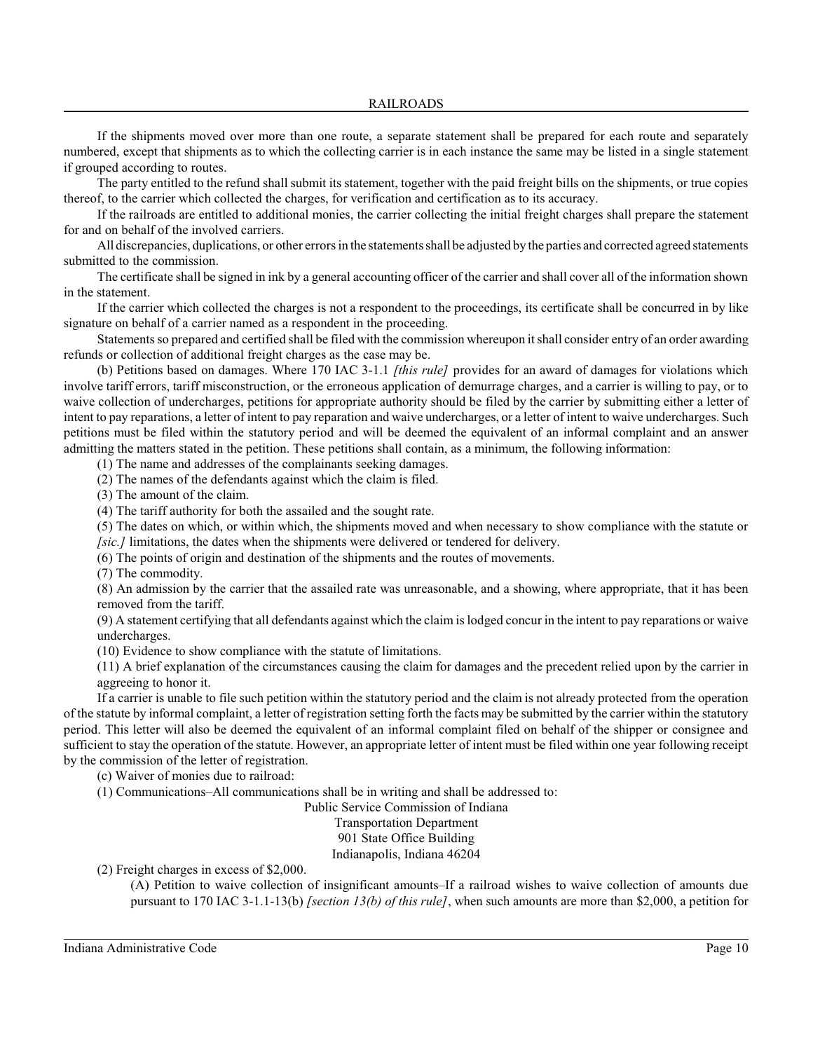If the shipments moved over more than one route, a separate statement shall be prepared for each route and separately numbered, except that shipments as to which the collecting carrier is in each instance the same may be listed in a single statement if grouped according to routes.

The party entitled to the refund shall submit its statement, together with the paid freight bills on the shipments, or true copies thereof, to the carrier which collected the charges, for verification and certification as to its accuracy.

If the railroads are entitled to additional monies, the carrier collecting the initial freight charges shall prepare the statement for and on behalf of the involved carriers.

All discrepancies, duplications, or other errors in the statements shall be adjusted by the parties and corrected agreed statements submitted to the commission.

The certificate shall be signed in ink by a general accounting officer of the carrier and shall cover all of the information shown in the statement.

If the carrier which collected the charges is not a respondent to the proceedings, its certificate shall be concurred in by like signature on behalf of a carrier named as a respondent in the proceeding.

Statements so prepared and certified shall be filed with the commission whereupon it shall consider entry of an order awarding refunds or collection of additional freight charges as the case may be.

(b) Petitions based on damages. Where 170 IAC 3-1.1 *[this rule]* provides for an award of damages for violations which involve tariff errors, tariff misconstruction, or the erroneous application of demurrage charges, and a carrier is willing to pay, or to waive collection of undercharges, petitions for appropriate authority should be filed by the carrier by submitting either a letter of intent to pay reparations, a letter of intent to pay reparation and waive undercharges, or a letter of intent to waive undercharges. Such petitions must be filed within the statutory period and will be deemed the equivalent of an informal complaint and an answer admitting the matters stated in the petition. These petitions shall contain, as a minimum, the following information:

(1) The name and addresses of the complainants seeking damages.

(2) The names of the defendants against which the claim is filed.

(3) The amount of the claim.

(4) The tariff authority for both the assailed and the sought rate.

(5) The dates on which, or within which, the shipments moved and when necessary to show compliance with the statute or *[sic.]* limitations, the dates when the shipments were delivered or tendered for delivery.

(6) The points of origin and destination of the shipments and the routes of movements.

(7) The commodity.

(8) An admission by the carrier that the assailed rate was unreasonable, and a showing, where appropriate, that it has been removed from the tariff.

(9) A statement certifying that all defendants against which the claim is lodged concur in the intent to pay reparations or waive undercharges.

(10) Evidence to show compliance with the statute of limitations.

(11) A brief explanation of the circumstances causing the claim for damages and the precedent relied upon by the carrier in aggreeing to honor it.

If a carrier is unable to file such petition within the statutory period and the claim is not already protected from the operation of the statute by informal complaint, a letter of registration setting forth the facts may be submitted by the carrier within the statutory period. This letter will also be deemed the equivalent of an informal complaint filed on behalf of the shipper or consignee and sufficient to stay the operation of the statute. However, an appropriate letter of intent must be filed within one year following receipt by the commission of the letter of registration.

(c) Waiver of monies due to railroad:

(1) Communications–All communications shall be in writing and shall be addressed to:

Public Service Commission of Indiana
Transportation Department
901 State Office Building
Indianapolis, Indiana 46204

(2) Freight charges in excess of $2,000.

(A) Petition to waive collection of insignificant amounts–If a railroad wishes to waive collection of amounts due pursuant to 170 IAC 3-1.1-13(b) *[section 13(b) of this rule]*, when such amounts are more than $2,000, a petition for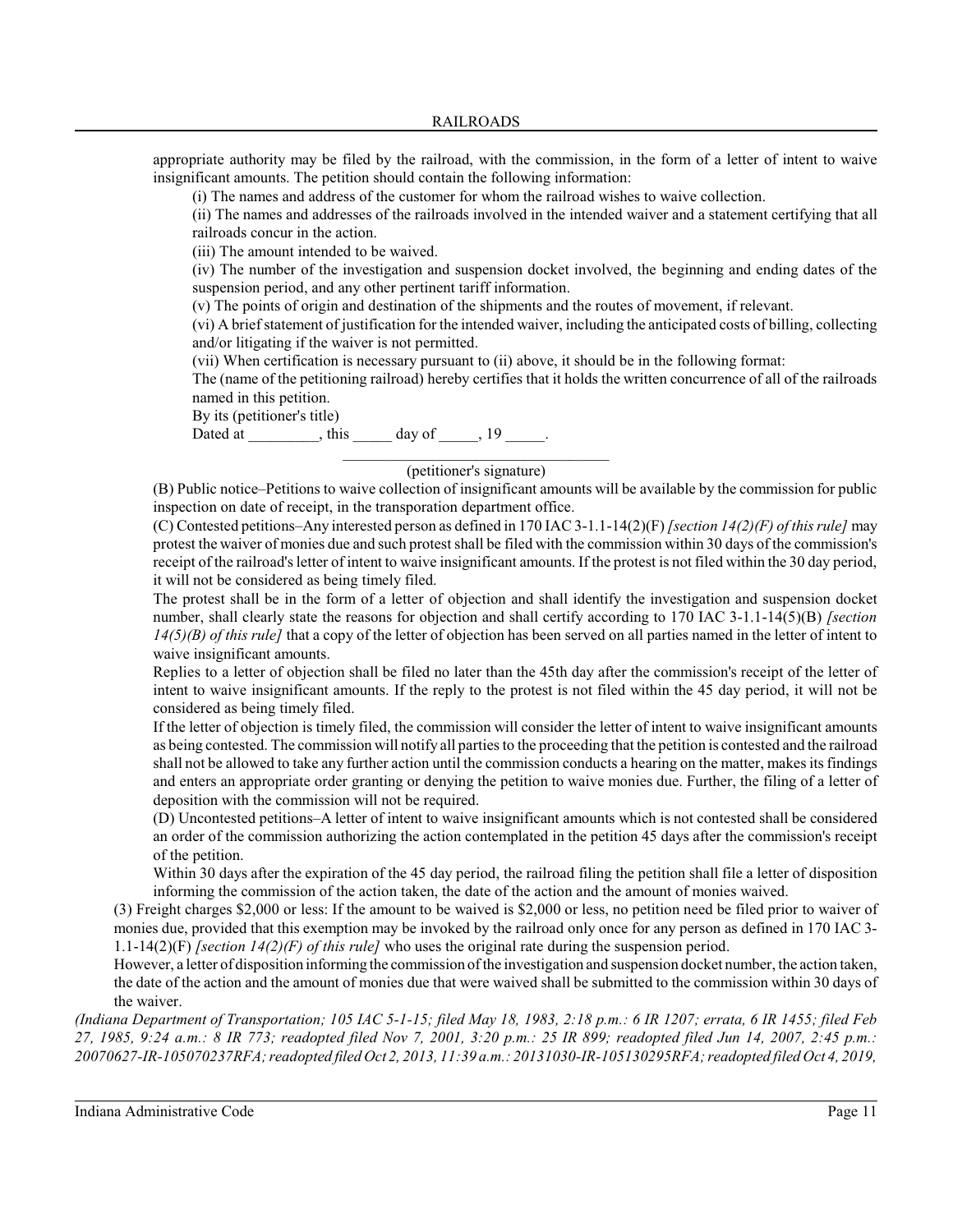appropriate authority may be filed by the railroad, with the commission, in the form of a letter of intent to waive insignificant amounts. The petition should contain the following information:

(i) The names and address of the customer for whom the railroad wishes to waive collection.

(ii) The names and addresses of the railroads involved in the intended waiver and a statement certifying that all railroads concur in the action.

(iii) The amount intended to be waived.

(iv) The number of the investigation and suspension docket involved, the beginning and ending dates of the suspension period, and any other pertinent tariff information.

(v) The points of origin and destination of the shipments and the routes of movement, if relevant.

(vi) A brief statement of justification for the intended waiver, including the anticipated costs of billing, collecting and/or litigating if the waiver is not permitted.

(vii) When certification is necessary pursuant to (ii) above, it should be in the following format:

The (name of the petitioning railroad) hereby certifies that it holds the written concurrence of all of the railroads named in this petition.

By its (petitioner's title)

Dated at _________, this _____ day of _____, 19 _____.

__________________________________
(petitioner's signature)

(B) Public notice–Petitions to waive collection of insignificant amounts will be available by the commission for public inspection on date of receipt, in the transporation department office.

(C) Contested petitions–Any interested person as defined in 170 IAC 3-1.1-14(2)(F) *[section 14(2)(F) of this rule]* may protest the waiver of monies due and such protest shall be filed with the commission within 30 days of the commission's receipt of the railroad's letter of intent to waive insignificant amounts. If the protest is not filed within the 30 day period, it will not be considered as being timely filed.

The protest shall be in the form of a letter of objection and shall identify the investigation and suspension docket number, shall clearly state the reasons for objection and shall certify according to 170 IAC 3-1.1-14(5)(B) *[section 14(5)(B) of this rule]* that a copy of the letter of objection has been served on all parties named in the letter of intent to waive insignificant amounts.

Replies to a letter of objection shall be filed no later than the 45th day after the commission's receipt of the letter of intent to waive insignificant amounts. If the reply to the protest is not filed within the 45 day period, it will not be considered as being timely filed.

If the letter of objection is timely filed, the commission will consider the letter of intent to waive insignificant amounts as being contested. The commission will notify all parties to the proceeding that the petition is contested and the railroad shall not be allowed to take any further action until the commission conducts a hearing on the matter, makes its findings and enters an appropriate order granting or denying the petition to waive monies due. Further, the filing of a letter of deposition with the commission will not be required.

(D) Uncontested petitions–A letter of intent to waive insignificant amounts which is not contested shall be considered an order of the commission authorizing the action contemplated in the petition 45 days after the commission's receipt of the petition.

Within 30 days after the expiration of the 45 day period, the railroad filing the petition shall file a letter of disposition informing the commission of the action taken, the date of the action and the amount of monies waived.

(3) Freight charges $2,000 or less: If the amount to be waived is $2,000 or less, no petition need be filed prior to waiver of monies due, provided that this exemption may be invoked by the railroad only once for any person as defined in 170 IAC 3-1.1-14(2)(F) *[section 14(2)(F) of this rule]* who uses the original rate during the suspension period.

However, a letter of disposition informing the commission of the investigation and suspension docket number, the action taken, the date of the action and the amount of monies due that were waived shall be submitted to the commission within 30 days of the waiver.

*(Indiana Department of Transportation; 105 IAC 5-1-15; filed May 18, 1983, 2:18 p.m.: 6 IR 1207; errata, 6 IR 1455; filed Feb 27, 1985, 9:24 a.m.: 8 IR 773; readopted filed Nov 7, 2001, 3:20 p.m.: 25 IR 899; readopted filed Jun 14, 2007, 2:45 p.m.: 20070627-IR-105070237RFA; readopted filed Oct 2, 2013, 11:39 a.m.: 20131030-IR-105130295RFA; readopted filed Oct 4, 2019,*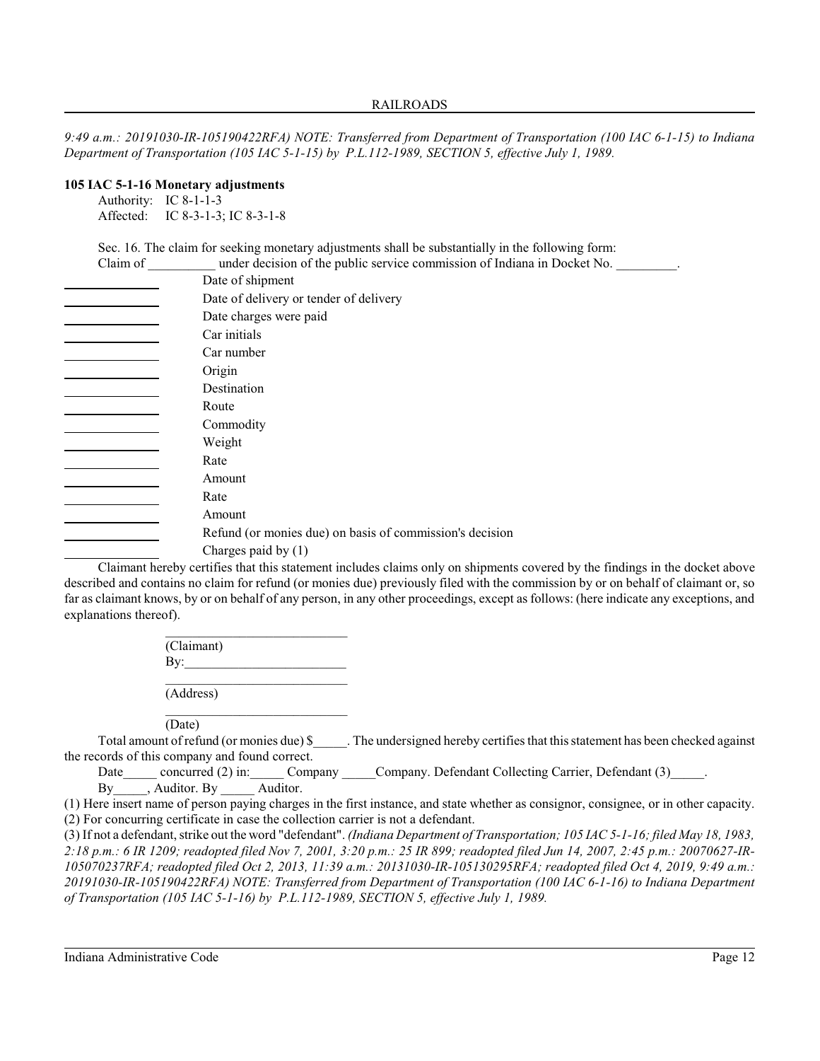*9:49 a.m.: 20191030-IR-105190422RFA) NOTE: Transferred from Department of Transportation (100 IAC 6-1-15) to Indiana Department of Transportation (105 IAC 5-1-15) by P.L.112-1989, SECTION 5, effective July 1, 1989.*

**105 IAC 5-1-16 Monetary adjustments**

Authority: IC 8-1-1-3
Affected: IC 8-3-1-3; IC 8-3-1-8

Sec. 16. The claim for seeking monetary adjustments shall be substantially in the following form:

Claim of __________ under decision of the public service commission of Indiana in Docket No. _________.

______________ Date of shipment
______________ Date of delivery or tender of delivery
______________ Date charges were paid
______________ Car initials
______________ Car number
______________ Origin
______________ Destination
______________ Route
______________ Commodity
______________ Weight
______________ Rate
______________ Amount
______________ Rate
______________ Amount
______________ Refund (or monies due) on basis of commission's decision
______________ Charges paid by (1)

Claimant hereby certifies that this statement includes claims only on shipments covered by the findings in the docket above described and contains no claim for refund (or monies due) previously filed with the commission by or on behalf of claimant or, so far as claimant knows, by or on behalf of any person, in any other proceedings, except as follows: (here indicate any exceptions, and explanations thereof).

___________________________
(Claimant)
By:________________________
___________________________
(Address)
___________________________
(Date)

Total amount of refund (or monies due) $_____. The undersigned hereby certifies that this statement has been checked against the records of this company and found correct.

Date_____ concurred (2) in:_____ Company _____Company. Defendant Collecting Carrier, Defendant (3)_____.

By_____, Auditor. By _____ Auditor.

(1) Here insert name of person paying charges in the first instance, and state whether as consignor, consignee, or in other capacity.
(2) For concurring certificate in case the collection carrier is not a defendant.
(3) If not a defendant, strike out the word "defendant". *(Indiana Department of Transportation; 105 IAC 5-1-16; filed May 18, 1983, 2:18 p.m.: 6 IR 1209; readopted filed Nov 7, 2001, 3:20 p.m.: 25 IR 899; readopted filed Jun 14, 2007, 2:45 p.m.: 20070627-IR-105070237RFA; readopted filed Oct 2, 2013, 11:39 a.m.: 20131030-IR-105130295RFA; readopted filed Oct 4, 2019, 9:49 a.m.: 20191030-IR-105190422RFA) NOTE: Transferred from Department of Transportation (100 IAC 6-1-16) to Indiana Department of Transportation (105 IAC 5-1-16) by P.L.112-1989, SECTION 5, effective July 1, 1989.*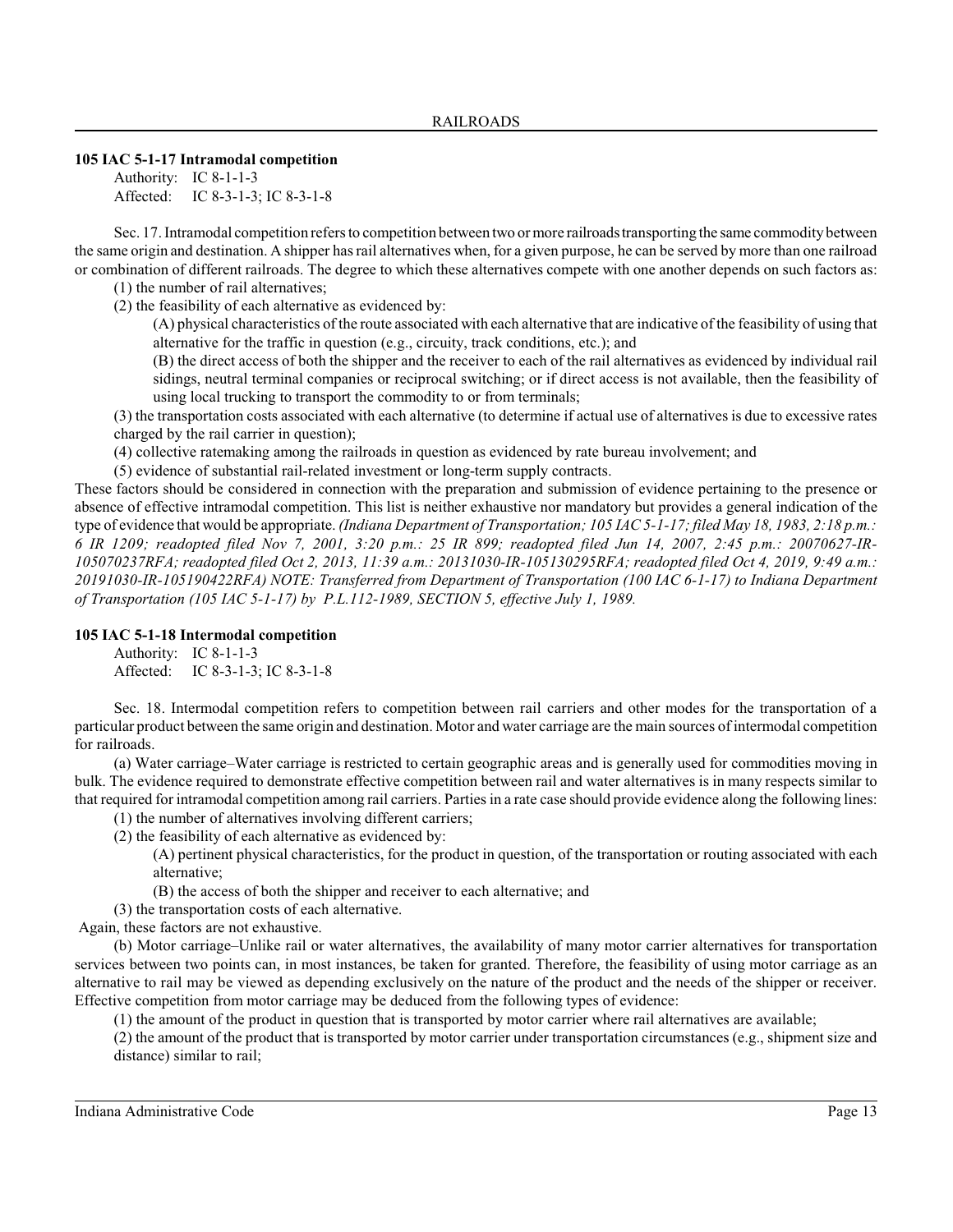### 105 IAC 5-1-17 Intramodal competition

Authority: IC 8-1-1-3
Affected: IC 8-3-1-3; IC 8-3-1-8

Sec. 17. Intramodal competition refers to competition between two or more railroads transporting the same commodity between the same origin and destination. A shipper has rail alternatives when, for a given purpose, he can be served by more than one railroad or combination of different railroads. The degree to which these alternatives compete with one another depends on such factors as:

(1) the number of rail alternatives;

(2) the feasibility of each alternative as evidenced by:

(A) physical characteristics of the route associated with each alternative that are indicative of the feasibility of using that alternative for the traffic in question (e.g., circuity, track conditions, etc.); and

(B) the direct access of both the shipper and the receiver to each of the rail alternatives as evidenced by individual rail sidings, neutral terminal companies or reciprocal switching; or if direct access is not available, then the feasibility of using local trucking to transport the commodity to or from terminals;

(3) the transportation costs associated with each alternative (to determine if actual use of alternatives is due to excessive rates charged by the rail carrier in question);

(4) collective ratemaking among the railroads in question as evidenced by rate bureau involvement; and

(5) evidence of substantial rail-related investment or long-term supply contracts.

These factors should be considered in connection with the preparation and submission of evidence pertaining to the presence or absence of effective intramodal competition. This list is neither exhaustive nor mandatory but provides a general indication of the type of evidence that would be appropriate. *(Indiana Department of Transportation; 105 IAC 5-1-17; filed May 18, 1983, 2:18 p.m.: 6 IR 1209; readopted filed Nov 7, 2001, 3:20 p.m.: 25 IR 899; readopted filed Jun 14, 2007, 2:45 p.m.: 20070627-IR-105070237RFA; readopted filed Oct 2, 2013, 11:39 a.m.: 20131030-IR-105130295RFA; readopted filed Oct 4, 2019, 9:49 a.m.: 20191030-IR-105190422RFA) NOTE: Transferred from Department of Transportation (100 IAC 6-1-17) to Indiana Department of Transportation (105 IAC 5-1-17) by P.L.112-1989, SECTION 5, effective July 1, 1989.*

### 105 IAC 5-1-18 Intermodal competition

Authority: IC 8-1-1-3
Affected: IC 8-3-1-3; IC 8-3-1-8

Sec. 18. Intermodal competition refers to competition between rail carriers and other modes for the transportation of a particular product between the same origin and destination. Motor and water carriage are the main sources of intermodal competition for railroads.

(a) Water carriage–Water carriage is restricted to certain geographic areas and is generally used for commodities moving in bulk. The evidence required to demonstrate effective competition between rail and water alternatives is in many respects similar to that required for intramodal competition among rail carriers. Parties in a rate case should provide evidence along the following lines:

(1) the number of alternatives involving different carriers;

(2) the feasibility of each alternative as evidenced by:

(A) pertinent physical characteristics, for the product in question, of the transportation or routing associated with each alternative;

(B) the access of both the shipper and receiver to each alternative; and

(3) the transportation costs of each alternative.

Again, these factors are not exhaustive.

(b) Motor carriage–Unlike rail or water alternatives, the availability of many motor carrier alternatives for transportation services between two points can, in most instances, be taken for granted. Therefore, the feasibility of using motor carriage as an alternative to rail may be viewed as depending exclusively on the nature of the product and the needs of the shipper or receiver. Effective competition from motor carriage may be deduced from the following types of evidence:

(1) the amount of the product in question that is transported by motor carrier where rail alternatives are available;

(2) the amount of the product that is transported by motor carrier under transportation circumstances (e.g., shipment size and distance) similar to rail;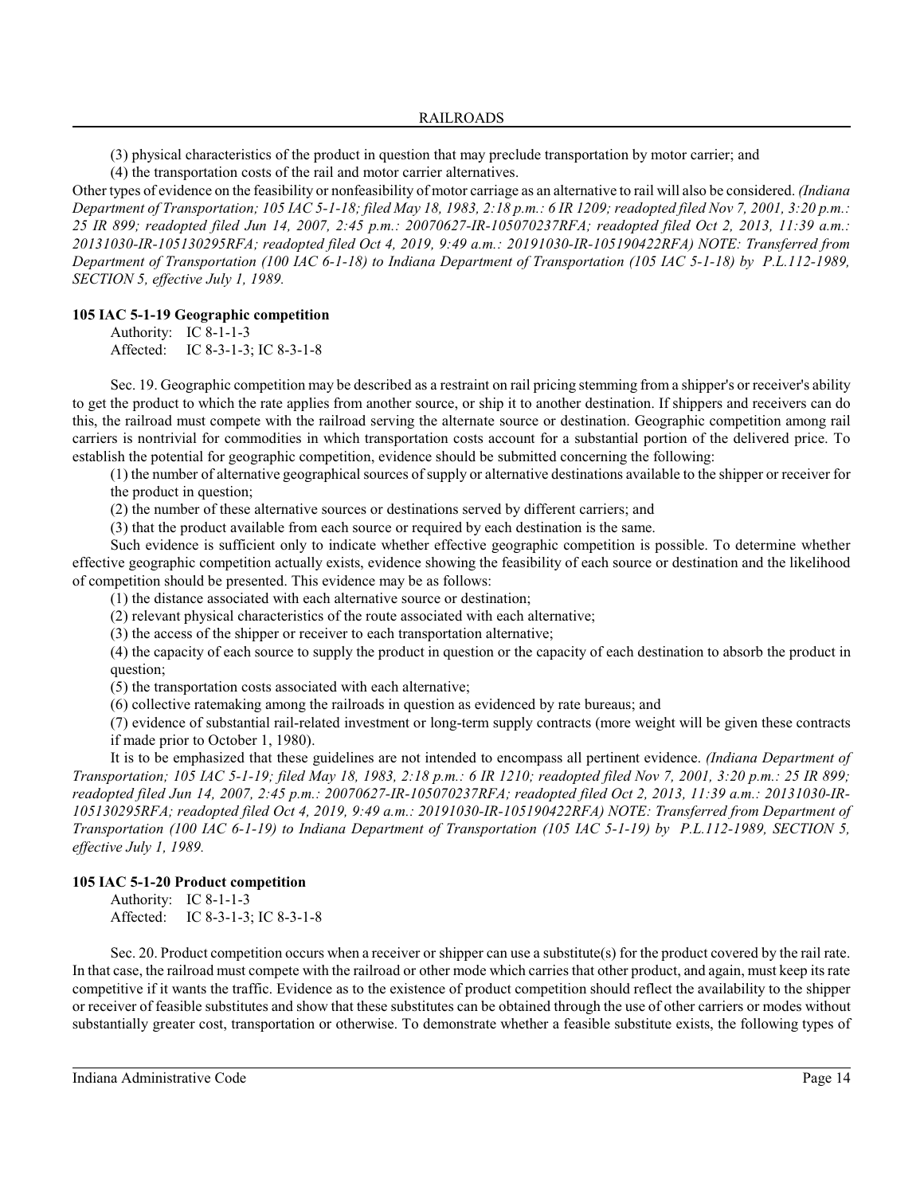(3) physical characteristics of the product in question that may preclude transportation by motor carrier; and

(4) the transportation costs of the rail and motor carrier alternatives.

Other types of evidence on the feasibility or nonfeasibility of motor carriage as an alternative to rail will also be considered. *(Indiana Department of Transportation; 105 IAC 5-1-18; filed May 18, 1983, 2:18 p.m.: 6 IR 1209; readopted filed Nov 7, 2001, 3:20 p.m.: 25 IR 899; readopted filed Jun 14, 2007, 2:45 p.m.: 20070627-IR-105070237RFA; readopted filed Oct 2, 2013, 11:39 a.m.: 20131030-IR-105130295RFA; readopted filed Oct 4, 2019, 9:49 a.m.: 20191030-IR-105190422RFA) NOTE: Transferred from Department of Transportation (100 IAC 6-1-18) to Indiana Department of Transportation (105 IAC 5-1-18) by P.L.112-1989, SECTION 5, effective July 1, 1989.*

**105 IAC 5-1-19 Geographic competition**

Authority: IC 8-1-1-3
Affected: IC 8-3-1-3; IC 8-3-1-8

Sec. 19. Geographic competition may be described as a restraint on rail pricing stemming from a shipper's or receiver's ability to get the product to which the rate applies from another source, or ship it to another destination. If shippers and receivers can do this, the railroad must compete with the railroad serving the alternate source or destination. Geographic competition among rail carriers is nontrivial for commodities in which transportation costs account for a substantial portion of the delivered price. To establish the potential for geographic competition, evidence should be submitted concerning the following:

(1) the number of alternative geographical sources of supply or alternative destinations available to the shipper or receiver for the product in question;

(2) the number of these alternative sources or destinations served by different carriers; and

(3) that the product available from each source or required by each destination is the same.

Such evidence is sufficient only to indicate whether effective geographic competition is possible. To determine whether effective geographic competition actually exists, evidence showing the feasibility of each source or destination and the likelihood of competition should be presented. This evidence may be as follows:

(1) the distance associated with each alternative source or destination;

(2) relevant physical characteristics of the route associated with each alternative;

(3) the access of the shipper or receiver to each transportation alternative;

(4) the capacity of each source to supply the product in question or the capacity of each destination to absorb the product in question;

(5) the transportation costs associated with each alternative;

(6) collective ratemaking among the railroads in question as evidenced by rate bureaus; and

(7) evidence of substantial rail-related investment or long-term supply contracts (more weight will be given these contracts if made prior to October 1, 1980).

It is to be emphasized that these guidelines are not intended to encompass all pertinent evidence. *(Indiana Department of Transportation; 105 IAC 5-1-19; filed May 18, 1983, 2:18 p.m.: 6 IR 1210; readopted filed Nov 7, 2001, 3:20 p.m.: 25 IR 899; readopted filed Jun 14, 2007, 2:45 p.m.: 20070627-IR-105070237RFA; readopted filed Oct 2, 2013, 11:39 a.m.: 20131030-IR-105130295RFA; readopted filed Oct 4, 2019, 9:49 a.m.: 20191030-IR-105190422RFA) NOTE: Transferred from Department of Transportation (100 IAC 6-1-19) to Indiana Department of Transportation (105 IAC 5-1-19) by P.L.112-1989, SECTION 5, effective July 1, 1989.*

**105 IAC 5-1-20 Product competition**

Authority: IC 8-1-1-3
Affected: IC 8-3-1-3; IC 8-3-1-8

Sec. 20. Product competition occurs when a receiver or shipper can use a substitute(s) for the product covered by the rail rate. In that case, the railroad must compete with the railroad or other mode which carries that other product, and again, must keep its rate competitive if it wants the traffic. Evidence as to the existence of product competition should reflect the availability to the shipper or receiver of feasible substitutes and show that these substitutes can be obtained through the use of other carriers or modes without substantially greater cost, transportation or otherwise. To demonstrate whether a feasible substitute exists, the following types of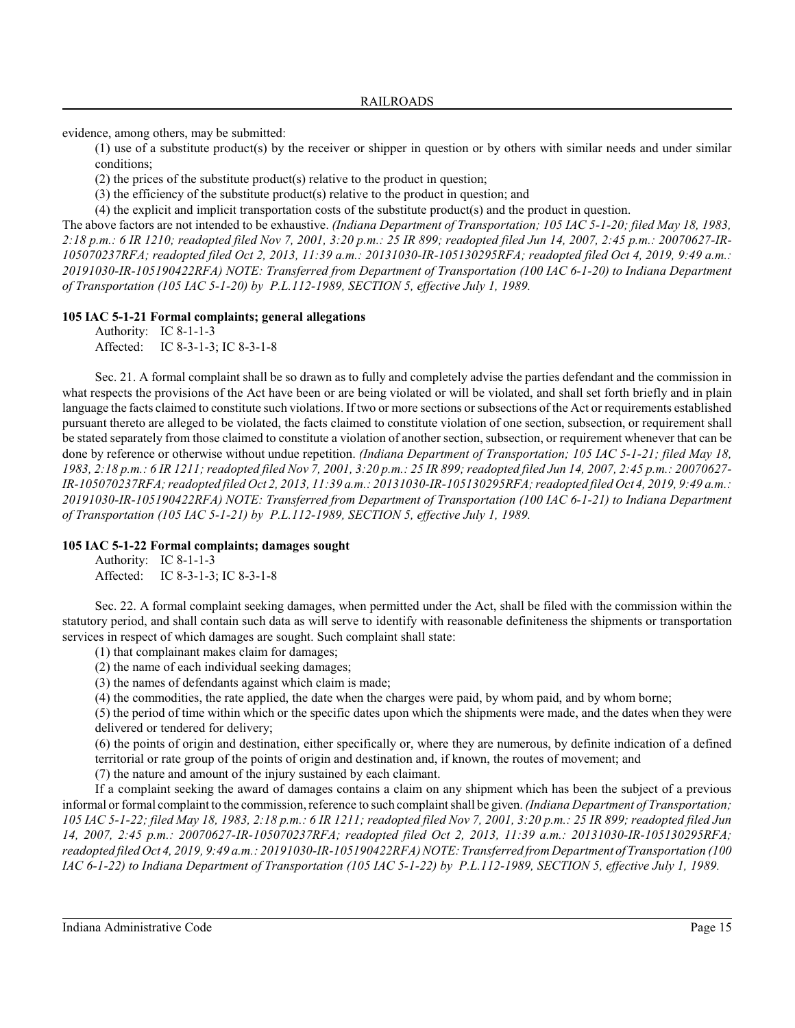evidence, among others, may be submitted:

(1) use of a substitute product(s) by the receiver or shipper in question or by others with similar needs and under similar conditions;

(2) the prices of the substitute product(s) relative to the product in question;

(3) the efficiency of the substitute product(s) relative to the product in question; and

(4) the explicit and implicit transportation costs of the substitute product(s) and the product in question.

The above factors are not intended to be exhaustive. *(Indiana Department of Transportation; 105 IAC 5-1-20; filed May 18, 1983, 2:18 p.m.: 6 IR 1210; readopted filed Nov 7, 2001, 3:20 p.m.: 25 IR 899; readopted filed Jun 14, 2007, 2:45 p.m.: 20070627-IR-105070237RFA; readopted filed Oct 2, 2013, 11:39 a.m.: 20131030-IR-105130295RFA; readopted filed Oct 4, 2019, 9:49 a.m.: 20191030-IR-105190422RFA) NOTE: Transferred from Department of Transportation (100 IAC 6-1-20) to Indiana Department of Transportation (105 IAC 5-1-20) by P.L.112-1989, SECTION 5, effective July 1, 1989.*

### 105 IAC 5-1-21 Formal complaints; general allegations

Authority: IC 8-1-1-3
Affected: IC 8-3-1-3; IC 8-3-1-8

Sec. 21. A formal complaint shall be so drawn as to fully and completely advise the parties defendant and the commission in what respects the provisions of the Act have been or are being violated or will be violated, and shall set forth briefly and in plain language the facts claimed to constitute such violations. If two or more sections or subsections of the Act or requirements established pursuant thereto are alleged to be violated, the facts claimed to constitute violation of one section, subsection, or requirement shall be stated separately from those claimed to constitute a violation of another section, subsection, or requirement whenever that can be done by reference or otherwise without undue repetition. *(Indiana Department of Transportation; 105 IAC 5-1-21; filed May 18, 1983, 2:18 p.m.: 6 IR 1211; readopted filed Nov 7, 2001, 3:20 p.m.: 25 IR 899; readopted filed Jun 14, 2007, 2:45 p.m.: 20070627-IR-105070237RFA; readopted filed Oct 2, 2013, 11:39 a.m.: 20131030-IR-105130295RFA; readopted filed Oct 4, 2019, 9:49 a.m.: 20191030-IR-105190422RFA) NOTE: Transferred from Department of Transportation (100 IAC 6-1-21) to Indiana Department of Transportation (105 IAC 5-1-21) by P.L.112-1989, SECTION 5, effective July 1, 1989.*

### 105 IAC 5-1-22 Formal complaints; damages sought

Authority: IC 8-1-1-3
Affected: IC 8-3-1-3; IC 8-3-1-8

Sec. 22. A formal complaint seeking damages, when permitted under the Act, shall be filed with the commission within the statutory period, and shall contain such data as will serve to identify with reasonable definiteness the shipments or transportation services in respect of which damages are sought. Such complaint shall state:

(1) that complainant makes claim for damages;

(2) the name of each individual seeking damages;

(3) the names of defendants against which claim is made;

(4) the commodities, the rate applied, the date when the charges were paid, by whom paid, and by whom borne;

(5) the period of time within which or the specific dates upon which the shipments were made, and the dates when they were delivered or tendered for delivery;

(6) the points of origin and destination, either specifically or, where they are numerous, by definite indication of a defined territorial or rate group of the points of origin and destination and, if known, the routes of movement; and

(7) the nature and amount of the injury sustained by each claimant.

If a complaint seeking the award of damages contains a claim on any shipment which has been the subject of a previous informal or formal complaint to the commission, reference to such complaint shall be given. *(Indiana Department of Transportation; 105 IAC 5-1-22; filed May 18, 1983, 2:18 p.m.: 6 IR 1211; readopted filed Nov 7, 2001, 3:20 p.m.: 25 IR 899; readopted filed Jun 14, 2007, 2:45 p.m.: 20070627-IR-105070237RFA; readopted filed Oct 2, 2013, 11:39 a.m.: 20131030-IR-105130295RFA; readopted filed Oct 4, 2019, 9:49 a.m.: 20191030-IR-105190422RFA) NOTE: Transferred from Department of Transportation (100 IAC 6-1-22) to Indiana Department of Transportation (105 IAC 5-1-22) by P.L.112-1989, SECTION 5, effective July 1, 1989.*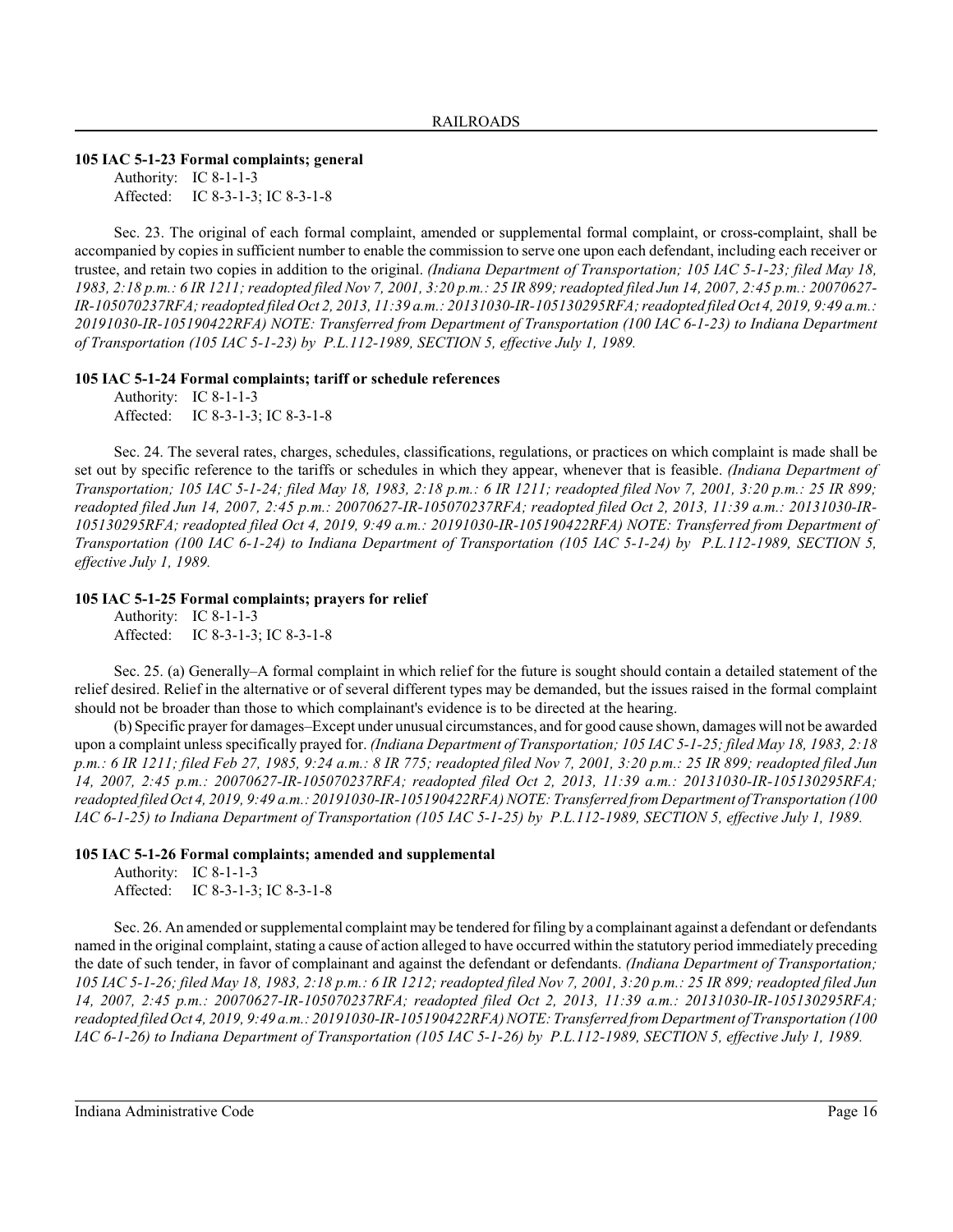**105 IAC 5-1-23 Formal complaints; general**

Authority: IC 8-1-1-3
Affected: IC 8-3-1-3; IC 8-3-1-8

Sec. 23. The original of each formal complaint, amended or supplemental formal complaint, or cross-complaint, shall be accompanied by copies in sufficient number to enable the commission to serve one upon each defendant, including each receiver or trustee, and retain two copies in addition to the original. *(Indiana Department of Transportation; 105 IAC 5-1-23; filed May 18, 1983, 2:18 p.m.: 6 IR 1211; readopted filed Nov 7, 2001, 3:20 p.m.: 25 IR 899; readopted filed Jun 14, 2007, 2:45 p.m.: 20070627-IR-105070237RFA; readopted filed Oct 2, 2013, 11:39 a.m.: 20131030-IR-105130295RFA; readopted filed Oct 4, 2019, 9:49 a.m.: 20191030-IR-105190422RFA) NOTE: Transferred from Department of Transportation (100 IAC 6-1-23) to Indiana Department of Transportation (105 IAC 5-1-23) by P.L.112-1989, SECTION 5, effective July 1, 1989.*

**105 IAC 5-1-24 Formal complaints; tariff or schedule references**

Authority: IC 8-1-1-3
Affected: IC 8-3-1-3; IC 8-3-1-8

Sec. 24. The several rates, charges, schedules, classifications, regulations, or practices on which complaint is made shall be set out by specific reference to the tariffs or schedules in which they appear, whenever that is feasible. *(Indiana Department of Transportation; 105 IAC 5-1-24; filed May 18, 1983, 2:18 p.m.: 6 IR 1211; readopted filed Nov 7, 2001, 3:20 p.m.: 25 IR 899; readopted filed Jun 14, 2007, 2:45 p.m.: 20070627-IR-105070237RFA; readopted filed Oct 2, 2013, 11:39 a.m.: 20131030-IR-105130295RFA; readopted filed Oct 4, 2019, 9:49 a.m.: 20191030-IR-105190422RFA) NOTE: Transferred from Department of Transportation (100 IAC 6-1-24) to Indiana Department of Transportation (105 IAC 5-1-24) by P.L.112-1989, SECTION 5, effective July 1, 1989.*

**105 IAC 5-1-25 Formal complaints; prayers for relief**

Authority: IC 8-1-1-3
Affected: IC 8-3-1-3; IC 8-3-1-8

Sec. 25. (a) Generally–A formal complaint in which relief for the future is sought should contain a detailed statement of the relief desired. Relief in the alternative or of several different types may be demanded, but the issues raised in the formal complaint should not be broader than those to which complainant's evidence is to be directed at the hearing.

(b) Specific prayer for damages–Except under unusual circumstances, and for good cause shown, damages will not be awarded upon a complaint unless specifically prayed for. *(Indiana Department of Transportation; 105 IAC 5-1-25; filed May 18, 1983, 2:18 p.m.: 6 IR 1211; filed Feb 27, 1985, 9:24 a.m.: 8 IR 775; readopted filed Nov 7, 2001, 3:20 p.m.: 25 IR 899; readopted filed Jun 14, 2007, 2:45 p.m.: 20070627-IR-105070237RFA; readopted filed Oct 2, 2013, 11:39 a.m.: 20131030-IR-105130295RFA; readopted filed Oct 4, 2019, 9:49 a.m.: 20191030-IR-105190422RFA) NOTE: Transferred from Department of Transportation (100 IAC 6-1-25) to Indiana Department of Transportation (105 IAC 5-1-25) by P.L.112-1989, SECTION 5, effective July 1, 1989.*

**105 IAC 5-1-26 Formal complaints; amended and supplemental**

Authority: IC 8-1-1-3
Affected: IC 8-3-1-3; IC 8-3-1-8

Sec. 26. An amended or supplemental complaint may be tendered for filing by a complainant against a defendant or defendants named in the original complaint, stating a cause of action alleged to have occurred within the statutory period immediately preceding the date of such tender, in favor of complainant and against the defendant or defendants. *(Indiana Department of Transportation; 105 IAC 5-1-26; filed May 18, 1983, 2:18 p.m.: 6 IR 1212; readopted filed Nov 7, 2001, 3:20 p.m.: 25 IR 899; readopted filed Jun 14, 2007, 2:45 p.m.: 20070627-IR-105070237RFA; readopted filed Oct 2, 2013, 11:39 a.m.: 20131030-IR-105130295RFA; readopted filed Oct 4, 2019, 9:49 a.m.: 20191030-IR-105190422RFA) NOTE: Transferred from Department of Transportation (100 IAC 6-1-26) to Indiana Department of Transportation (105 IAC 5-1-26) by P.L.112-1989, SECTION 5, effective July 1, 1989.*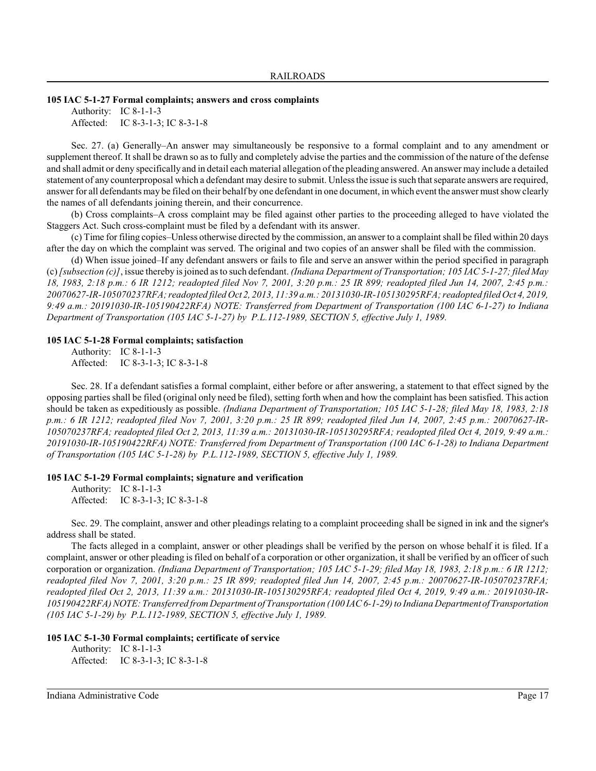### 105 IAC 5-1-27 Formal complaints; answers and cross complaints

Authority: IC 8-1-1-3
Affected: IC 8-3-1-3; IC 8-3-1-8

Sec. 27. (a) Generally–An answer may simultaneously be responsive to a formal complaint and to any amendment or supplement thereof. It shall be drawn so as to fully and completely advise the parties and the commission of the nature of the defense and shall admit or deny specifically and in detail each material allegation of the pleading answered. An answer may include a detailed statement of any counterproposal which a defendant may desire to submit. Unless the issue is such that separate answers are required, answer for all defendants may be filed on their behalf by one defendant in one document, in which event the answer must show clearly the names of all defendants joining therein, and their concurrence.

(b) Cross complaints–A cross complaint may be filed against other parties to the proceeding alleged to have violated the Staggers Act. Such cross-complaint must be filed by a defendant with its answer.

(c) Time for filing copies–Unless otherwise directed by the commission, an answer to a complaint shall be filed within 20 days after the day on which the complaint was served. The original and two copies of an answer shall be filed with the commission.

(d) When issue joined–If any defendant answers or fails to file and serve an answer within the period specified in paragraph (c) *[subsection (c)]*, issue thereby is joined as to such defendant. *(Indiana Department of Transportation; 105 IAC 5-1-27; filed May 18, 1983, 2:18 p.m.: 6 IR 1212; readopted filed Nov 7, 2001, 3:20 p.m.: 25 IR 899; readopted filed Jun 14, 2007, 2:45 p.m.: 20070627-IR-105070237RFA; readopted filed Oct 2, 2013, 11:39 a.m.: 20131030-IR-105130295RFA; readopted filed Oct 4, 2019, 9:49 a.m.: 20191030-IR-105190422RFA) NOTE: Transferred from Department of Transportation (100 IAC 6-1-27) to Indiana Department of Transportation (105 IAC 5-1-27) by P.L.112-1989, SECTION 5, effective July 1, 1989.*

### 105 IAC 5-1-28 Formal complaints; satisfaction

Authority: IC 8-1-1-3
Affected: IC 8-3-1-3; IC 8-3-1-8

Sec. 28. If a defendant satisfies a formal complaint, either before or after answering, a statement to that effect signed by the opposing parties shall be filed (original only need be filed), setting forth when and how the complaint has been satisfied. This action should be taken as expeditiously as possible. *(Indiana Department of Transportation; 105 IAC 5-1-28; filed May 18, 1983, 2:18 p.m.: 6 IR 1212; readopted filed Nov 7, 2001, 3:20 p.m.: 25 IR 899; readopted filed Jun 14, 2007, 2:45 p.m.: 20070627-IR-105070237RFA; readopted filed Oct 2, 2013, 11:39 a.m.: 20131030-IR-105130295RFA; readopted filed Oct 4, 2019, 9:49 a.m.: 20191030-IR-105190422RFA) NOTE: Transferred from Department of Transportation (100 IAC 6-1-28) to Indiana Department of Transportation (105 IAC 5-1-28) by P.L.112-1989, SECTION 5, effective July 1, 1989.*

### 105 IAC 5-1-29 Formal complaints; signature and verification

Authority: IC 8-1-1-3
Affected: IC 8-3-1-3; IC 8-3-1-8

Sec. 29. The complaint, answer and other pleadings relating to a complaint proceeding shall be signed in ink and the signer's address shall be stated.

The facts alleged in a complaint, answer or other pleadings shall be verified by the person on whose behalf it is filed. If a complaint, answer or other pleading is filed on behalf of a corporation or other organization, it shall be verified by an officer of such corporation or organization. *(Indiana Department of Transportation; 105 IAC 5-1-29; filed May 18, 1983, 2:18 p.m.: 6 IR 1212; readopted filed Nov 7, 2001, 3:20 p.m.: 25 IR 899; readopted filed Jun 14, 2007, 2:45 p.m.: 20070627-IR-105070237RFA; readopted filed Oct 2, 2013, 11:39 a.m.: 20131030-IR-105130295RFA; readopted filed Oct 4, 2019, 9:49 a.m.: 20191030-IR-105190422RFA) NOTE: Transferred from Department of Transportation (100 IAC 6-1-29) to Indiana Department of Transportation (105 IAC 5-1-29) by P.L.112-1989, SECTION 5, effective July 1, 1989.*

### 105 IAC 5-1-30 Formal complaints; certificate of service

Authority: IC 8-1-1-3
Affected: IC 8-3-1-3; IC 8-3-1-8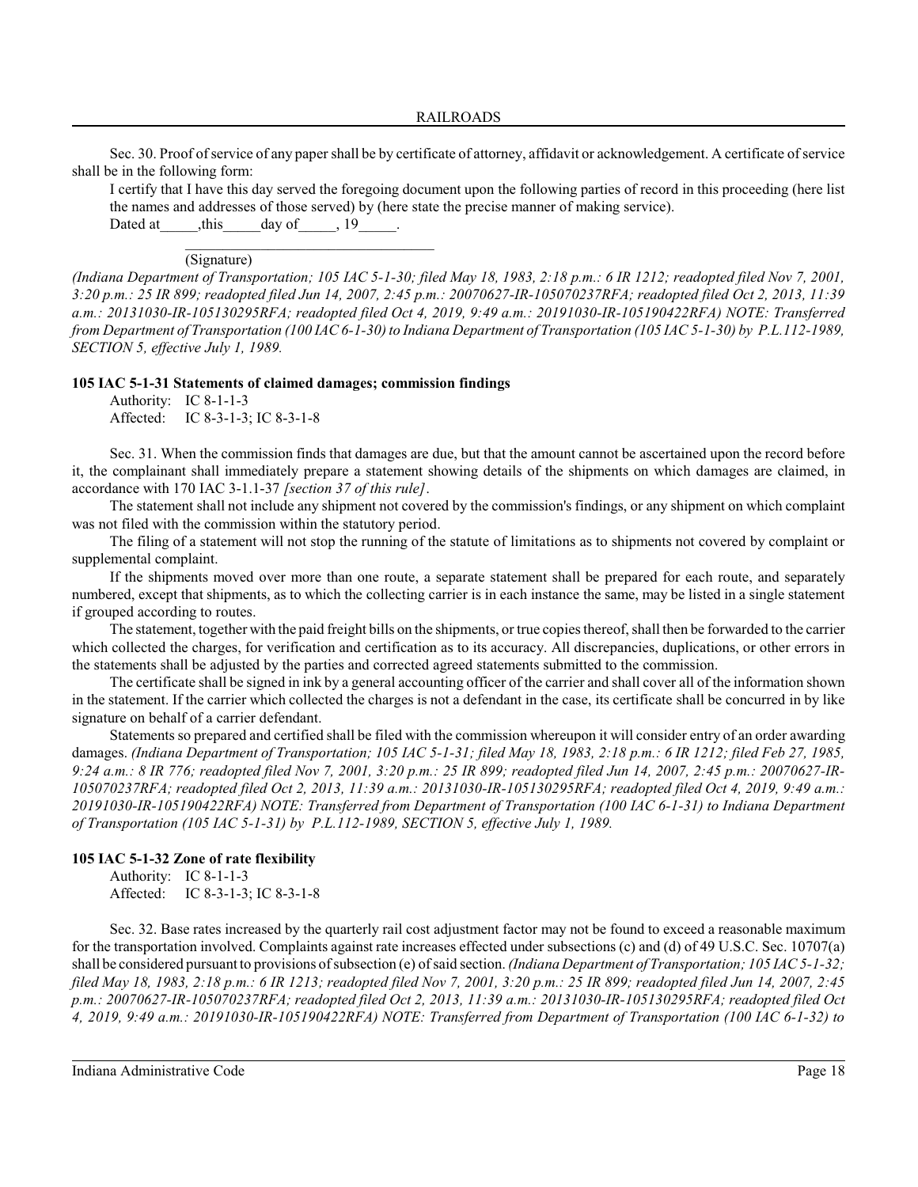Sec. 30. Proof of service of any paper shall be by certificate of attorney, affidavit or acknowledgement. A certificate of service shall be in the following form:

I certify that I have this day served the foregoing document upon the following parties of record in this proceeding (here list the names and addresses of those served) by (here state the precise manner of making service).

Dated at_____,this_____day of_____, 19_____.

\_\_\_\_\_\_\_\_\_\_\_\_\_\_\_\_\_\_\_\_\_\_\_\_\_\_\_\_\_\_\_\_\_

(Signature)

*(Indiana Department of Transportation; 105 IAC 5-1-30; filed May 18, 1983, 2:18 p.m.: 6 IR 1212; readopted filed Nov 7, 2001, 3:20 p.m.: 25 IR 899; readopted filed Jun 14, 2007, 2:45 p.m.: 20070627-IR-105070237RFA; readopted filed Oct 2, 2013, 11:39 a.m.: 20131030-IR-105130295RFA; readopted filed Oct 4, 2019, 9:49 a.m.: 20191030-IR-105190422RFA) NOTE: Transferred from Department of Transportation (100 IAC 6-1-30) to Indiana Department of Transportation (105 IAC 5-1-30) by P.L.112-1989, SECTION 5, effective July 1, 1989.*

### 105 IAC 5-1-31 Statements of claimed damages; commission findings

Authority: IC 8-1-1-3
Affected: IC 8-3-1-3; IC 8-3-1-8

Sec. 31. When the commission finds that damages are due, but that the amount cannot be ascertained upon the record before it, the complainant shall immediately prepare a statement showing details of the shipments on which damages are claimed, in accordance with 170 IAC 3-1.1-37 *[section 37 of this rule]*.

The statement shall not include any shipment not covered by the commission's findings, or any shipment on which complaint was not filed with the commission within the statutory period.

The filing of a statement will not stop the running of the statute of limitations as to shipments not covered by complaint or supplemental complaint.

If the shipments moved over more than one route, a separate statement shall be prepared for each route, and separately numbered, except that shipments, as to which the collecting carrier is in each instance the same, may be listed in a single statement if grouped according to routes.

The statement, together with the paid freight bills on the shipments, or true copies thereof, shall then be forwarded to the carrier which collected the charges, for verification and certification as to its accuracy. All discrepancies, duplications, or other errors in the statements shall be adjusted by the parties and corrected agreed statements submitted to the commission.

The certificate shall be signed in ink by a general accounting officer of the carrier and shall cover all of the information shown in the statement. If the carrier which collected the charges is not a defendant in the case, its certificate shall be concurred in by like signature on behalf of a carrier defendant.

Statements so prepared and certified shall be filed with the commission whereupon it will consider entry of an order awarding damages. *(Indiana Department of Transportation; 105 IAC 5-1-31; filed May 18, 1983, 2:18 p.m.: 6 IR 1212; filed Feb 27, 1985, 9:24 a.m.: 8 IR 776; readopted filed Nov 7, 2001, 3:20 p.m.: 25 IR 899; readopted filed Jun 14, 2007, 2:45 p.m.: 20070627-IR-105070237RFA; readopted filed Oct 2, 2013, 11:39 a.m.: 20131030-IR-105130295RFA; readopted filed Oct 4, 2019, 9:49 a.m.: 20191030-IR-105190422RFA) NOTE: Transferred from Department of Transportation (100 IAC 6-1-31) to Indiana Department of Transportation (105 IAC 5-1-31) by P.L.112-1989, SECTION 5, effective July 1, 1989.*

### 105 IAC 5-1-32 Zone of rate flexibility

Authority: IC 8-1-1-3
Affected: IC 8-3-1-3; IC 8-3-1-8

Sec. 32. Base rates increased by the quarterly rail cost adjustment factor may not be found to exceed a reasonable maximum for the transportation involved. Complaints against rate increases effected under subsections (c) and (d) of 49 U.S.C. Sec. 10707(a) shall be considered pursuant to provisions of subsection (e) of said section. *(Indiana Department of Transportation; 105 IAC 5-1-32; filed May 18, 1983, 2:18 p.m.: 6 IR 1213; readopted filed Nov 7, 2001, 3:20 p.m.: 25 IR 899; readopted filed Jun 14, 2007, 2:45 p.m.: 20070627-IR-105070237RFA; readopted filed Oct 2, 2013, 11:39 a.m.: 20131030-IR-105130295RFA; readopted filed Oct 4, 2019, 9:49 a.m.: 20191030-IR-105190422RFA) NOTE: Transferred from Department of Transportation (100 IAC 6-1-32) to*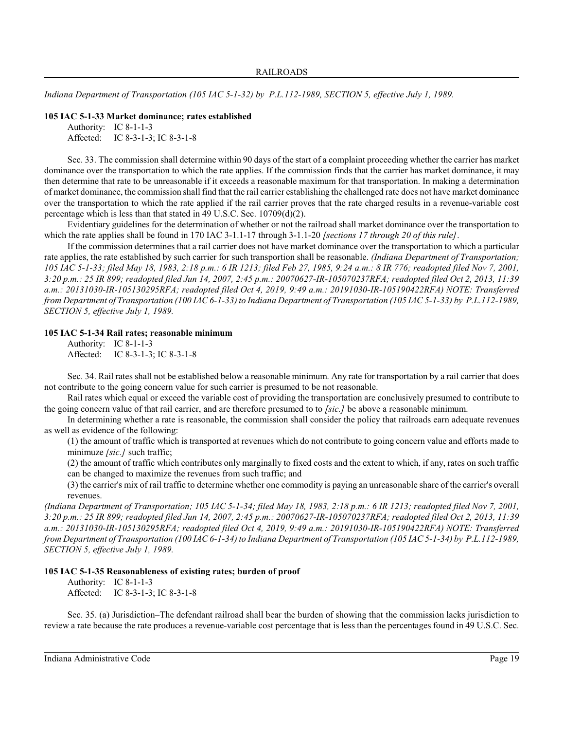*Indiana Department of Transportation (105 IAC 5-1-32) by P.L.112-1989, SECTION 5, effective July 1, 1989.*

**105 IAC 5-1-33 Market dominance; rates established**

Authority: IC 8-1-1-3
Affected: IC 8-3-1-3; IC 8-3-1-8

Sec. 33. The commission shall determine within 90 days of the start of a complaint proceeding whether the carrier has market dominance over the transportation to which the rate applies. If the commission finds that the carrier has market dominance, it may then determine that rate to be unreasonable if it exceeds a reasonable maximum for that transportation. In making a determination of market dominance, the commission shall find that the rail carrier establishing the challenged rate does not have market dominance over the transportation to which the rate applied if the rail carrier proves that the rate charged results in a revenue-variable cost percentage which is less than that stated in 49 U.S.C. Sec. 10709(d)(2).

Evidentiary guidelines for the determination of whether or not the railroad shall market dominance over the transportation to which the rate applies shall be found in 170 IAC 3-1.1-17 through 3-1.1-20 *[sections 17 through 20 of this rule]*.

If the commission determines that a rail carrier does not have market dominance over the transportation to which a particular rate applies, the rate established by such carrier for such transportion shall be reasonable. *(Indiana Department of Transportation; 105 IAC 5-1-33; filed May 18, 1983, 2:18 p.m.: 6 IR 1213; filed Feb 27, 1985, 9:24 a.m.: 8 IR 776; readopted filed Nov 7, 2001, 3:20 p.m.: 25 IR 899; readopted filed Jun 14, 2007, 2:45 p.m.: 20070627-IR-105070237RFA; readopted filed Oct 2, 2013, 11:39 a.m.: 20131030-IR-105130295RFA; readopted filed Oct 4, 2019, 9:49 a.m.: 20191030-IR-105190422RFA) NOTE: Transferred from Department of Transportation (100 IAC 6-1-33) to Indiana Department of Transportation (105 IAC 5-1-33) by P.L.112-1989, SECTION 5, effective July 1, 1989.*

**105 IAC 5-1-34 Rail rates; reasonable minimum**

Authority: IC 8-1-1-3
Affected: IC 8-3-1-3; IC 8-3-1-8

Sec. 34. Rail rates shall not be established below a reasonable minimum. Any rate for transportation by a rail carrier that does not contribute to the going concern value for such carrier is presumed to be not reasonable.

Rail rates which equal or exceed the variable cost of providing the transportation are conclusively presumed to contribute to the going concern value of that rail carrier, and are therefore presumed to to *[sic.]* be above a reasonable minimum.

In determining whether a rate is reasonable, the commission shall consider the policy that railroads earn adequate revenues as well as evidence of the following:

(1) the amount of traffic which is transported at revenues which do not contribute to going concern value and efforts made to minimuze *[sic.]* such traffic;

(2) the amount of traffic which contributes only marginally to fixed costs and the extent to which, if any, rates on such traffic can be changed to maximize the revenues from such traffic; and

(3) the carrier's mix of rail traffic to determine whether one commodity is paying an unreasonable share of the carrier's overall revenues.

*(Indiana Department of Transportation; 105 IAC 5-1-34; filed May 18, 1983, 2:18 p.m.: 6 IR 1213; readopted filed Nov 7, 2001, 3:20 p.m.: 25 IR 899; readopted filed Jun 14, 2007, 2:45 p.m.: 20070627-IR-105070237RFA; readopted filed Oct 2, 2013, 11:39 a.m.: 20131030-IR-105130295RFA; readopted filed Oct 4, 2019, 9:49 a.m.: 20191030-IR-105190422RFA) NOTE: Transferred from Department of Transportation (100 IAC 6-1-34) to Indiana Department of Transportation (105 IAC 5-1-34) by P.L.112-1989, SECTION 5, effective July 1, 1989.*

**105 IAC 5-1-35 Reasonableness of existing rates; burden of proof**

Authority: IC 8-1-1-3
Affected: IC 8-3-1-3; IC 8-3-1-8

Sec. 35. (a) Jurisdiction–The defendant railroad shall bear the burden of showing that the commission lacks jurisdiction to review a rate because the rate produces a revenue-variable cost percentage that is less than the percentages found in 49 U.S.C. Sec.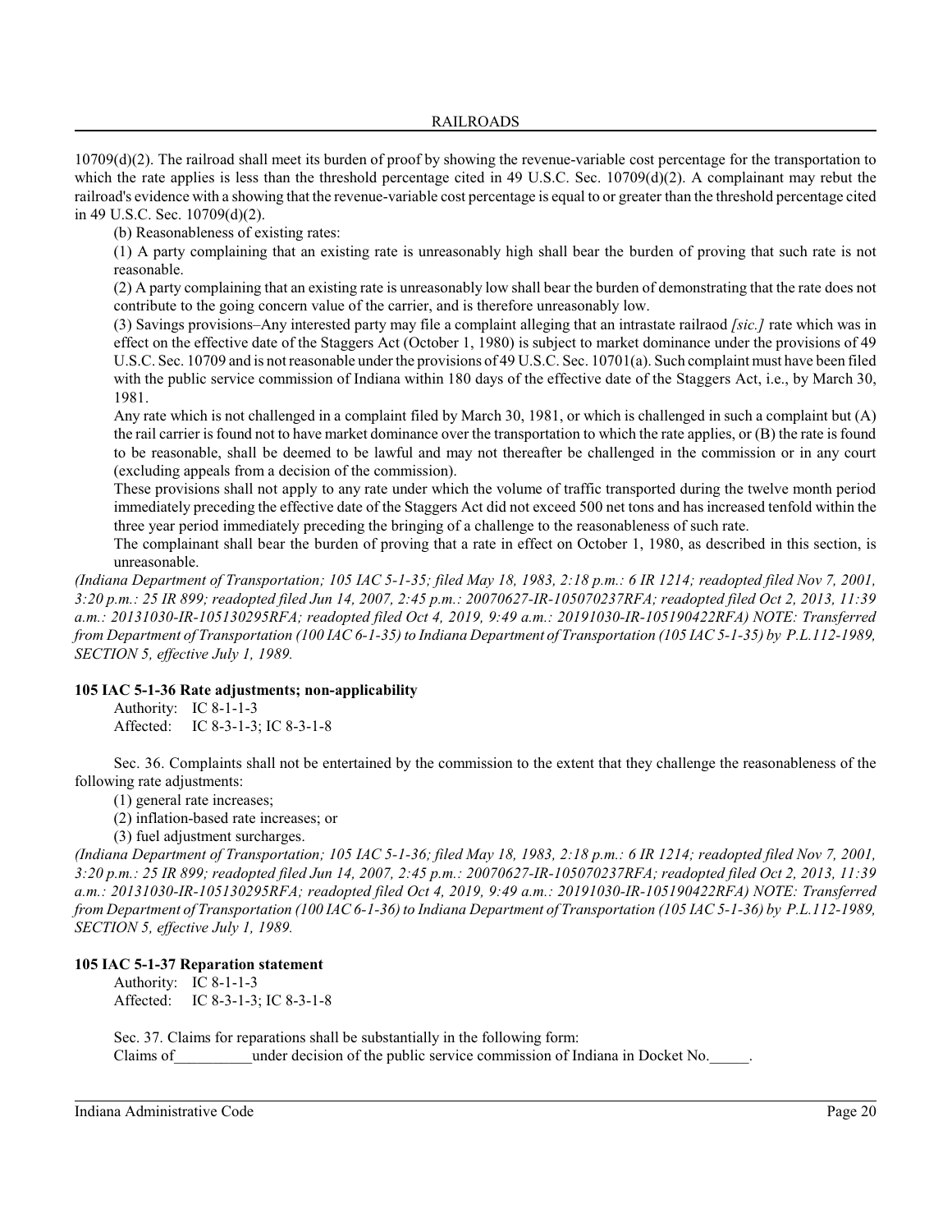10709(d)(2). The railroad shall meet its burden of proof by showing the revenue-variable cost percentage for the transportation to which the rate applies is less than the threshold percentage cited in 49 U.S.C. Sec. 10709(d)(2). A complainant may rebut the railroad's evidence with a showing that the revenue-variable cost percentage is equal to or greater than the threshold percentage cited in 49 U.S.C. Sec. 10709(d)(2).

(b) Reasonableness of existing rates:

(1) A party complaining that an existing rate is unreasonably high shall bear the burden of proving that such rate is not reasonable.

(2) A party complaining that an existing rate is unreasonably low shall bear the burden of demonstrating that the rate does not contribute to the going concern value of the carrier, and is therefore unreasonably low.

(3) Savings provisions–Any interested party may file a complaint alleging that an intrastate railraod *[sic.]* rate which was in effect on the effective date of the Staggers Act (October 1, 1980) is subject to market dominance under the provisions of 49 U.S.C. Sec. 10709 and is not reasonable under the provisions of 49 U.S.C. Sec. 10701(a). Such complaint must have been filed with the public service commission of Indiana within 180 days of the effective date of the Staggers Act, i.e., by March 30, 1981.

Any rate which is not challenged in a complaint filed by March 30, 1981, or which is challenged in such a complaint but (A) the rail carrier is found not to have market dominance over the transportation to which the rate applies, or (B) the rate is found to be reasonable, shall be deemed to be lawful and may not thereafter be challenged in the commission or in any court (excluding appeals from a decision of the commission).

These provisions shall not apply to any rate under which the volume of traffic transported during the twelve month period immediately preceding the effective date of the Staggers Act did not exceed 500 net tons and has increased tenfold within the three year period immediately preceding the bringing of a challenge to the reasonableness of such rate.

The complainant shall bear the burden of proving that a rate in effect on October 1, 1980, as described in this section, is unreasonable.

*(Indiana Department of Transportation; 105 IAC 5-1-35; filed May 18, 1983, 2:18 p.m.: 6 IR 1214; readopted filed Nov 7, 2001, 3:20 p.m.: 25 IR 899; readopted filed Jun 14, 2007, 2:45 p.m.: 20070627-IR-105070237RFA; readopted filed Oct 2, 2013, 11:39 a.m.: 20131030-IR-105130295RFA; readopted filed Oct 4, 2019, 9:49 a.m.: 20191030-IR-105190422RFA) NOTE: Transferred from Department of Transportation (100 IAC 6-1-35) to Indiana Department of Transportation (105 IAC 5-1-35) by P.L.112-1989, SECTION 5, effective July 1, 1989.*

**105 IAC 5-1-36 Rate adjustments; non-applicability**

Authority: IC 8-1-1-3
Affected: IC 8-3-1-3; IC 8-3-1-8

Sec. 36. Complaints shall not be entertained by the commission to the extent that they challenge the reasonableness of the following rate adjustments:

(1) general rate increases;

(2) inflation-based rate increases; or

(3) fuel adjustment surcharges.

*(Indiana Department of Transportation; 105 IAC 5-1-36; filed May 18, 1983, 2:18 p.m.: 6 IR 1214; readopted filed Nov 7, 2001, 3:20 p.m.: 25 IR 899; readopted filed Jun 14, 2007, 2:45 p.m.: 20070627-IR-105070237RFA; readopted filed Oct 2, 2013, 11:39 a.m.: 20131030-IR-105130295RFA; readopted filed Oct 4, 2019, 9:49 a.m.: 20191030-IR-105190422RFA) NOTE: Transferred from Department of Transportation (100 IAC 6-1-36) to Indiana Department of Transportation (105 IAC 5-1-36) by P.L.112-1989, SECTION 5, effective July 1, 1989.*

**105 IAC 5-1-37 Reparation statement**

Authority: IC 8-1-1-3
Affected: IC 8-3-1-3; IC 8-3-1-8

Sec. 37. Claims for reparations shall be substantially in the following form:

Claims of__________under decision of the public service commission of Indiana in Docket No.\_\_\_\_\_.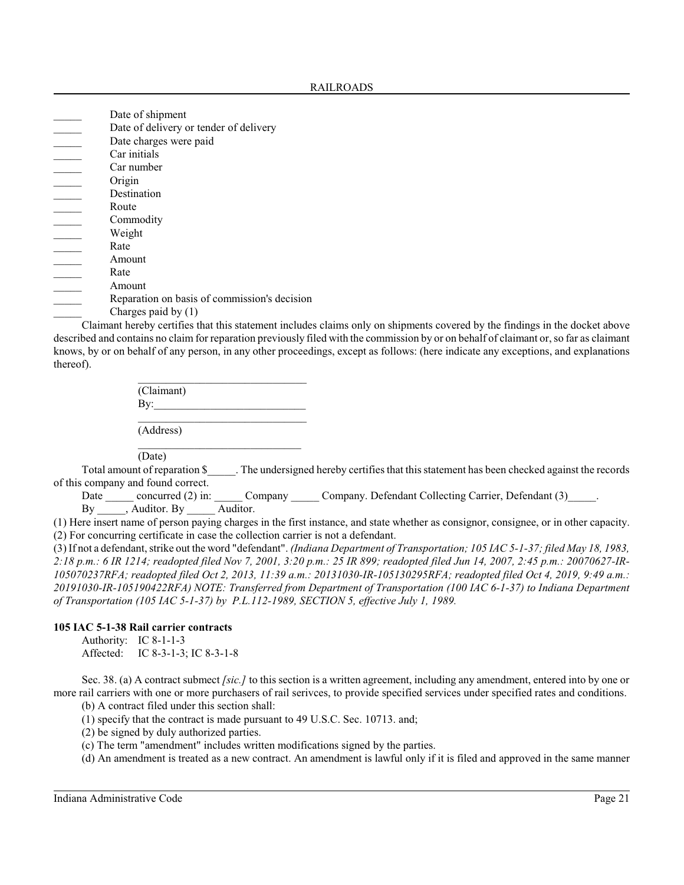_____ Date of shipment
_____ Date of delivery or tender of delivery
_____ Date charges were paid
_____ Car initials
_____ Car number
_____ Origin
_____ Destination
_____ Route
_____ Commodity
_____ Weight
_____ Rate
_____ Amount
_____ Rate
_____ Amount
_____ Reparation on basis of commission's decision
_____ Charges paid by (1)

Claimant hereby certifies that this statement includes claims only on shipments covered by the findings in the docket above described and contains no claim for reparation previously filed with the commission by or on behalf of claimant or, so far as claimant knows, by or on behalf of any person, in any other proceedings, except as follows: (here indicate any exceptions, and explanations thereof).

______________________________
(Claimant)
By:___________________________
______________________________
(Address)
______________________________
(Date)

Total amount of reparation $_____. The undersigned hereby certifies that this statement has been checked against the records of this company and found correct.

Date _____ concurred (2) in: _____ Company _____ Company. Defendant Collecting Carrier, Defendant (3)_____.

By _____, Auditor. By _____ Auditor.

(1) Here insert name of person paying charges in the first instance, and state whether as consignor, consignee, or in other capacity.
(2) For concurring certificate in case the collection carrier is not a defendant.
(3) If not a defendant, strike out the word "defendant". *(Indiana Department of Transportation; 105 IAC 5-1-37; filed May 18, 1983, 2:18 p.m.: 6 IR 1214; readopted filed Nov 7, 2001, 3:20 p.m.: 25 IR 899; readopted filed Jun 14, 2007, 2:45 p.m.: 20070627-IR-105070237RFA; readopted filed Oct 2, 2013, 11:39 a.m.: 20131030-IR-105130295RFA; readopted filed Oct 4, 2019, 9:49 a.m.: 20191030-IR-105190422RFA) NOTE: Transferred from Department of Transportation (100 IAC 6-1-37) to Indiana Department of Transportation (105 IAC 5-1-37) by P.L.112-1989, SECTION 5, effective July 1, 1989.*

**105 IAC 5-1-38 Rail carrier contracts**

Authority: IC 8-1-1-3
Affected: IC 8-3-1-3; IC 8-3-1-8

Sec. 38. (a) A contract submect *[sic.]* to this section is a written agreement, including any amendment, entered into by one or more rail carriers with one or more purchasers of rail serivces, to provide specified services under specified rates and conditions.

(b) A contract filed under this section shall:

(1) specify that the contract is made pursuant to 49 U.S.C. Sec. 10713. and;

(2) be signed by duly authorized parties.

(c) The term "amendment" includes written modifications signed by the parties.

(d) An amendment is treated as a new contract. An amendment is lawful only if it is filed and approved in the same manner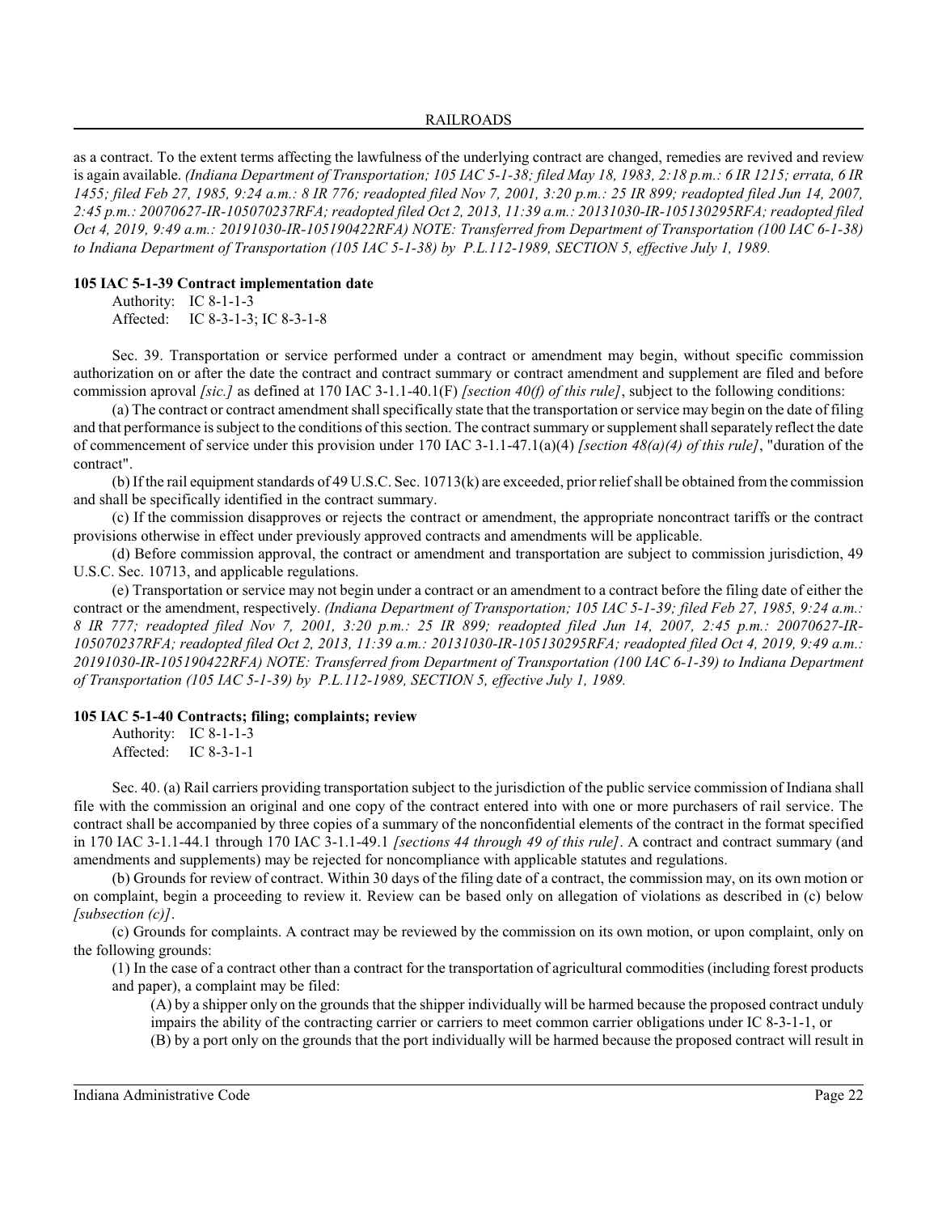as a contract. To the extent terms affecting the lawfulness of the underlying contract are changed, remedies are revived and review is again available. *(Indiana Department of Transportation; 105 IAC 5-1-38; filed May 18, 1983, 2:18 p.m.: 6 IR 1215; errata, 6 IR 1455; filed Feb 27, 1985, 9:24 a.m.: 8 IR 776; readopted filed Nov 7, 2001, 3:20 p.m.: 25 IR 899; readopted filed Jun 14, 2007, 2:45 p.m.: 20070627-IR-105070237RFA; readopted filed Oct 2, 2013, 11:39 a.m.: 20131030-IR-105130295RFA; readopted filed Oct 4, 2019, 9:49 a.m.: 20191030-IR-105190422RFA) NOTE: Transferred from Department of Transportation (100 IAC 6-1-38) to Indiana Department of Transportation (105 IAC 5-1-38) by P.L.112-1989, SECTION 5, effective July 1, 1989.*

**105 IAC 5-1-39 Contract implementation date**

Authority: IC 8-1-1-3
Affected: IC 8-3-1-3; IC 8-3-1-8

Sec. 39. Transportation or service performed under a contract or amendment may begin, without specific commission authorization on or after the date the contract and contract summary or contract amendment and supplement are filed and before commission aproval *[sic.]* as defined at 170 IAC 3-1.1-40.1(F) *[section 40(f) of this rule]*, subject to the following conditions:

(a) The contract or contract amendment shall specifically state that the transportation or service may begin on the date of filing and that performance is subject to the conditions of this section. The contract summary or supplement shall separately reflect the date of commencement of service under this provision under 170 IAC 3-1.1-47.1(a)(4) *[section 48(a)(4) of this rule]*, "duration of the contract".

(b) If the rail equipment standards of 49 U.S.C. Sec. 10713(k) are exceeded, prior relief shall be obtained from the commission and shall be specifically identified in the contract summary.

(c) If the commission disapproves or rejects the contract or amendment, the appropriate noncontract tariffs or the contract provisions otherwise in effect under previously approved contracts and amendments will be applicable.

(d) Before commission approval, the contract or amendment and transportation are subject to commission jurisdiction, 49 U.S.C. Sec. 10713, and applicable regulations.

(e) Transportation or service may not begin under a contract or an amendment to a contract before the filing date of either the contract or the amendment, respectively. *(Indiana Department of Transportation; 105 IAC 5-1-39; filed Feb 27, 1985, 9:24 a.m.: 8 IR 777; readopted filed Nov 7, 2001, 3:20 p.m.: 25 IR 899; readopted filed Jun 14, 2007, 2:45 p.m.: 20070627-IR-105070237RFA; readopted filed Oct 2, 2013, 11:39 a.m.: 20131030-IR-105130295RFA; readopted filed Oct 4, 2019, 9:49 a.m.: 20191030-IR-105190422RFA) NOTE: Transferred from Department of Transportation (100 IAC 6-1-39) to Indiana Department of Transportation (105 IAC 5-1-39) by P.L.112-1989, SECTION 5, effective July 1, 1989.*

**105 IAC 5-1-40 Contracts; filing; complaints; review**

Authority: IC 8-1-1-3
Affected: IC 8-3-1-1

Sec. 40. (a) Rail carriers providing transportation subject to the jurisdiction of the public service commission of Indiana shall file with the commission an original and one copy of the contract entered into with one or more purchasers of rail service. The contract shall be accompanied by three copies of a summary of the nonconfidential elements of the contract in the format specified in 170 IAC 3-1.1-44.1 through 170 IAC 3-1.1-49.1 *[sections 44 through 49 of this rule]*. A contract and contract summary (and amendments and supplements) may be rejected for noncompliance with applicable statutes and regulations.

(b) Grounds for review of contract. Within 30 days of the filing date of a contract, the commission may, on its own motion or on complaint, begin a proceeding to review it. Review can be based only on allegation of violations as described in (c) below *[subsection (c)]*.

(c) Grounds for complaints. A contract may be reviewed by the commission on its own motion, or upon complaint, only on the following grounds:

(1) In the case of a contract other than a contract for the transportation of agricultural commodities (including forest products and paper), a complaint may be filed:

(A) by a shipper only on the grounds that the shipper individually will be harmed because the proposed contract unduly impairs the ability of the contracting carrier or carriers to meet common carrier obligations under IC 8-3-1-1, or

(B) by a port only on the grounds that the port individually will be harmed because the proposed contract will result in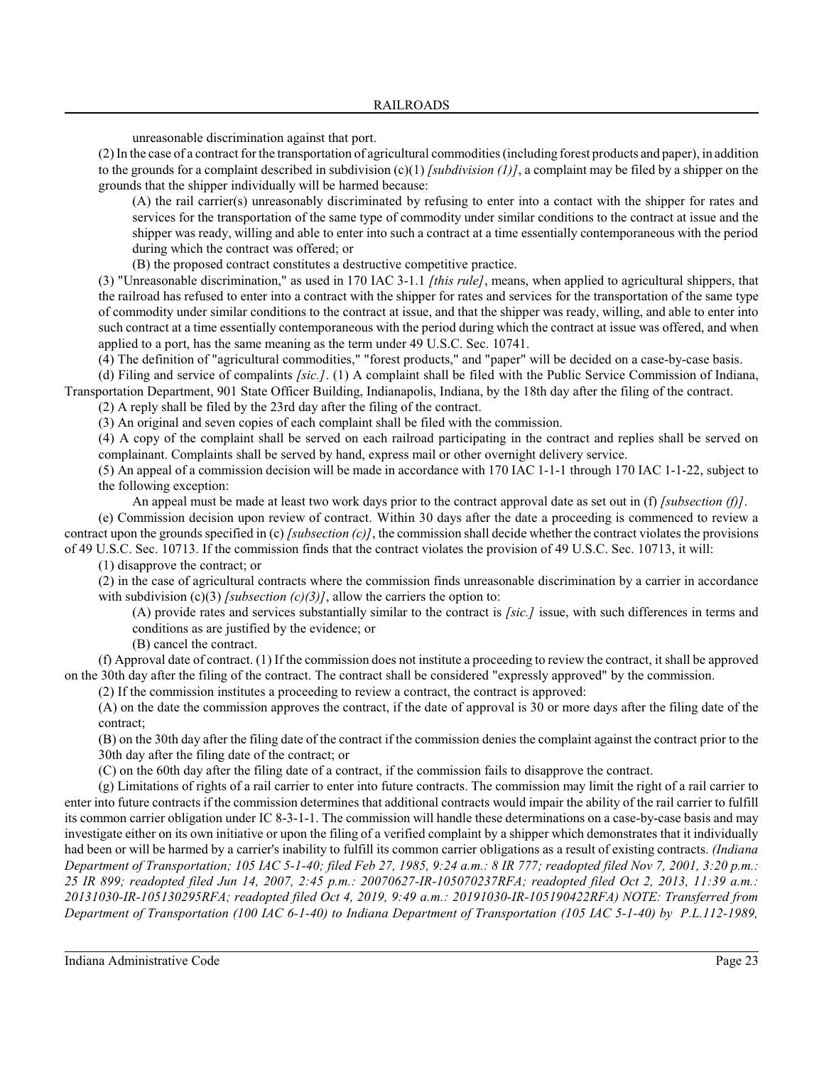unreasonable discrimination against that port.

(2) In the case of a contract for the transportation of agricultural commodities (including forest products and paper), in addition to the grounds for a complaint described in subdivision (c)(1) *[subdivision (1)]*, a complaint may be filed by a shipper on the grounds that the shipper individually will be harmed because:

(A) the rail carrier(s) unreasonably discriminated by refusing to enter into a contact with the shipper for rates and services for the transportation of the same type of commodity under similar conditions to the contract at issue and the shipper was ready, willing and able to enter into such a contract at a time essentially contemporaneous with the period during which the contract was offered; or

(B) the proposed contract constitutes a destructive competitive practice.

(3) "Unreasonable discrimination," as used in 170 IAC 3-1.1 *[this rule]*, means, when applied to agricultural shippers, that the railroad has refused to enter into a contract with the shipper for rates and services for the transportation of the same type of commodity under similar conditions to the contract at issue, and that the shipper was ready, willing, and able to enter into such contract at a time essentially contemporaneous with the period during which the contract at issue was offered, and when applied to a port, has the same meaning as the term under 49 U.S.C. Sec. 10741.

(4) The definition of "agricultural commodities," "forest products," and "paper" will be decided on a case-by-case basis.

(d) Filing and service of compalints *[sic.]*. (1) A complaint shall be filed with the Public Service Commission of Indiana, Transportation Department, 901 State Officer Building, Indianapolis, Indiana, by the 18th day after the filing of the contract.

(2) A reply shall be filed by the 23rd day after the filing of the contract.

(3) An original and seven copies of each complaint shall be filed with the commission.

(4) A copy of the complaint shall be served on each railroad participating in the contract and replies shall be served on complainant. Complaints shall be served by hand, express mail or other overnight delivery service.

(5) An appeal of a commission decision will be made in accordance with 170 IAC 1-1-1 through 170 IAC 1-1-22, subject to the following exception:

An appeal must be made at least two work days prior to the contract approval date as set out in (f) *[subsection (f)]*.

(e) Commission decision upon review of contract. Within 30 days after the date a proceeding is commenced to review a contract upon the grounds specified in (c) *[subsection (c)]*, the commission shall decide whether the contract violates the provisions of 49 U.S.C. Sec. 10713. If the commission finds that the contract violates the provision of 49 U.S.C. Sec. 10713, it will:

(1) disapprove the contract; or

(2) in the case of agricultural contracts where the commission finds unreasonable discrimination by a carrier in accordance with subdivision (c)(3) *[subsection (c)(3)]*, allow the carriers the option to:

(A) provide rates and services substantially similar to the contract is *[sic.]* issue, with such differences in terms and conditions as are justified by the evidence; or

(B) cancel the contract.

(f) Approval date of contract. (1) If the commission does not institute a proceeding to review the contract, it shall be approved on the 30th day after the filing of the contract. The contract shall be considered "expressly approved" by the commission.

(2) If the commission institutes a proceeding to review a contract, the contract is approved:

(A) on the date the commission approves the contract, if the date of approval is 30 or more days after the filing date of the contract;

(B) on the 30th day after the filing date of the contract if the commission denies the complaint against the contract prior to the 30th day after the filing date of the contract; or

(C) on the 60th day after the filing date of a contract, if the commission fails to disapprove the contract.

(g) Limitations of rights of a rail carrier to enter into future contracts. The commission may limit the right of a rail carrier to enter into future contracts if the commission determines that additional contracts would impair the ability of the rail carrier to fulfill its common carrier obligation under IC 8-3-1-1. The commission will handle these determinations on a case-by-case basis and may investigate either on its own initiative or upon the filing of a verified complaint by a shipper which demonstrates that it individually had been or will be harmed by a carrier's inability to fulfill its common carrier obligations as a result of existing contracts. *(Indiana Department of Transportation; 105 IAC 5-1-40; filed Feb 27, 1985, 9:24 a.m.: 8 IR 777; readopted filed Nov 7, 2001, 3:20 p.m.: 25 IR 899; readopted filed Jun 14, 2007, 2:45 p.m.: 20070627-IR-105070237RFA; readopted filed Oct 2, 2013, 11:39 a.m.: 20131030-IR-105130295RFA; readopted filed Oct 4, 2019, 9:49 a.m.: 20191030-IR-105190422RFA) NOTE: Transferred from Department of Transportation (100 IAC 6-1-40) to Indiana Department of Transportation (105 IAC 5-1-40) by P.L.112-1989,*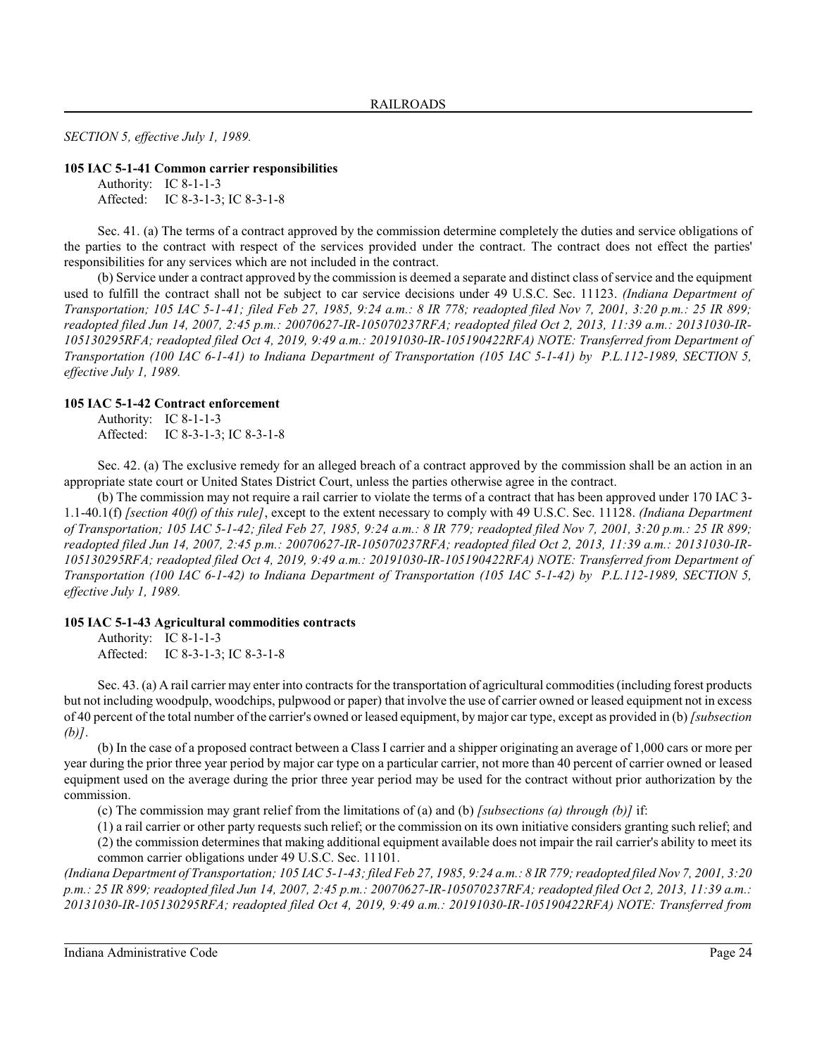*SECTION 5, effective July 1, 1989.*

**105 IAC 5-1-41 Common carrier responsibilities**

Authority: IC 8-1-1-3
Affected: IC 8-3-1-3; IC 8-3-1-8

Sec. 41. (a) The terms of a contract approved by the commission determine completely the duties and service obligations of the parties to the contract with respect of the services provided under the contract. The contract does not effect the parties' responsibilities for any services which are not included in the contract.

(b) Service under a contract approved by the commission is deemed a separate and distinct class of service and the equipment used to fulfill the contract shall not be subject to car service decisions under 49 U.S.C. Sec. 11123. *(Indiana Department of Transportation; 105 IAC 5-1-41; filed Feb 27, 1985, 9:24 a.m.: 8 IR 778; readopted filed Nov 7, 2001, 3:20 p.m.: 25 IR 899; readopted filed Jun 14, 2007, 2:45 p.m.: 20070627-IR-105070237RFA; readopted filed Oct 2, 2013, 11:39 a.m.: 20131030-IR-105130295RFA; readopted filed Oct 4, 2019, 9:49 a.m.: 20191030-IR-105190422RFA) NOTE: Transferred from Department of Transportation (100 IAC 6-1-41) to Indiana Department of Transportation (105 IAC 5-1-41) by P.L.112-1989, SECTION 5, effective July 1, 1989.*

**105 IAC 5-1-42 Contract enforcement**

Authority: IC 8-1-1-3
Affected: IC 8-3-1-3; IC 8-3-1-8

Sec. 42. (a) The exclusive remedy for an alleged breach of a contract approved by the commission shall be an action in an appropriate state court or United States District Court, unless the parties otherwise agree in the contract.

(b) The commission may not require a rail carrier to violate the terms of a contract that has been approved under 170 IAC 3-1.1-40.1(f) *[section 40(f) of this rule]*, except to the extent necessary to comply with 49 U.S.C. Sec. 11128. *(Indiana Department of Transportation; 105 IAC 5-1-42; filed Feb 27, 1985, 9:24 a.m.: 8 IR 779; readopted filed Nov 7, 2001, 3:20 p.m.: 25 IR 899; readopted filed Jun 14, 2007, 2:45 p.m.: 20070627-IR-105070237RFA; readopted filed Oct 2, 2013, 11:39 a.m.: 20131030-IR-105130295RFA; readopted filed Oct 4, 2019, 9:49 a.m.: 20191030-IR-105190422RFA) NOTE: Transferred from Department of Transportation (100 IAC 6-1-42) to Indiana Department of Transportation (105 IAC 5-1-42) by P.L.112-1989, SECTION 5, effective July 1, 1989.*

**105 IAC 5-1-43 Agricultural commodities contracts**

Authority: IC 8-1-1-3
Affected: IC 8-3-1-3; IC 8-3-1-8

Sec. 43. (a) A rail carrier may enter into contracts for the transportation of agricultural commodities (including forest products but not including woodpulp, woodchips, pulpwood or paper) that involve the use of carrier owned or leased equipment not in excess of 40 percent of the total number of the carrier's owned or leased equipment, by major car type, except as provided in (b) *[subsection (b)]*.

(b) In the case of a proposed contract between a Class I carrier and a shipper originating an average of 1,000 cars or more per year during the prior three year period by major car type on a particular carrier, not more than 40 percent of carrier owned or leased equipment used on the average during the prior three year period may be used for the contract without prior authorization by the commission.

(c) The commission may grant relief from the limitations of (a) and (b) *[subsections (a) through (b)]* if:

(1) a rail carrier or other party requests such relief; or the commission on its own initiative considers granting such relief; and

(2) the commission determines that making additional equipment available does not impair the rail carrier's ability to meet its common carrier obligations under 49 U.S.C. Sec. 11101.

*(Indiana Department of Transportation; 105 IAC 5-1-43; filed Feb 27, 1985, 9:24 a.m.: 8 IR 779; readopted filed Nov 7, 2001, 3:20 p.m.: 25 IR 899; readopted filed Jun 14, 2007, 2:45 p.m.: 20070627-IR-105070237RFA; readopted filed Oct 2, 2013, 11:39 a.m.: 20131030-IR-105130295RFA; readopted filed Oct 4, 2019, 9:49 a.m.: 20191030-IR-105190422RFA) NOTE: Transferred from*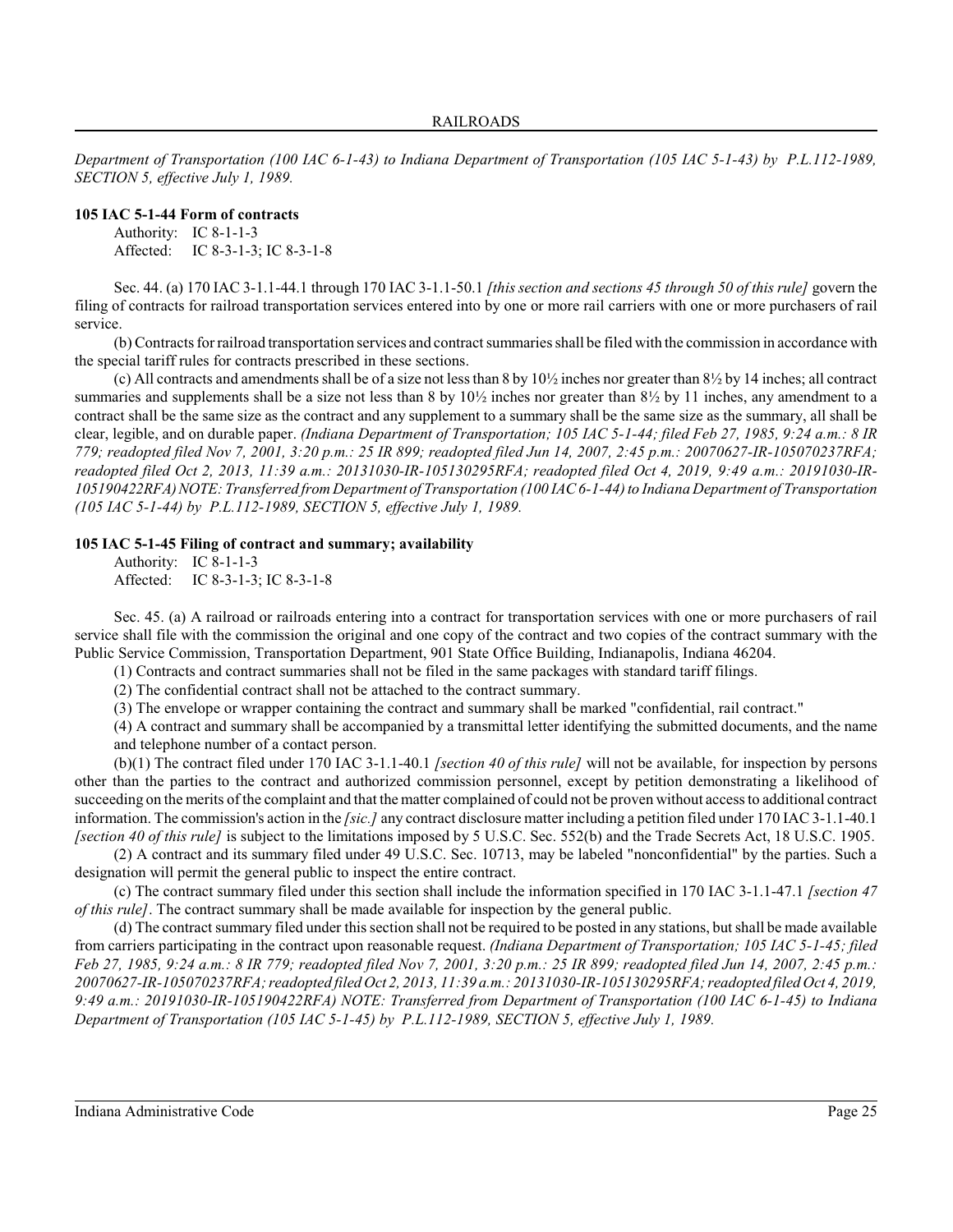*Department of Transportation (100 IAC 6-1-43) to Indiana Department of Transportation (105 IAC 5-1-43) by P.L.112-1989, SECTION 5, effective July 1, 1989.*

**105 IAC 5-1-44 Form of contracts**

Authority: IC 8-1-1-3
Affected: IC 8-3-1-3; IC 8-3-1-8

Sec. 44. (a) 170 IAC 3-1.1-44.1 through 170 IAC 3-1.1-50.1 *[this section and sections 45 through 50 of this rule]* govern the filing of contracts for railroad transportation services entered into by one or more rail carriers with one or more purchasers of rail service.

(b) Contracts for railroad transportation services and contract summaries shall be filed with the commission in accordance with the special tariff rules for contracts prescribed in these sections.

(c) All contracts and amendments shall be of a size not less than 8 by 10½ inches nor greater than 8½ by 14 inches; all contract summaries and supplements shall be a size not less than 8 by 10½ inches nor greater than 8½ by 11 inches, any amendment to a contract shall be the same size as the contract and any supplement to a summary shall be the same size as the summary, all shall be clear, legible, and on durable paper. *(Indiana Department of Transportation; 105 IAC 5-1-44; filed Feb 27, 1985, 9:24 a.m.: 8 IR 779; readopted filed Nov 7, 2001, 3:20 p.m.: 25 IR 899; readopted filed Jun 14, 2007, 2:45 p.m.: 20070627-IR-105070237RFA; readopted filed Oct 2, 2013, 11:39 a.m.: 20131030-IR-105130295RFA; readopted filed Oct 4, 2019, 9:49 a.m.: 20191030-IR-105190422RFA) NOTE: Transferred from Department of Transportation (100 IAC 6-1-44) to Indiana Department of Transportation (105 IAC 5-1-44) by P.L.112-1989, SECTION 5, effective July 1, 1989.*

**105 IAC 5-1-45 Filing of contract and summary; availability**

Authority: IC 8-1-1-3
Affected: IC 8-3-1-3; IC 8-3-1-8

Sec. 45. (a) A railroad or railroads entering into a contract for transportation services with one or more purchasers of rail service shall file with the commission the original and one copy of the contract and two copies of the contract summary with the Public Service Commission, Transportation Department, 901 State Office Building, Indianapolis, Indiana 46204.

(1) Contracts and contract summaries shall not be filed in the same packages with standard tariff filings.

(2) The confidential contract shall not be attached to the contract summary.

(3) The envelope or wrapper containing the contract and summary shall be marked "confidential, rail contract."

(4) A contract and summary shall be accompanied by a transmittal letter identifying the submitted documents, and the name and telephone number of a contact person.

(b)(1) The contract filed under 170 IAC 3-1.1-40.1 *[section 40 of this rule]* will not be available, for inspection by persons other than the parties to the contract and authorized commission personnel, except by petition demonstrating a likelihood of succeeding on the merits of the complaint and that the matter complained of could not be proven without access to additional contract information. The commission's action in the *[sic.]* any contract disclosure matter including a petition filed under 170 IAC 3-1.1-40.1 *[section 40 of this rule]* is subject to the limitations imposed by 5 U.S.C. Sec. 552(b) and the Trade Secrets Act, 18 U.S.C. 1905.

(2) A contract and its summary filed under 49 U.S.C. Sec. 10713, may be labeled "nonconfidential" by the parties. Such a designation will permit the general public to inspect the entire contract.

(c) The contract summary filed under this section shall include the information specified in 170 IAC 3-1.1-47.1 *[section 47 of this rule]*. The contract summary shall be made available for inspection by the general public.

(d) The contract summary filed under this section shall not be required to be posted in any stations, but shall be made available from carriers participating in the contract upon reasonable request. *(Indiana Department of Transportation; 105 IAC 5-1-45; filed Feb 27, 1985, 9:24 a.m.: 8 IR 779; readopted filed Nov 7, 2001, 3:20 p.m.: 25 IR 899; readopted filed Jun 14, 2007, 2:45 p.m.: 20070627-IR-105070237RFA; readopted filed Oct 2, 2013, 11:39 a.m.: 20131030-IR-105130295RFA; readopted filed Oct 4, 2019, 9:49 a.m.: 20191030-IR-105190422RFA) NOTE: Transferred from Department of Transportation (100 IAC 6-1-45) to Indiana Department of Transportation (105 IAC 5-1-45) by P.L.112-1989, SECTION 5, effective July 1, 1989.*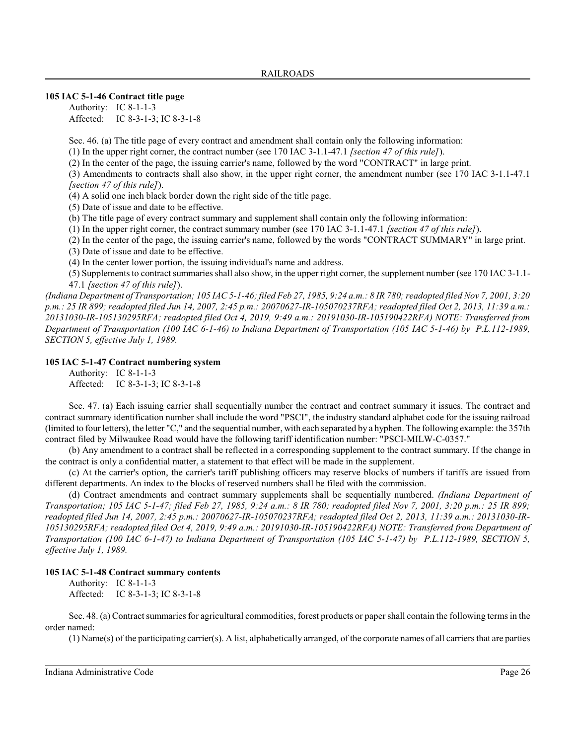### 105 IAC 5-1-46 Contract title page

Authority: IC 8-1-1-3
Affected: IC 8-3-1-3; IC 8-3-1-8

Sec. 46. (a) The title page of every contract and amendment shall contain only the following information:

(1) In the upper right corner, the contract number (see 170 IAC 3-1.1-47.1 *[section 47 of this rule]*).

(2) In the center of the page, the issuing carrier's name, followed by the word "CONTRACT" in large print.

(3) Amendments to contracts shall also show, in the upper right corner, the amendment number (see 170 IAC 3-1.1-47.1 *[section 47 of this rule]*).

(4) A solid one inch black border down the right side of the title page.

(5) Date of issue and date to be effective.

(b) The title page of every contract summary and supplement shall contain only the following information:

(1) In the upper right corner, the contract summary number (see 170 IAC 3-1.1-47.1 *[section 47 of this rule]*).

(2) In the center of the page, the issuing carrier's name, followed by the words "CONTRACT SUMMARY" in large print.

(3) Date of issue and date to be effective.

(4) In the center lower portion, the issuing individual's name and address.

(5) Supplements to contract summaries shall also show, in the upper right corner, the supplement number (see 170 IAC 3-1.1-47.1 *[section 47 of this rule]*).

*(Indiana Department of Transportation; 105 IAC 5-1-46; filed Feb 27, 1985, 9:24 a.m.: 8 IR 780; readopted filed Nov 7, 2001, 3:20 p.m.: 25 IR 899; readopted filed Jun 14, 2007, 2:45 p.m.: 20070627-IR-105070237RFA; readopted filed Oct 2, 2013, 11:39 a.m.: 20131030-IR-105130295RFA; readopted filed Oct 4, 2019, 9:49 a.m.: 20191030-IR-105190422RFA) NOTE: Transferred from Department of Transportation (100 IAC 6-1-46) to Indiana Department of Transportation (105 IAC 5-1-46) by P.L.112-1989, SECTION 5, effective July 1, 1989.*

### 105 IAC 5-1-47 Contract numbering system

Authority: IC 8-1-1-3
Affected: IC 8-3-1-3; IC 8-3-1-8

Sec. 47. (a) Each issuing carrier shall sequentially number the contract and contract summary it issues. The contract and contract summary identification number shall include the word "PSCI", the industry standard alphabet code for the issuing railroad (limited to four letters), the letter "C," and the sequential number, with each separated by a hyphen. The following example: the 357th contract filed by Milwaukee Road would have the following tariff identification number: "PSCI-MILW-C-0357."

(b) Any amendment to a contract shall be reflected in a corresponding supplement to the contract summary. If the change in the contract is only a confidential matter, a statement to that effect will be made in the supplement.

(c) At the carrier's option, the carrier's tariff publishing officers may reserve blocks of numbers if tariffs are issued from different departments. An index to the blocks of reserved numbers shall be filed with the commission.

(d) Contract amendments and contract summary supplements shall be sequentially numbered. *(Indiana Department of Transportation; 105 IAC 5-1-47; filed Feb 27, 1985, 9:24 a.m.: 8 IR 780; readopted filed Nov 7, 2001, 3:20 p.m.: 25 IR 899; readopted filed Jun 14, 2007, 2:45 p.m.: 20070627-IR-105070237RFA; readopted filed Oct 2, 2013, 11:39 a.m.: 20131030-IR-105130295RFA; readopted filed Oct 4, 2019, 9:49 a.m.: 20191030-IR-105190422RFA) NOTE: Transferred from Department of Transportation (100 IAC 6-1-47) to Indiana Department of Transportation (105 IAC 5-1-47) by P.L.112-1989, SECTION 5, effective July 1, 1989.*

### 105 IAC 5-1-48 Contract summary contents

Authority: IC 8-1-1-3
Affected: IC 8-3-1-3; IC 8-3-1-8

Sec. 48. (a) Contract summaries for agricultural commodities, forest products or paper shall contain the following terms in the order named:

(1) Name(s) of the participating carrier(s). A list, alphabetically arranged, of the corporate names of all carriers that are parties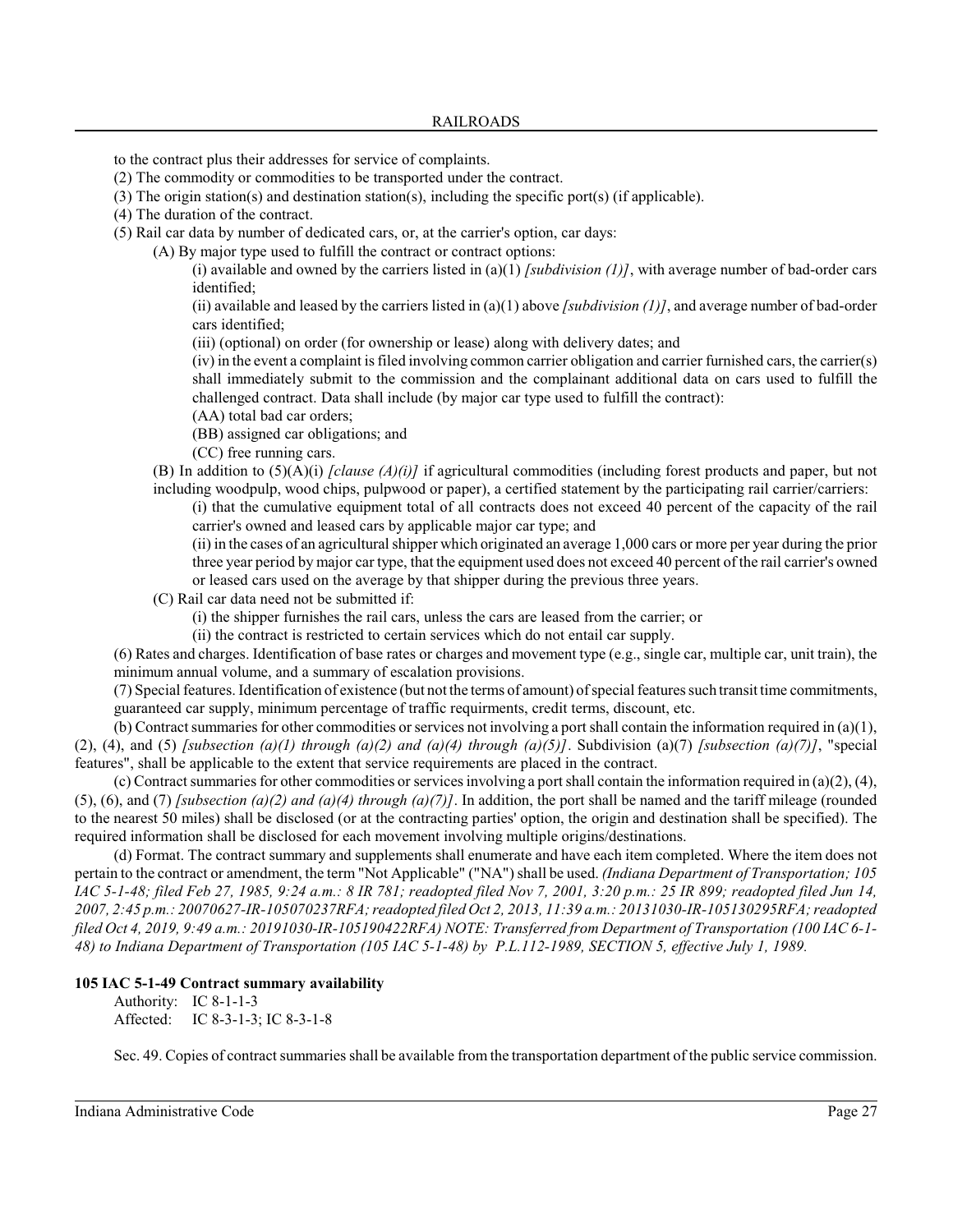to the contract plus their addresses for service of complaints.

(2) The commodity or commodities to be transported under the contract.

(3) The origin station(s) and destination station(s), including the specific port(s) (if applicable).

(4) The duration of the contract.

(5) Rail car data by number of dedicated cars, or, at the carrier's option, car days:

(A) By major type used to fulfill the contract or contract options:

(i) available and owned by the carriers listed in (a)(1) *[subdivision (1)]*, with average number of bad-order cars identified;

(ii) available and leased by the carriers listed in (a)(1) above *[subdivision (1)]*, and average number of bad-order cars identified;

(iii) (optional) on order (for ownership or lease) along with delivery dates; and

(iv) in the event a complaint is filed involving common carrier obligation and carrier furnished cars, the carrier(s) shall immediately submit to the commission and the complainant additional data on cars used to fulfill the challenged contract. Data shall include (by major car type used to fulfill the contract):

(AA) total bad car orders;

(BB) assigned car obligations; and

(CC) free running cars.

(B) In addition to (5)(A)(i) *[clause (A)(i)]* if agricultural commodities (including forest products and paper, but not including woodpulp, wood chips, pulpwood or paper), a certified statement by the participating rail carrier/carriers:

(i) that the cumulative equipment total of all contracts does not exceed 40 percent of the capacity of the rail carrier's owned and leased cars by applicable major car type; and

(ii) in the cases of an agricultural shipper which originated an average 1,000 cars or more per year during the prior three year period by major car type, that the equipment used does not exceed 40 percent of the rail carrier's owned or leased cars used on the average by that shipper during the previous three years.

(C) Rail car data need not be submitted if:

(i) the shipper furnishes the rail cars, unless the cars are leased from the carrier; or

(ii) the contract is restricted to certain services which do not entail car supply.

(6) Rates and charges. Identification of base rates or charges and movement type (e.g., single car, multiple car, unit train), the minimum annual volume, and a summary of escalation provisions.

(7) Special features. Identification of existence (but not the terms of amount) of special features such transit time commitments, guaranteed car supply, minimum percentage of traffic requirments, credit terms, discount, etc.

(b) Contract summaries for other commodities or services not involving a port shall contain the information required in (a)(1), (2), (4), and (5) *[subsection (a)(1) through (a)(2) and (a)(4) through (a)(5)]*. Subdivision (a)(7) *[subsection (a)(7)]*, "special features", shall be applicable to the extent that service requirements are placed in the contract.

(c) Contract summaries for other commodities or services involving a port shall contain the information required in (a)(2), (4), (5), (6), and (7) *[subsection (a)(2) and (a)(4) through (a)(7)]*. In addition, the port shall be named and the tariff mileage (rounded to the nearest 50 miles) shall be disclosed (or at the contracting parties' option, the origin and destination shall be specified). The required information shall be disclosed for each movement involving multiple origins/destinations.

(d) Format. The contract summary and supplements shall enumerate and have each item completed. Where the item does not pertain to the contract or amendment, the term "Not Applicable" ("NA") shall be used. *(Indiana Department of Transportation; 105 IAC 5-1-48; filed Feb 27, 1985, 9:24 a.m.: 8 IR 781; readopted filed Nov 7, 2001, 3:20 p.m.: 25 IR 899; readopted filed Jun 14, 2007, 2:45 p.m.: 20070627-IR-105070237RFA; readopted filed Oct 2, 2013, 11:39 a.m.: 20131030-IR-105130295RFA; readopted filed Oct 4, 2019, 9:49 a.m.: 20191030-IR-105190422RFA) NOTE: Transferred from Department of Transportation (100 IAC 6-1-48) to Indiana Department of Transportation (105 IAC 5-1-48) by P.L.112-1989, SECTION 5, effective July 1, 1989.*

**105 IAC 5-1-49 Contract summary availability**

Authority: IC 8-1-1-3
Affected: IC 8-3-1-3; IC 8-3-1-8

Sec. 49. Copies of contract summaries shall be available from the transportation department of the public service commission.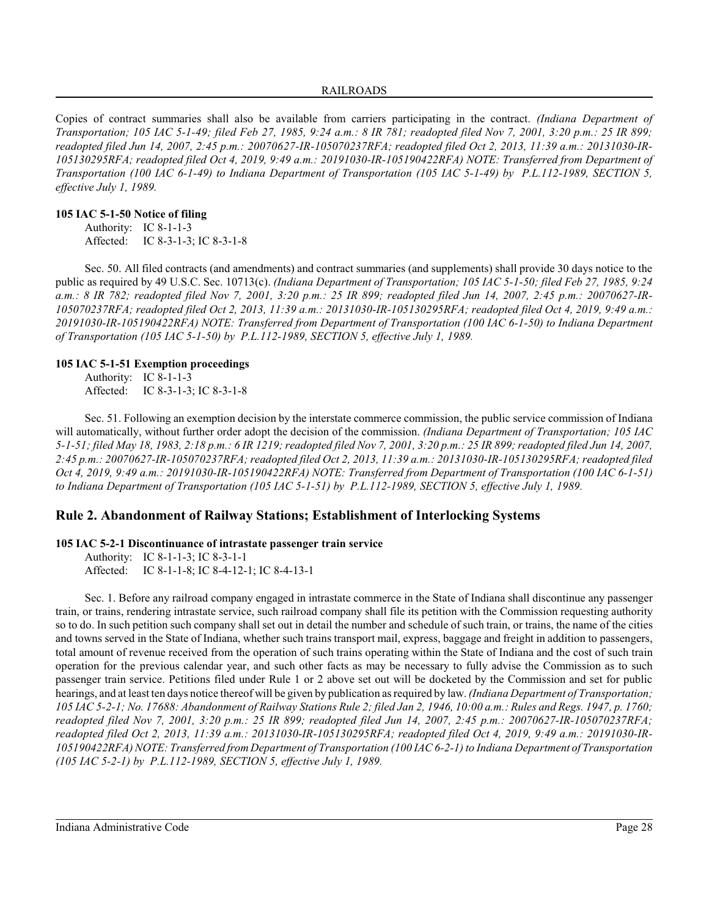Copies of contract summaries shall also be available from carriers participating in the contract. *(Indiana Department of Transportation; 105 IAC 5-1-49; filed Feb 27, 1985, 9:24 a.m.: 8 IR 781; readopted filed Nov 7, 2001, 3:20 p.m.: 25 IR 899; readopted filed Jun 14, 2007, 2:45 p.m.: 20070627-IR-105070237RFA; readopted filed Oct 2, 2013, 11:39 a.m.: 20131030-IR-105130295RFA; readopted filed Oct 4, 2019, 9:49 a.m.: 20191030-IR-105190422RFA) NOTE: Transferred from Department of Transportation (100 IAC 6-1-49) to Indiana Department of Transportation (105 IAC 5-1-49) by P.L.112-1989, SECTION 5, effective July 1, 1989.*

**105 IAC 5-1-50 Notice of filing**

Authority: IC 8-1-1-3
Affected: IC 8-3-1-3; IC 8-3-1-8

Sec. 50. All filed contracts (and amendments) and contract summaries (and supplements) shall provide 30 days notice to the public as required by 49 U.S.C. Sec. 10713(c). *(Indiana Department of Transportation; 105 IAC 5-1-50; filed Feb 27, 1985, 9:24 a.m.: 8 IR 782; readopted filed Nov 7, 2001, 3:20 p.m.: 25 IR 899; readopted filed Jun 14, 2007, 2:45 p.m.: 20070627-IR-105070237RFA; readopted filed Oct 2, 2013, 11:39 a.m.: 20131030-IR-105130295RFA; readopted filed Oct 4, 2019, 9:49 a.m.: 20191030-IR-105190422RFA) NOTE: Transferred from Department of Transportation (100 IAC 6-1-50) to Indiana Department of Transportation (105 IAC 5-1-50) by P.L.112-1989, SECTION 5, effective July 1, 1989.*

**105 IAC 5-1-51 Exemption proceedings**

Authority: IC 8-1-1-3
Affected: IC 8-3-1-3; IC 8-3-1-8

Sec. 51. Following an exemption decision by the interstate commerce commission, the public service commission of Indiana will automatically, without further order adopt the decision of the commission. *(Indiana Department of Transportation; 105 IAC 5-1-51; filed May 18, 1983, 2:18 p.m.: 6 IR 1219; readopted filed Nov 7, 2001, 3:20 p.m.: 25 IR 899; readopted filed Jun 14, 2007, 2:45 p.m.: 20070627-IR-105070237RFA; readopted filed Oct 2, 2013, 11:39 a.m.: 20131030-IR-105130295RFA; readopted filed Oct 4, 2019, 9:49 a.m.: 20191030-IR-105190422RFA) NOTE: Transferred from Department of Transportation (100 IAC 6-1-51) to Indiana Department of Transportation (105 IAC 5-1-51) by P.L.112-1989, SECTION 5, effective July 1, 1989.*

## Rule 2. Abandonment of Railway Stations; Establishment of Interlocking Systems

**105 IAC 5-2-1 Discontinuance of intrastate passenger train service**

Authority: IC 8-1-1-3; IC 8-3-1-1
Affected: IC 8-1-1-8; IC 8-4-12-1; IC 8-4-13-1

Sec. 1. Before any railroad company engaged in intrastate commerce in the State of Indiana shall discontinue any passenger train, or trains, rendering intrastate service, such railroad company shall file its petition with the Commission requesting authority so to do. In such petition such company shall set out in detail the number and schedule of such train, or trains, the name of the cities and towns served in the State of Indiana, whether such trains transport mail, express, baggage and freight in addition to passengers, total amount of revenue received from the operation of such trains operating within the State of Indiana and the cost of such train operation for the previous calendar year, and such other facts as may be necessary to fully advise the Commission as to such passenger train service. Petitions filed under Rule 1 or 2 above set out will be docketed by the Commission and set for public hearings, and at least ten days notice thereof will be given by publication as required by law. *(Indiana Department of Transportation; 105 IAC 5-2-1; No. 17688: Abandonment of Railway Stations Rule 2; filed Jan 2, 1946, 10:00 a.m.: Rules and Regs. 1947, p. 1760; readopted filed Nov 7, 2001, 3:20 p.m.: 25 IR 899; readopted filed Jun 14, 2007, 2:45 p.m.: 20070627-IR-105070237RFA; readopted filed Oct 2, 2013, 11:39 a.m.: 20131030-IR-105130295RFA; readopted filed Oct 4, 2019, 9:49 a.m.: 20191030-IR-105190422RFA) NOTE: Transferred from Department of Transportation (100 IAC 6-2-1) to Indiana Department of Transportation (105 IAC 5-2-1) by P.L.112-1989, SECTION 5, effective July 1, 1989.*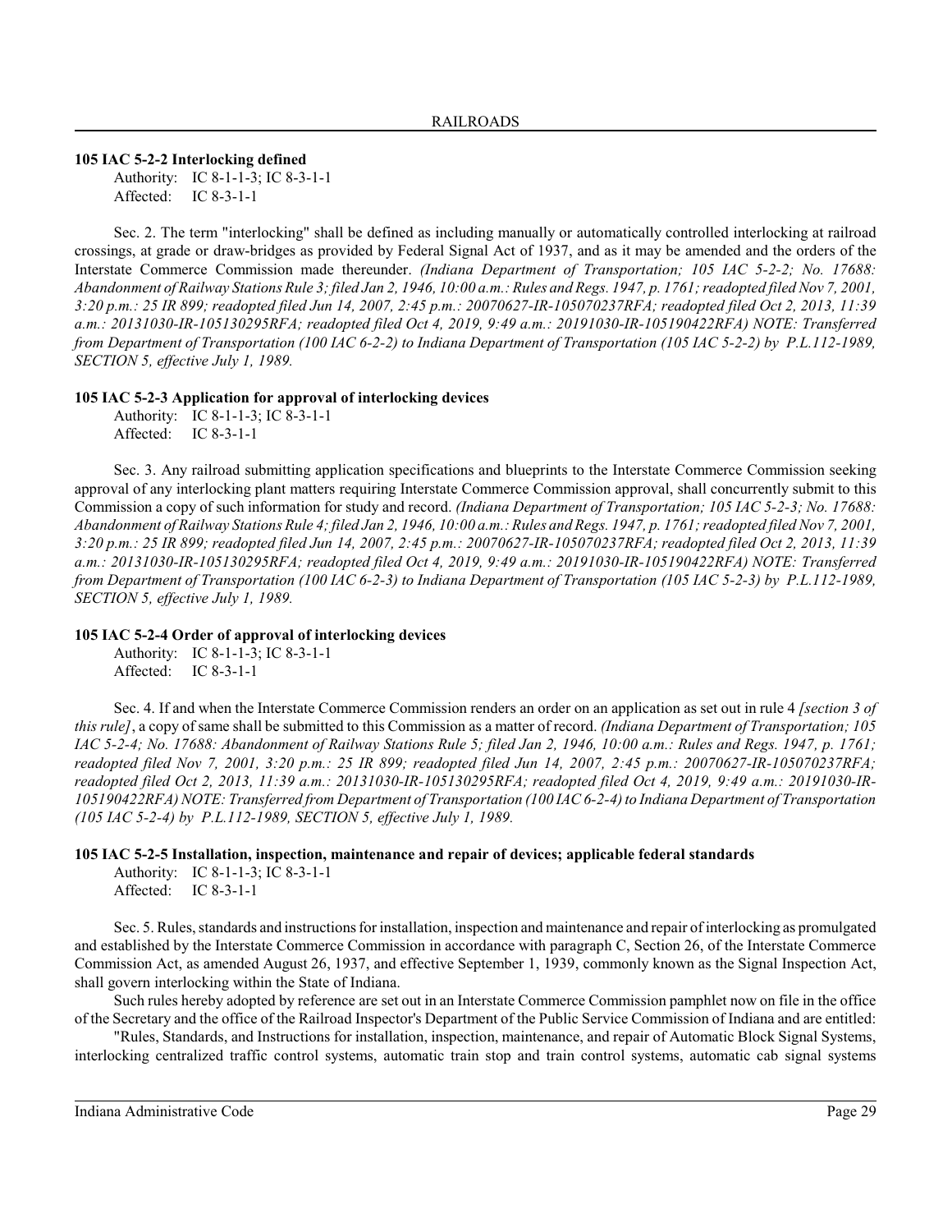### 105 IAC 5-2-2 Interlocking defined

Authority: IC 8-1-1-3; IC 8-3-1-1
Affected: IC 8-3-1-1

Sec. 2. The term "interlocking" shall be defined as including manually or automatically controlled interlocking at railroad crossings, at grade or draw-bridges as provided by Federal Signal Act of 1937, and as it may be amended and the orders of the Interstate Commerce Commission made thereunder. *(Indiana Department of Transportation; 105 IAC 5-2-2; No. 17688: Abandonment of Railway Stations Rule 3; filed Jan 2, 1946, 10:00 a.m.: Rules and Regs. 1947, p. 1761; readopted filed Nov 7, 2001, 3:20 p.m.: 25 IR 899; readopted filed Jun 14, 2007, 2:45 p.m.: 20070627-IR-105070237RFA; readopted filed Oct 2, 2013, 11:39 a.m.: 20131030-IR-105130295RFA; readopted filed Oct 4, 2019, 9:49 a.m.: 20191030-IR-105190422RFA) NOTE: Transferred from Department of Transportation (100 IAC 6-2-2) to Indiana Department of Transportation (105 IAC 5-2-2) by P.L.112-1989, SECTION 5, effective July 1, 1989.*

### 105 IAC 5-2-3 Application for approval of interlocking devices

Authority: IC 8-1-1-3; IC 8-3-1-1
Affected: IC 8-3-1-1

Sec. 3. Any railroad submitting application specifications and blueprints to the Interstate Commerce Commission seeking approval of any interlocking plant matters requiring Interstate Commerce Commission approval, shall concurrently submit to this Commission a copy of such information for study and record. *(Indiana Department of Transportation; 105 IAC 5-2-3; No. 17688: Abandonment of Railway Stations Rule 4; filed Jan 2, 1946, 10:00 a.m.: Rules and Regs. 1947, p. 1761; readopted filed Nov 7, 2001, 3:20 p.m.: 25 IR 899; readopted filed Jun 14, 2007, 2:45 p.m.: 20070627-IR-105070237RFA; readopted filed Oct 2, 2013, 11:39 a.m.: 20131030-IR-105130295RFA; readopted filed Oct 4, 2019, 9:49 a.m.: 20191030-IR-105190422RFA) NOTE: Transferred from Department of Transportation (100 IAC 6-2-3) to Indiana Department of Transportation (105 IAC 5-2-3) by P.L.112-1989, SECTION 5, effective July 1, 1989.*

### 105 IAC 5-2-4 Order of approval of interlocking devices

Authority: IC 8-1-1-3; IC 8-3-1-1
Affected: IC 8-3-1-1

Sec. 4. If and when the Interstate Commerce Commission renders an order on an application as set out in rule 4 *[section 3 of this rule]*, a copy of same shall be submitted to this Commission as a matter of record. *(Indiana Department of Transportation; 105 IAC 5-2-4; No. 17688: Abandonment of Railway Stations Rule 5; filed Jan 2, 1946, 10:00 a.m.: Rules and Regs. 1947, p. 1761; readopted filed Nov 7, 2001, 3:20 p.m.: 25 IR 899; readopted filed Jun 14, 2007, 2:45 p.m.: 20070627-IR-105070237RFA; readopted filed Oct 2, 2013, 11:39 a.m.: 20131030-IR-105130295RFA; readopted filed Oct 4, 2019, 9:49 a.m.: 20191030-IR-105190422RFA) NOTE: Transferred from Department of Transportation (100 IAC 6-2-4) to Indiana Department of Transportation (105 IAC 5-2-4) by P.L.112-1989, SECTION 5, effective July 1, 1989.*

### 105 IAC 5-2-5 Installation, inspection, maintenance and repair of devices; applicable federal standards

Authority: IC 8-1-1-3; IC 8-3-1-1
Affected: IC 8-3-1-1

Sec. 5. Rules, standards and instructions for installation, inspection and maintenance and repair of interlocking as promulgated and established by the Interstate Commerce Commission in accordance with paragraph C, Section 26, of the Interstate Commerce Commission Act, as amended August 26, 1937, and effective September 1, 1939, commonly known as the Signal Inspection Act, shall govern interlocking within the State of Indiana.

Such rules hereby adopted by reference are set out in an Interstate Commerce Commission pamphlet now on file in the office of the Secretary and the office of the Railroad Inspector's Department of the Public Service Commission of Indiana and are entitled:

"Rules, Standards, and Instructions for installation, inspection, maintenance, and repair of Automatic Block Signal Systems, interlocking centralized traffic control systems, automatic train stop and train control systems, automatic cab signal systems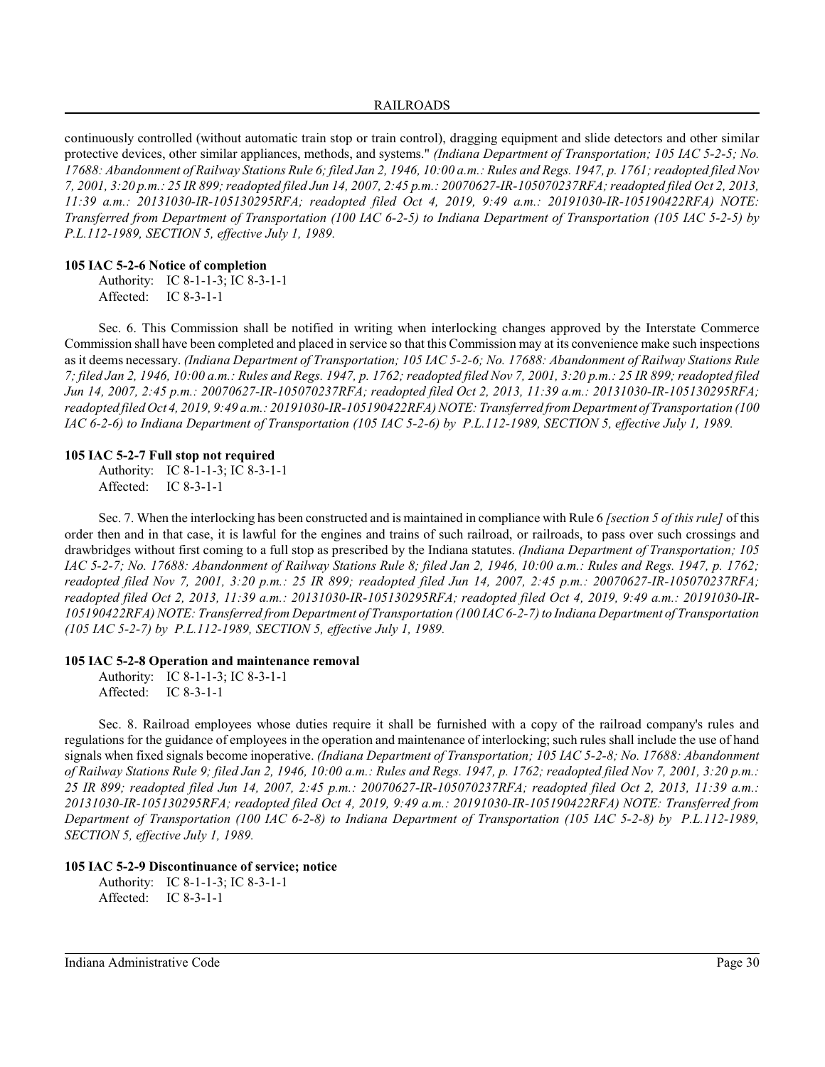continuously controlled (without automatic train stop or train control), dragging equipment and slide detectors and other similar protective devices, other similar appliances, methods, and systems." *(Indiana Department of Transportation; 105 IAC 5-2-5; No. 17688: Abandonment of Railway Stations Rule 6; filed Jan 2, 1946, 10:00 a.m.: Rules and Regs. 1947, p. 1761; readopted filed Nov 7, 2001, 3:20 p.m.: 25 IR 899; readopted filed Jun 14, 2007, 2:45 p.m.: 20070627-IR-105070237RFA; readopted filed Oct 2, 2013, 11:39 a.m.: 20131030-IR-105130295RFA; readopted filed Oct 4, 2019, 9:49 a.m.: 20191030-IR-105190422RFA) NOTE: Transferred from Department of Transportation (100 IAC 6-2-5) to Indiana Department of Transportation (105 IAC 5-2-5) by P.L.112-1989, SECTION 5, effective July 1, 1989.*

**105 IAC 5-2-6 Notice of completion**

Authority: IC 8-1-1-3; IC 8-3-1-1
Affected: IC 8-3-1-1

Sec. 6. This Commission shall be notified in writing when interlocking changes approved by the Interstate Commerce Commission shall have been completed and placed in service so that this Commission may at its convenience make such inspections as it deems necessary. *(Indiana Department of Transportation; 105 IAC 5-2-6; No. 17688: Abandonment of Railway Stations Rule 7; filed Jan 2, 1946, 10:00 a.m.: Rules and Regs. 1947, p. 1762; readopted filed Nov 7, 2001, 3:20 p.m.: 25 IR 899; readopted filed Jun 14, 2007, 2:45 p.m.: 20070627-IR-105070237RFA; readopted filed Oct 2, 2013, 11:39 a.m.: 20131030-IR-105130295RFA; readopted filed Oct 4, 2019, 9:49 a.m.: 20191030-IR-105190422RFA) NOTE: Transferred from Department of Transportation (100 IAC 6-2-6) to Indiana Department of Transportation (105 IAC 5-2-6) by P.L.112-1989, SECTION 5, effective July 1, 1989.*

**105 IAC 5-2-7 Full stop not required**

Authority: IC 8-1-1-3; IC 8-3-1-1
Affected: IC 8-3-1-1

Sec. 7. When the interlocking has been constructed and is maintained in compliance with Rule 6 *[section 5 of this rule]* of this order then and in that case, it is lawful for the engines and trains of such railroad, or railroads, to pass over such crossings and drawbridges without first coming to a full stop as prescribed by the Indiana statutes. *(Indiana Department of Transportation; 105 IAC 5-2-7; No. 17688: Abandonment of Railway Stations Rule 8; filed Jan 2, 1946, 10:00 a.m.: Rules and Regs. 1947, p. 1762; readopted filed Nov 7, 2001, 3:20 p.m.: 25 IR 899; readopted filed Jun 14, 2007, 2:45 p.m.: 20070627-IR-105070237RFA; readopted filed Oct 2, 2013, 11:39 a.m.: 20131030-IR-105130295RFA; readopted filed Oct 4, 2019, 9:49 a.m.: 20191030-IR-105190422RFA) NOTE: Transferred from Department of Transportation (100 IAC 6-2-7) to Indiana Department of Transportation (105 IAC 5-2-7) by P.L.112-1989, SECTION 5, effective July 1, 1989.*

**105 IAC 5-2-8 Operation and maintenance removal**

Authority: IC 8-1-1-3; IC 8-3-1-1
Affected: IC 8-3-1-1

Sec. 8. Railroad employees whose duties require it shall be furnished with a copy of the railroad company's rules and regulations for the guidance of employees in the operation and maintenance of interlocking; such rules shall include the use of hand signals when fixed signals become inoperative. *(Indiana Department of Transportation; 105 IAC 5-2-8; No. 17688: Abandonment of Railway Stations Rule 9; filed Jan 2, 1946, 10:00 a.m.: Rules and Regs. 1947, p. 1762; readopted filed Nov 7, 2001, 3:20 p.m.: 25 IR 899; readopted filed Jun 14, 2007, 2:45 p.m.: 20070627-IR-105070237RFA; readopted filed Oct 2, 2013, 11:39 a.m.: 20131030-IR-105130295RFA; readopted filed Oct 4, 2019, 9:49 a.m.: 20191030-IR-105190422RFA) NOTE: Transferred from Department of Transportation (100 IAC 6-2-8) to Indiana Department of Transportation (105 IAC 5-2-8) by P.L.112-1989, SECTION 5, effective July 1, 1989.*

**105 IAC 5-2-9 Discontinuance of service; notice**

Authority: IC 8-1-1-3; IC 8-3-1-1
Affected: IC 8-3-1-1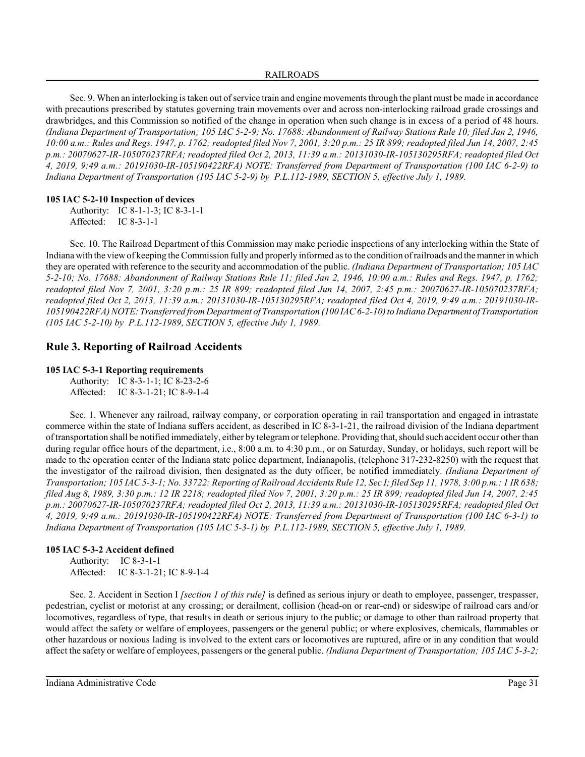Sec. 9. When an interlocking is taken out of service train and engine movements through the plant must be made in accordance with precautions prescribed by statutes governing train movements over and across non-interlocking railroad grade crossings and drawbridges, and this Commission so notified of the change in operation when such change is in excess of a period of 48 hours. *(Indiana Department of Transportation; 105 IAC 5-2-9; No. 17688: Abandonment of Railway Stations Rule 10; filed Jan 2, 1946, 10:00 a.m.: Rules and Regs. 1947, p. 1762; readopted filed Nov 7, 2001, 3:20 p.m.: 25 IR 899; readopted filed Jun 14, 2007, 2:45 p.m.: 20070627-IR-105070237RFA; readopted filed Oct 2, 2013, 11:39 a.m.: 20131030-IR-105130295RFA; readopted filed Oct 4, 2019, 9:49 a.m.: 20191030-IR-105190422RFA) NOTE: Transferred from Department of Transportation (100 IAC 6-2-9) to Indiana Department of Transportation (105 IAC 5-2-9) by P.L.112-1989, SECTION 5, effective July 1, 1989.*

**105 IAC 5-2-10 Inspection of devices**

Authority: IC 8-1-1-3; IC 8-3-1-1
Affected: IC 8-3-1-1

Sec. 10. The Railroad Department of this Commission may make periodic inspections of any interlocking within the State of Indiana with the view of keeping the Commission fully and properly informed as to the condition of railroads and the manner in which they are operated with reference to the security and accommodation of the public. *(Indiana Department of Transportation; 105 IAC 5-2-10; No. 17688: Abandonment of Railway Stations Rule 11; filed Jan 2, 1946, 10:00 a.m.: Rules and Regs. 1947, p. 1762; readopted filed Nov 7, 2001, 3:20 p.m.: 25 IR 899; readopted filed Jun 14, 2007, 2:45 p.m.: 20070627-IR-105070237RFA; readopted filed Oct 2, 2013, 11:39 a.m.: 20131030-IR-105130295RFA; readopted filed Oct 4, 2019, 9:49 a.m.: 20191030-IR-105190422RFA) NOTE: Transferred from Department of Transportation (100 IAC 6-2-10) to Indiana Department of Transportation (105 IAC 5-2-10) by P.L.112-1989, SECTION 5, effective July 1, 1989.*

## Rule 3. Reporting of Railroad Accidents

**105 IAC 5-3-1 Reporting requirements**

Authority: IC 8-3-1-1; IC 8-23-2-6
Affected: IC 8-3-1-21; IC 8-9-1-4

Sec. 1. Whenever any railroad, railway company, or corporation operating in rail transportation and engaged in intrastate commerce within the state of Indiana suffers accident, as described in IC 8-3-1-21, the railroad division of the Indiana department of transportation shall be notified immediately, either by telegram or telephone. Providing that, should such accident occur other than during regular office hours of the department, i.e., 8:00 a.m. to 4:30 p.m., or on Saturday, Sunday, or holidays, such report will be made to the operation center of the Indiana state police department, Indianapolis, (telephone 317-232-8250) with the request that the investigator of the railroad division, then designated as the duty officer, be notified immediately. *(Indiana Department of Transportation; 105 IAC 5-3-1; No. 33722: Reporting of Railroad Accidents Rule 12, Sec I; filed Sep 11, 1978, 3:00 p.m.: 1 IR 638; filed Aug 8, 1989, 3:30 p.m.: 12 IR 2218; readopted filed Nov 7, 2001, 3:20 p.m.: 25 IR 899; readopted filed Jun 14, 2007, 2:45 p.m.: 20070627-IR-105070237RFA; readopted filed Oct 2, 2013, 11:39 a.m.: 20131030-IR-105130295RFA; readopted filed Oct 4, 2019, 9:49 a.m.: 20191030-IR-105190422RFA) NOTE: Transferred from Department of Transportation (100 IAC 6-3-1) to Indiana Department of Transportation (105 IAC 5-3-1) by P.L.112-1989, SECTION 5, effective July 1, 1989.*

**105 IAC 5-3-2 Accident defined**

Authority: IC 8-3-1-1
Affected: IC 8-3-1-21; IC 8-9-1-4

Sec. 2. Accident in Section I *[section 1 of this rule]* is defined as serious injury or death to employee, passenger, trespasser, pedestrian, cyclist or motorist at any crossing; or derailment, collision (head-on or rear-end) or sideswipe of railroad cars and/or locomotives, regardless of type, that results in death or serious injury to the public; or damage to other than railroad property that would affect the safety or welfare of employees, passengers or the general public; or where explosives, chemicals, flammables or other hazardous or noxious lading is involved to the extent cars or locomotives are ruptured, afire or in any condition that would affect the safety or welfare of employees, passengers or the general public. *(Indiana Department of Transportation; 105 IAC 5-3-2;*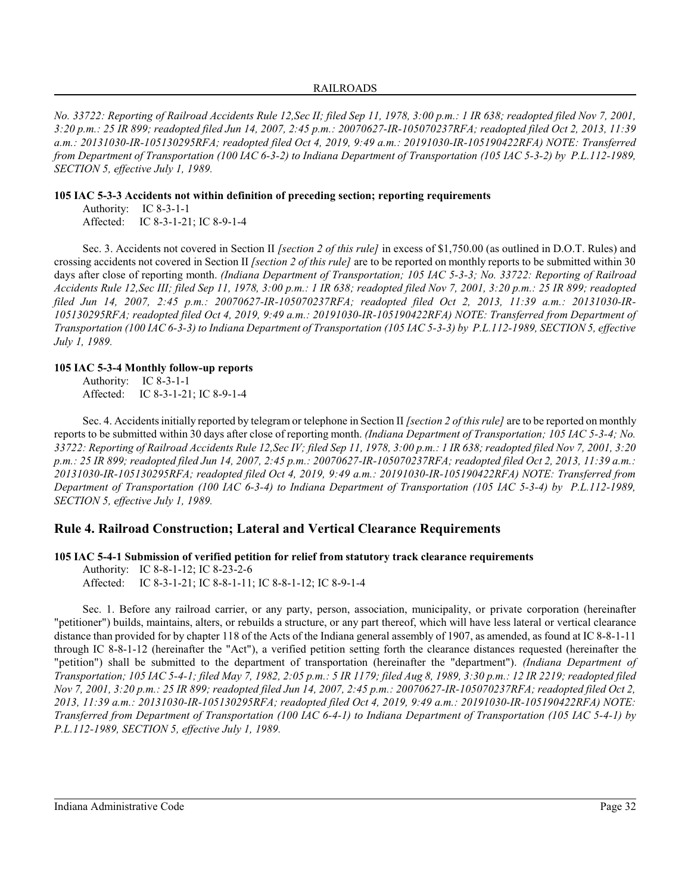*No. 33722: Reporting of Railroad Accidents Rule 12,Sec II; filed Sep 11, 1978, 3:00 p.m.: 1 IR 638; readopted filed Nov 7, 2001, 3:20 p.m.: 25 IR 899; readopted filed Jun 14, 2007, 2:45 p.m.: 20070627-IR-105070237RFA; readopted filed Oct 2, 2013, 11:39 a.m.: 20131030-IR-105130295RFA; readopted filed Oct 4, 2019, 9:49 a.m.: 20191030-IR-105190422RFA) NOTE: Transferred from Department of Transportation (100 IAC 6-3-2) to Indiana Department of Transportation (105 IAC 5-3-2) by P.L.112-1989, SECTION 5, effective July 1, 1989.*

**105 IAC 5-3-3 Accidents not within definition of preceding section; reporting requirements**

Authority: IC 8-3-1-1
Affected: IC 8-3-1-21; IC 8-9-1-4

Sec. 3. Accidents not covered in Section II *[section 2 of this rule]* in excess of $1,750.00 (as outlined in D.O.T. Rules) and crossing accidents not covered in Section II *[section 2 of this rule]* are to be reported on monthly reports to be submitted within 30 days after close of reporting month. *(Indiana Department of Transportation; 105 IAC 5-3-3; No. 33722: Reporting of Railroad Accidents Rule 12,Sec III; filed Sep 11, 1978, 3:00 p.m.: 1 IR 638; readopted filed Nov 7, 2001, 3:20 p.m.: 25 IR 899; readopted filed Jun 14, 2007, 2:45 p.m.: 20070627-IR-105070237RFA; readopted filed Oct 2, 2013, 11:39 a.m.: 20131030-IR-105130295RFA; readopted filed Oct 4, 2019, 9:49 a.m.: 20191030-IR-105190422RFA) NOTE: Transferred from Department of Transportation (100 IAC 6-3-3) to Indiana Department of Transportation (105 IAC 5-3-3) by P.L.112-1989, SECTION 5, effective July 1, 1989.*

**105 IAC 5-3-4 Monthly follow-up reports**

Authority: IC 8-3-1-1
Affected: IC 8-3-1-21; IC 8-9-1-4

Sec. 4. Accidents initially reported by telegram or telephone in Section II *[section 2 of this rule]* are to be reported on monthly reports to be submitted within 30 days after close of reporting month. *(Indiana Department of Transportation; 105 IAC 5-3-4; No. 33722: Reporting of Railroad Accidents Rule 12,Sec IV; filed Sep 11, 1978, 3:00 p.m.: 1 IR 638; readopted filed Nov 7, 2001, 3:20 p.m.: 25 IR 899; readopted filed Jun 14, 2007, 2:45 p.m.: 20070627-IR-105070237RFA; readopted filed Oct 2, 2013, 11:39 a.m.: 20131030-IR-105130295RFA; readopted filed Oct 4, 2019, 9:49 a.m.: 20191030-IR-105190422RFA) NOTE: Transferred from Department of Transportation (100 IAC 6-3-4) to Indiana Department of Transportation (105 IAC 5-3-4) by P.L.112-1989, SECTION 5, effective July 1, 1989.*

## Rule 4. Railroad Construction; Lateral and Vertical Clearance Requirements

**105 IAC 5-4-1 Submission of verified petition for relief from statutory track clearance requirements**

Authority: IC 8-8-1-12; IC 8-23-2-6
Affected: IC 8-3-1-21; IC 8-8-1-11; IC 8-8-1-12; IC 8-9-1-4

Sec. 1. Before any railroad carrier, or any party, person, association, municipality, or private corporation (hereinafter "petitioner") builds, maintains, alters, or rebuilds a structure, or any part thereof, which will have less lateral or vertical clearance distance than provided for by chapter 118 of the Acts of the Indiana general assembly of 1907, as amended, as found at IC 8-8-1-11 through IC 8-8-1-12 (hereinafter the "Act"), a verified petition setting forth the clearance distances requested (hereinafter the "petition") shall be submitted to the department of transportation (hereinafter the "department"). *(Indiana Department of Transportation; 105 IAC 5-4-1; filed May 7, 1982, 2:05 p.m.: 5 IR 1179; filed Aug 8, 1989, 3:30 p.m.: 12 IR 2219; readopted filed Nov 7, 2001, 3:20 p.m.: 25 IR 899; readopted filed Jun 14, 2007, 2:45 p.m.: 20070627-IR-105070237RFA; readopted filed Oct 2, 2013, 11:39 a.m.: 20131030-IR-105130295RFA; readopted filed Oct 4, 2019, 9:49 a.m.: 20191030-IR-105190422RFA) NOTE: Transferred from Department of Transportation (100 IAC 6-4-1) to Indiana Department of Transportation (105 IAC 5-4-1) by P.L.112-1989, SECTION 5, effective July 1, 1989.*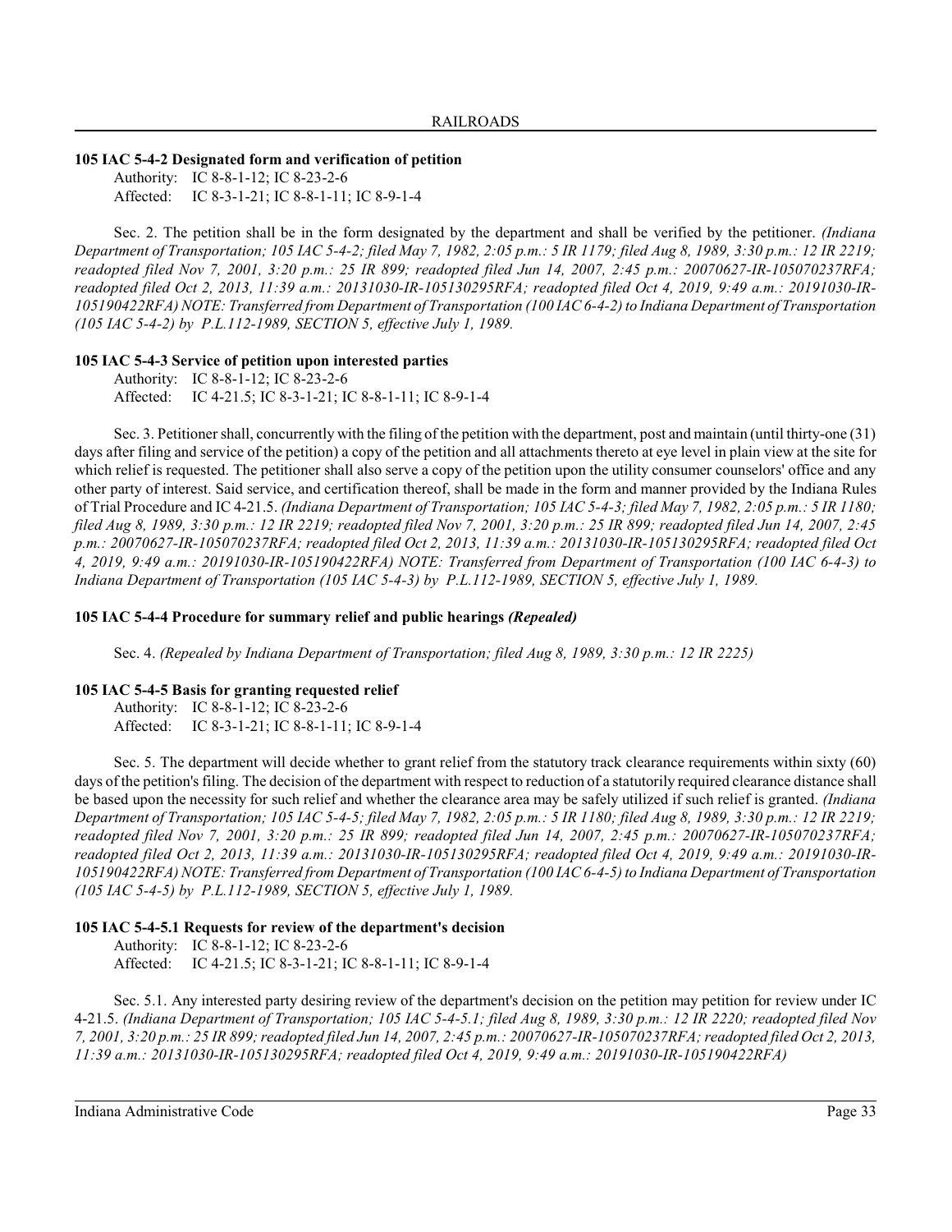### 105 IAC 5-4-2 Designated form and verification of petition

Authority: IC 8-8-1-12; IC 8-23-2-6
Affected: IC 8-3-1-21; IC 8-8-1-11; IC 8-9-1-4

Sec. 2. The petition shall be in the form designated by the department and shall be verified by the petitioner. *(Indiana Department of Transportation; 105 IAC 5-4-2; filed May 7, 1982, 2:05 p.m.: 5 IR 1179; filed Aug 8, 1989, 3:30 p.m.: 12 IR 2219; readopted filed Nov 7, 2001, 3:20 p.m.: 25 IR 899; readopted filed Jun 14, 2007, 2:45 p.m.: 20070627-IR-105070237RFA; readopted filed Oct 2, 2013, 11:39 a.m.: 20131030-IR-105130295RFA; readopted filed Oct 4, 2019, 9:49 a.m.: 20191030-IR-105190422RFA) NOTE: Transferred from Department of Transportation (100 IAC 6-4-2) to Indiana Department of Transportation (105 IAC 5-4-2) by P.L.112-1989, SECTION 5, effective July 1, 1989.*

### 105 IAC 5-4-3 Service of petition upon interested parties

Authority: IC 8-8-1-12; IC 8-23-2-6
Affected: IC 4-21.5; IC 8-3-1-21; IC 8-8-1-11; IC 8-9-1-4

Sec. 3. Petitioner shall, concurrently with the filing of the petition with the department, post and maintain (until thirty-one (31) days after filing and service of the petition) a copy of the petition and all attachments thereto at eye level in plain view at the site for which relief is requested. The petitioner shall also serve a copy of the petition upon the utility consumer counselors' office and any other party of interest. Said service, and certification thereof, shall be made in the form and manner provided by the Indiana Rules of Trial Procedure and IC 4-21.5. *(Indiana Department of Transportation; 105 IAC 5-4-3; filed May 7, 1982, 2:05 p.m.: 5 IR 1180; filed Aug 8, 1989, 3:30 p.m.: 12 IR 2219; readopted filed Nov 7, 2001, 3:20 p.m.: 25 IR 899; readopted filed Jun 14, 2007, 2:45 p.m.: 20070627-IR-105070237RFA; readopted filed Oct 2, 2013, 11:39 a.m.: 20131030-IR-105130295RFA; readopted filed Oct 4, 2019, 9:49 a.m.: 20191030-IR-105190422RFA) NOTE: Transferred from Department of Transportation (100 IAC 6-4-3) to Indiana Department of Transportation (105 IAC 5-4-3) by P.L.112-1989, SECTION 5, effective July 1, 1989.*

### 105 IAC 5-4-4 Procedure for summary relief and public hearings *(Repealed)*

Sec. 4. *(Repealed by Indiana Department of Transportation; filed Aug 8, 1989, 3:30 p.m.: 12 IR 2225)*

### 105 IAC 5-4-5 Basis for granting requested relief

Authority: IC 8-8-1-12; IC 8-23-2-6
Affected: IC 8-3-1-21; IC 8-8-1-11; IC 8-9-1-4

Sec. 5. The department will decide whether to grant relief from the statutory track clearance requirements within sixty (60) days of the petition's filing. The decision of the department with respect to reduction of a statutorily required clearance distance shall be based upon the necessity for such relief and whether the clearance area may be safely utilized if such relief is granted. *(Indiana Department of Transportation; 105 IAC 5-4-5; filed May 7, 1982, 2:05 p.m.: 5 IR 1180; filed Aug 8, 1989, 3:30 p.m.: 12 IR 2219; readopted filed Nov 7, 2001, 3:20 p.m.: 25 IR 899; readopted filed Jun 14, 2007, 2:45 p.m.: 20070627-IR-105070237RFA; readopted filed Oct 2, 2013, 11:39 a.m.: 20131030-IR-105130295RFA; readopted filed Oct 4, 2019, 9:49 a.m.: 20191030-IR-105190422RFA) NOTE: Transferred from Department of Transportation (100 IAC 6-4-5) to Indiana Department of Transportation (105 IAC 5-4-5) by P.L.112-1989, SECTION 5, effective July 1, 1989.*

### 105 IAC 5-4-5.1 Requests for review of the department's decision

Authority: IC 8-8-1-12; IC 8-23-2-6
Affected: IC 4-21.5; IC 8-3-1-21; IC 8-8-1-11; IC 8-9-1-4

Sec. 5.1. Any interested party desiring review of the department's decision on the petition may petition for review under IC 4-21.5. *(Indiana Department of Transportation; 105 IAC 5-4-5.1; filed Aug 8, 1989, 3:30 p.m.: 12 IR 2220; readopted filed Nov 7, 2001, 3:20 p.m.: 25 IR 899; readopted filed Jun 14, 2007, 2:45 p.m.: 20070627-IR-105070237RFA; readopted filed Oct 2, 2013, 11:39 a.m.: 20131030-IR-105130295RFA; readopted filed Oct 4, 2019, 9:49 a.m.: 20191030-IR-105190422RFA)*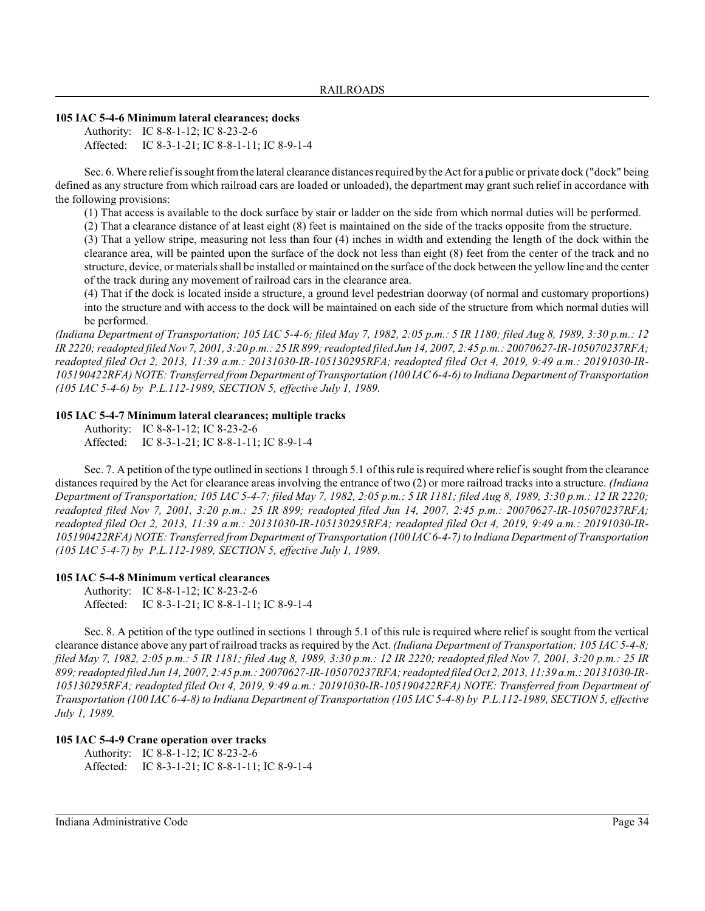### 105 IAC 5-4-6 Minimum lateral clearances; docks

Authority: IC 8-8-1-12; IC 8-23-2-6
Affected: IC 8-3-1-21; IC 8-8-1-11; IC 8-9-1-4

Sec. 6. Where relief is sought from the lateral clearance distances required by the Act for a public or private dock ("dock" being defined as any structure from which railroad cars are loaded or unloaded), the department may grant such relief in accordance with the following provisions:

(1) That access is available to the dock surface by stair or ladder on the side from which normal duties will be performed.
(2) That a clearance distance of at least eight (8) feet is maintained on the side of the tracks opposite from the structure.
(3) That a yellow stripe, measuring not less than four (4) inches in width and extending the length of the dock within the clearance area, will be painted upon the surface of the dock not less than eight (8) feet from the center of the track and no structure, device, or materials shall be installed or maintained on the surface of the dock between the yellow line and the center of the track during any movement of railroad cars in the clearance area.
(4) That if the dock is located inside a structure, a ground level pedestrian doorway (of normal and customary proportions) into the structure and with access to the dock will be maintained on each side of the structure from which normal duties will be performed.

*(Indiana Department of Transportation; 105 IAC 5-4-6; filed May 7, 1982, 2:05 p.m.: 5 IR 1180; filed Aug 8, 1989, 3:30 p.m.: 12 IR 2220; readopted filed Nov 7, 2001, 3:20 p.m.: 25 IR 899; readopted filed Jun 14, 2007, 2:45 p.m.: 20070627-IR-105070237RFA; readopted filed Oct 2, 2013, 11:39 a.m.: 20131030-IR-105130295RFA; readopted filed Oct 4, 2019, 9:49 a.m.: 20191030-IR-105190422RFA) NOTE: Transferred from Department of Transportation (100 IAC 6-4-6) to Indiana Department of Transportation (105 IAC 5-4-6) by P.L.112-1989, SECTION 5, effective July 1, 1989.*

### 105 IAC 5-4-7 Minimum lateral clearances; multiple tracks

Authority: IC 8-8-1-12; IC 8-23-2-6
Affected: IC 8-3-1-21; IC 8-8-1-11; IC 8-9-1-4

Sec. 7. A petition of the type outlined in sections 1 through 5.1 of this rule is required where relief is sought from the clearance distances required by the Act for clearance areas involving the entrance of two (2) or more railroad tracks into a structure. *(Indiana Department of Transportation; 105 IAC 5-4-7; filed May 7, 1982, 2:05 p.m.: 5 IR 1181; filed Aug 8, 1989, 3:30 p.m.: 12 IR 2220; readopted filed Nov 7, 2001, 3:20 p.m.: 25 IR 899; readopted filed Jun 14, 2007, 2:45 p.m.: 20070627-IR-105070237RFA; readopted filed Oct 2, 2013, 11:39 a.m.: 20131030-IR-105130295RFA; readopted filed Oct 4, 2019, 9:49 a.m.: 20191030-IR-105190422RFA) NOTE: Transferred from Department of Transportation (100 IAC 6-4-7) to Indiana Department of Transportation (105 IAC 5-4-7) by P.L.112-1989, SECTION 5, effective July 1, 1989.*

### 105 IAC 5-4-8 Minimum vertical clearances

Authority: IC 8-8-1-12; IC 8-23-2-6
Affected: IC 8-3-1-21; IC 8-8-1-11; IC 8-9-1-4

Sec. 8. A petition of the type outlined in sections 1 through 5.1 of this rule is required where relief is sought from the vertical clearance distance above any part of railroad tracks as required by the Act. *(Indiana Department of Transportation; 105 IAC 5-4-8; filed May 7, 1982, 2:05 p.m.: 5 IR 1181; filed Aug 8, 1989, 3:30 p.m.: 12 IR 2220; readopted filed Nov 7, 2001, 3:20 p.m.: 25 IR 899; readopted filed Jun 14, 2007, 2:45 p.m.: 20070627-IR-105070237RFA; readopted filed Oct 2, 2013, 11:39 a.m.: 20131030-IR-105130295RFA; readopted filed Oct 4, 2019, 9:49 a.m.: 20191030-IR-105190422RFA) NOTE: Transferred from Department of Transportation (100 IAC 6-4-8) to Indiana Department of Transportation (105 IAC 5-4-8) by P.L.112-1989, SECTION 5, effective July 1, 1989.*

### 105 IAC 5-4-9 Crane operation over tracks

Authority: IC 8-8-1-12; IC 8-23-2-6
Affected: IC 8-3-1-21; IC 8-8-1-11; IC 8-9-1-4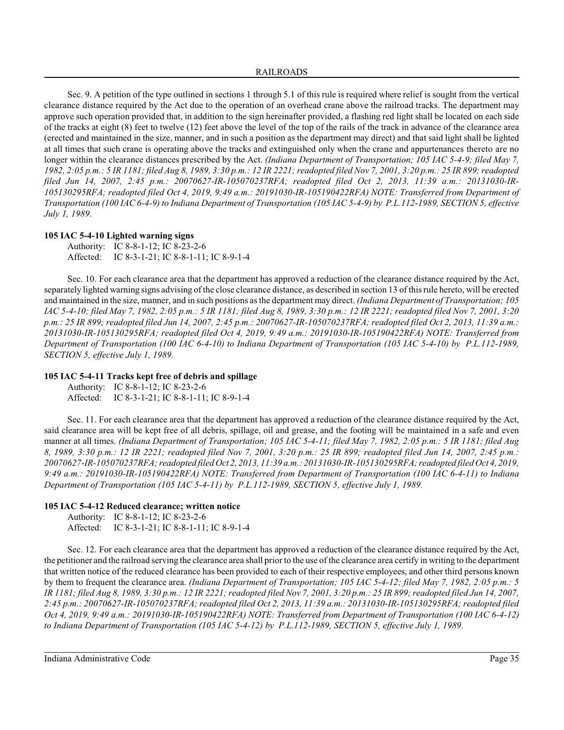Sec. 9. A petition of the type outlined in sections 1 through 5.1 of this rule is required where relief is sought from the vertical clearance distance required by the Act due to the operation of an overhead crane above the railroad tracks. The department may approve such operation provided that, in addition to the sign hereinafter provided, a flashing red light shall be located on each side of the tracks at eight (8) feet to twelve (12) feet above the level of the top of the rails of the track in advance of the clearance area (erected and maintained in the size, manner, and in such a position as the department may direct) and that said light shall be lighted at all times that such crane is operating above the tracks and extinguished only when the crane and appurtenances thereto are no longer within the clearance distances prescribed by the Act. *(Indiana Department of Transportation; 105 IAC 5-4-9; filed May 7, 1982, 2:05 p.m.: 5 IR 1181; filed Aug 8, 1989, 3:30 p.m.: 12 IR 2221; readopted filed Nov 7, 2001, 3:20 p.m.: 25 IR 899; readopted filed Jun 14, 2007, 2:45 p.m.: 20070627-IR-105070237RFA; readopted filed Oct 2, 2013, 11:39 a.m.: 20131030-IR-105130295RFA; readopted filed Oct 4, 2019, 9:49 a.m.: 20191030-IR-105190422RFA) NOTE: Transferred from Department of Transportation (100 IAC 6-4-9) to Indiana Department of Transportation (105 IAC 5-4-9) by P.L.112-1989, SECTION 5, effective July 1, 1989.*

### 105 IAC 5-4-10 Lighted warning signs

Authority: IC 8-8-1-12; IC 8-23-2-6
Affected: IC 8-3-1-21; IC 8-8-1-11; IC 8-9-1-4

Sec. 10. For each clearance area that the department has approved a reduction of the clearance distance required by the Act, separately lighted warning signs advising of the close clearance distance, as described in section 13 of this rule hereto, will be erected and maintained in the size, manner, and in such positions as the department may direct. *(Indiana Department of Transportation; 105 IAC 5-4-10; filed May 7, 1982, 2:05 p.m.: 5 IR 1181; filed Aug 8, 1989, 3:30 p.m.: 12 IR 2221; readopted filed Nov 7, 2001, 3:20 p.m.: 25 IR 899; readopted filed Jun 14, 2007, 2:45 p.m.: 20070627-IR-105070237RFA; readopted filed Oct 2, 2013, 11:39 a.m.: 20131030-IR-105130295RFA; readopted filed Oct 4, 2019, 9:49 a.m.: 20191030-IR-105190422RFA) NOTE: Transferred from Department of Transportation (100 IAC 6-4-10) to Indiana Department of Transportation (105 IAC 5-4-10) by P.L.112-1989, SECTION 5, effective July 1, 1989.*

### 105 IAC 5-4-11 Tracks kept free of debris and spillage

Authority: IC 8-8-1-12; IC 8-23-2-6
Affected: IC 8-3-1-21; IC 8-8-1-11; IC 8-9-1-4

Sec. 11. For each clearance area that the department has approved a reduction of the clearance distance required by the Act, said clearance area will be kept free of all debris, spillage, oil and grease, and the footing will be maintained in a safe and even manner at all times. *(Indiana Department of Transportation; 105 IAC 5-4-11; filed May 7, 1982, 2:05 p.m.: 5 IR 1181; filed Aug 8, 1989, 3:30 p.m.: 12 IR 2221; readopted filed Nov 7, 2001, 3:20 p.m.: 25 IR 899; readopted filed Jun 14, 2007, 2:45 p.m.: 20070627-IR-105070237RFA; readopted filed Oct 2, 2013, 11:39 a.m.: 20131030-IR-105130295RFA; readopted filed Oct 4, 2019, 9:49 a.m.: 20191030-IR-105190422RFA) NOTE: Transferred from Department of Transportation (100 IAC 6-4-11) to Indiana Department of Transportation (105 IAC 5-4-11) by P.L.112-1989, SECTION 5, effective July 1, 1989.*

### 105 IAC 5-4-12 Reduced clearance; written notice

Authority: IC 8-8-1-12; IC 8-23-2-6
Affected: IC 8-3-1-21; IC 8-8-1-11; IC 8-9-1-4

Sec. 12. For each clearance area that the department has approved a reduction of the clearance distance required by the Act, the petitioner and the railroad serving the clearance area shall prior to the use of the clearance area certify in writing to the department that written notice of the reduced clearance has been provided to each of their respective employees, and other third persons known by them to frequent the clearance area. *(Indiana Department of Transportation; 105 IAC 5-4-12; filed May 7, 1982, 2:05 p.m.: 5 IR 1181; filed Aug 8, 1989, 3:30 p.m.: 12 IR 2221; readopted filed Nov 7, 2001, 3:20 p.m.: 25 IR 899; readopted filed Jun 14, 2007, 2:45 p.m.: 20070627-IR-105070237RFA; readopted filed Oct 2, 2013, 11:39 a.m.: 20131030-IR-105130295RFA; readopted filed Oct 4, 2019, 9:49 a.m.: 20191030-IR-105190422RFA) NOTE: Transferred from Department of Transportation (100 IAC 6-4-12) to Indiana Department of Transportation (105 IAC 5-4-12) by P.L.112-1989, SECTION 5, effective July 1, 1989.*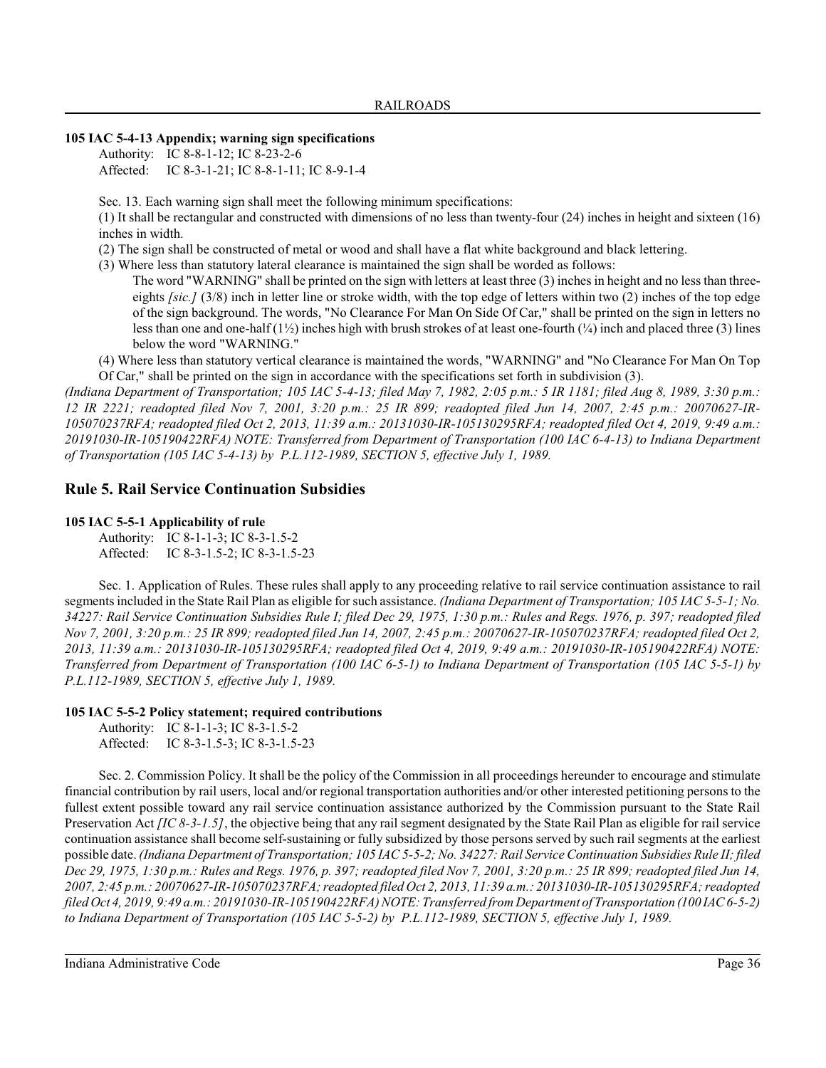**105 IAC 5-4-13 Appendix; warning sign specifications**

Authority: IC 8-8-1-12; IC 8-23-2-6
Affected: IC 8-3-1-21; IC 8-8-1-11; IC 8-9-1-4

Sec. 13. Each warning sign shall meet the following minimum specifications:

(1) It shall be rectangular and constructed with dimensions of no less than twenty-four (24) inches in height and sixteen (16) inches in width.

(2) The sign shall be constructed of metal or wood and shall have a flat white background and black lettering.

(3) Where less than statutory lateral clearance is maintained the sign shall be worded as follows:

The word "WARNING" shall be printed on the sign with letters at least three (3) inches in height and no less than three-eights *[sic.]* (3/8) inch in letter line or stroke width, with the top edge of letters within two (2) inches of the top edge of the sign background. The words, "No Clearance For Man On Side Of Car," shall be printed on the sign in letters no less than one and one-half (1½) inches high with brush strokes of at least one-fourth (¼) inch and placed three (3) lines below the word "WARNING."

(4) Where less than statutory vertical clearance is maintained the words, "WARNING" and "No Clearance For Man On Top Of Car," shall be printed on the sign in accordance with the specifications set forth in subdivision (3).

*(Indiana Department of Transportation; 105 IAC 5-4-13; filed May 7, 1982, 2:05 p.m.: 5 IR 1181; filed Aug 8, 1989, 3:30 p.m.: 12 IR 2221; readopted filed Nov 7, 2001, 3:20 p.m.: 25 IR 899; readopted filed Jun 14, 2007, 2:45 p.m.: 20070627-IR-105070237RFA; readopted filed Oct 2, 2013, 11:39 a.m.: 20131030-IR-105130295RFA; readopted filed Oct 4, 2019, 9:49 a.m.: 20191030-IR-105190422RFA) NOTE: Transferred from Department of Transportation (100 IAC 6-4-13) to Indiana Department of Transportation (105 IAC 5-4-13) by P.L.112-1989, SECTION 5, effective July 1, 1989.*

## Rule 5. Rail Service Continuation Subsidies

**105 IAC 5-5-1 Applicability of rule**

Authority: IC 8-1-1-3; IC 8-3-1.5-2
Affected: IC 8-3-1.5-2; IC 8-3-1.5-23

Sec. 1. Application of Rules. These rules shall apply to any proceeding relative to rail service continuation assistance to rail segments included in the State Rail Plan as eligible for such assistance. *(Indiana Department of Transportation; 105 IAC 5-5-1; No. 34227: Rail Service Continuation Subsidies Rule I; filed Dec 29, 1975, 1:30 p.m.: Rules and Regs. 1976, p. 397; readopted filed Nov 7, 2001, 3:20 p.m.: 25 IR 899; readopted filed Jun 14, 2007, 2:45 p.m.: 20070627-IR-105070237RFA; readopted filed Oct 2, 2013, 11:39 a.m.: 20131030-IR-105130295RFA; readopted filed Oct 4, 2019, 9:49 a.m.: 20191030-IR-105190422RFA) NOTE: Transferred from Department of Transportation (100 IAC 6-5-1) to Indiana Department of Transportation (105 IAC 5-5-1) by P.L.112-1989, SECTION 5, effective July 1, 1989.*

**105 IAC 5-5-2 Policy statement; required contributions**

Authority: IC 8-1-1-3; IC 8-3-1.5-2
Affected: IC 8-3-1.5-3; IC 8-3-1.5-23

Sec. 2. Commission Policy. It shall be the policy of the Commission in all proceedings hereunder to encourage and stimulate financial contribution by rail users, local and/or regional transportation authorities and/or other interested petitioning persons to the fullest extent possible toward any rail service continuation assistance authorized by the Commission pursuant to the State Rail Preservation Act *[IC 8-3-1.5]*, the objective being that any rail segment designated by the State Rail Plan as eligible for rail service continuation assistance shall become self-sustaining or fully subsidized by those persons served by such rail segments at the earliest possible date. *(Indiana Department of Transportation; 105 IAC 5-5-2; No. 34227: Rail Service Continuation Subsidies Rule II; filed Dec 29, 1975, 1:30 p.m.: Rules and Regs. 1976, p. 397; readopted filed Nov 7, 2001, 3:20 p.m.: 25 IR 899; readopted filed Jun 14, 2007, 2:45 p.m.: 20070627-IR-105070237RFA; readopted filed Oct 2, 2013, 11:39 a.m.: 20131030-IR-105130295RFA; readopted filed Oct 4, 2019, 9:49 a.m.: 20191030-IR-105190422RFA) NOTE: Transferred from Department of Transportation (100 IAC 6-5-2) to Indiana Department of Transportation (105 IAC 5-5-2) by P.L.112-1989, SECTION 5, effective July 1, 1989.*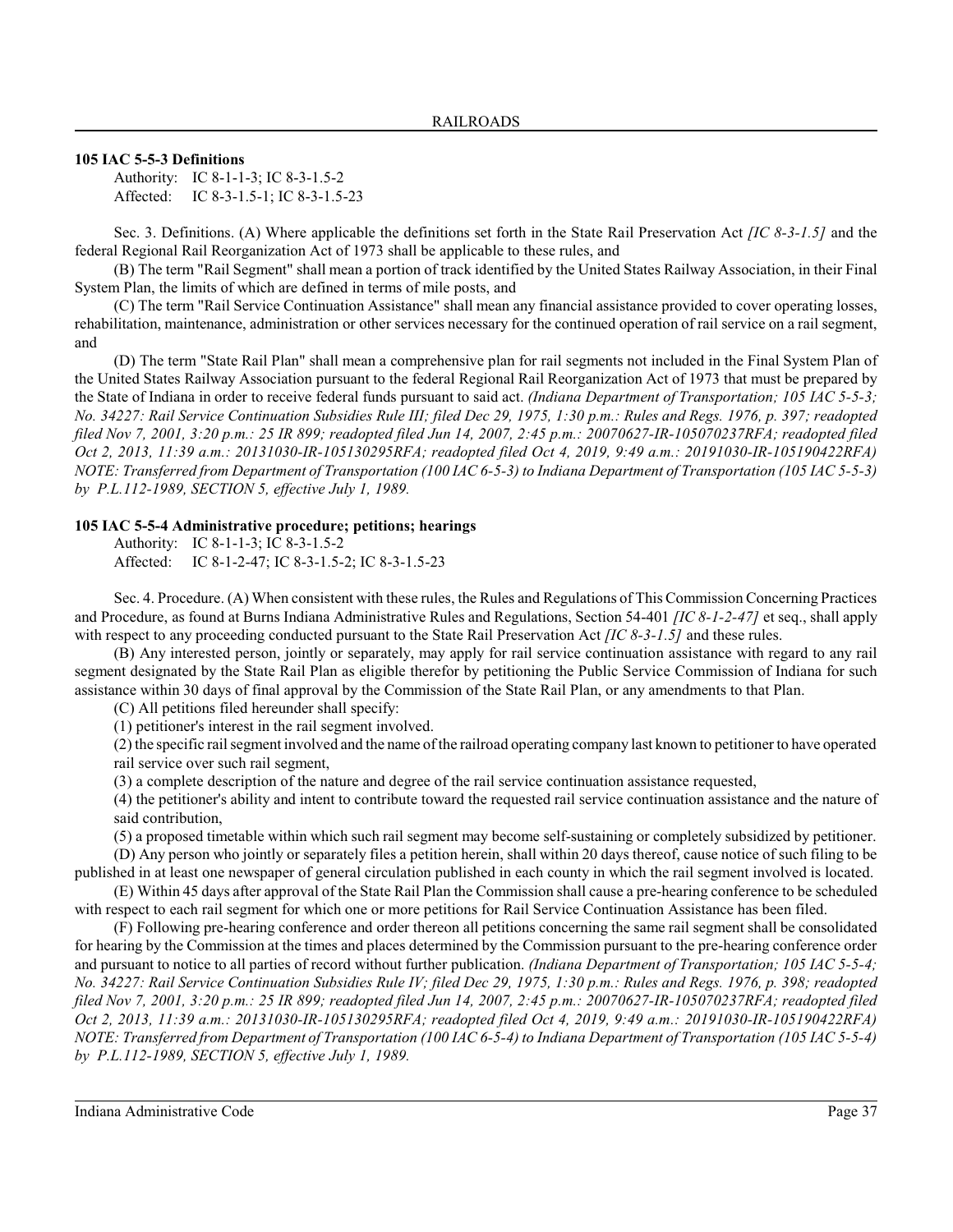### 105 IAC 5-5-3 Definitions

Authority: IC 8-1-1-3; IC 8-3-1.5-2
Affected: IC 8-3-1.5-1; IC 8-3-1.5-23

Sec. 3. Definitions. (A) Where applicable the definitions set forth in the State Rail Preservation Act *[IC 8-3-1.5]* and the federal Regional Rail Reorganization Act of 1973 shall be applicable to these rules, and

(B) The term "Rail Segment" shall mean a portion of track identified by the United States Railway Association, in their Final System Plan, the limits of which are defined in terms of mile posts, and

(C) The term "Rail Service Continuation Assistance" shall mean any financial assistance provided to cover operating losses, rehabilitation, maintenance, administration or other services necessary for the continued operation of rail service on a rail segment, and

(D) The term "State Rail Plan" shall mean a comprehensive plan for rail segments not included in the Final System Plan of the United States Railway Association pursuant to the federal Regional Rail Reorganization Act of 1973 that must be prepared by the State of Indiana in order to receive federal funds pursuant to said act. *(Indiana Department of Transportation; 105 IAC 5-5-3; No. 34227: Rail Service Continuation Subsidies Rule III; filed Dec 29, 1975, 1:30 p.m.: Rules and Regs. 1976, p. 397; readopted filed Nov 7, 2001, 3:20 p.m.: 25 IR 899; readopted filed Jun 14, 2007, 2:45 p.m.: 20070627-IR-105070237RFA; readopted filed Oct 2, 2013, 11:39 a.m.: 20131030-IR-105130295RFA; readopted filed Oct 4, 2019, 9:49 a.m.: 20191030-IR-105190422RFA) NOTE: Transferred from Department of Transportation (100 IAC 6-5-3) to Indiana Department of Transportation (105 IAC 5-5-3) by P.L.112-1989, SECTION 5, effective July 1, 1989.*

### 105 IAC 5-5-4 Administrative procedure; petitions; hearings

Authority: IC 8-1-1-3; IC 8-3-1.5-2
Affected: IC 8-1-2-47; IC 8-3-1.5-2; IC 8-3-1.5-23

Sec. 4. Procedure. (A) When consistent with these rules, the Rules and Regulations of This Commission Concerning Practices and Procedure, as found at Burns Indiana Administrative Rules and Regulations, Section 54-401 *[IC 8-1-2-47]* et seq., shall apply with respect to any proceeding conducted pursuant to the State Rail Preservation Act *[IC 8-3-1.5]* and these rules.

(B) Any interested person, jointly or separately, may apply for rail service continuation assistance with regard to any rail segment designated by the State Rail Plan as eligible therefor by petitioning the Public Service Commission of Indiana for such assistance within 30 days of final approval by the Commission of the State Rail Plan, or any amendments to that Plan.

(C) All petitions filed hereunder shall specify:

(1) petitioner's interest in the rail segment involved.

(2) the specific rail segment involved and the name of the railroad operating company last known to petitioner to have operated rail service over such rail segment,

(3) a complete description of the nature and degree of the rail service continuation assistance requested,

(4) the petitioner's ability and intent to contribute toward the requested rail service continuation assistance and the nature of said contribution,

(5) a proposed timetable within which such rail segment may become self-sustaining or completely subsidized by petitioner.

(D) Any person who jointly or separately files a petition herein, shall within 20 days thereof, cause notice of such filing to be published in at least one newspaper of general circulation published in each county in which the rail segment involved is located.

(E) Within 45 days after approval of the State Rail Plan the Commission shall cause a pre-hearing conference to be scheduled with respect to each rail segment for which one or more petitions for Rail Service Continuation Assistance has been filed.

(F) Following pre-hearing conference and order thereon all petitions concerning the same rail segment shall be consolidated for hearing by the Commission at the times and places determined by the Commission pursuant to the pre-hearing conference order and pursuant to notice to all parties of record without further publication. *(Indiana Department of Transportation; 105 IAC 5-5-4; No. 34227: Rail Service Continuation Subsidies Rule IV; filed Dec 29, 1975, 1:30 p.m.: Rules and Regs. 1976, p. 398; readopted filed Nov 7, 2001, 3:20 p.m.: 25 IR 899; readopted filed Jun 14, 2007, 2:45 p.m.: 20070627-IR-105070237RFA; readopted filed Oct 2, 2013, 11:39 a.m.: 20131030-IR-105130295RFA; readopted filed Oct 4, 2019, 9:49 a.m.: 20191030-IR-105190422RFA) NOTE: Transferred from Department of Transportation (100 IAC 6-5-4) to Indiana Department of Transportation (105 IAC 5-5-4) by P.L.112-1989, SECTION 5, effective July 1, 1989.*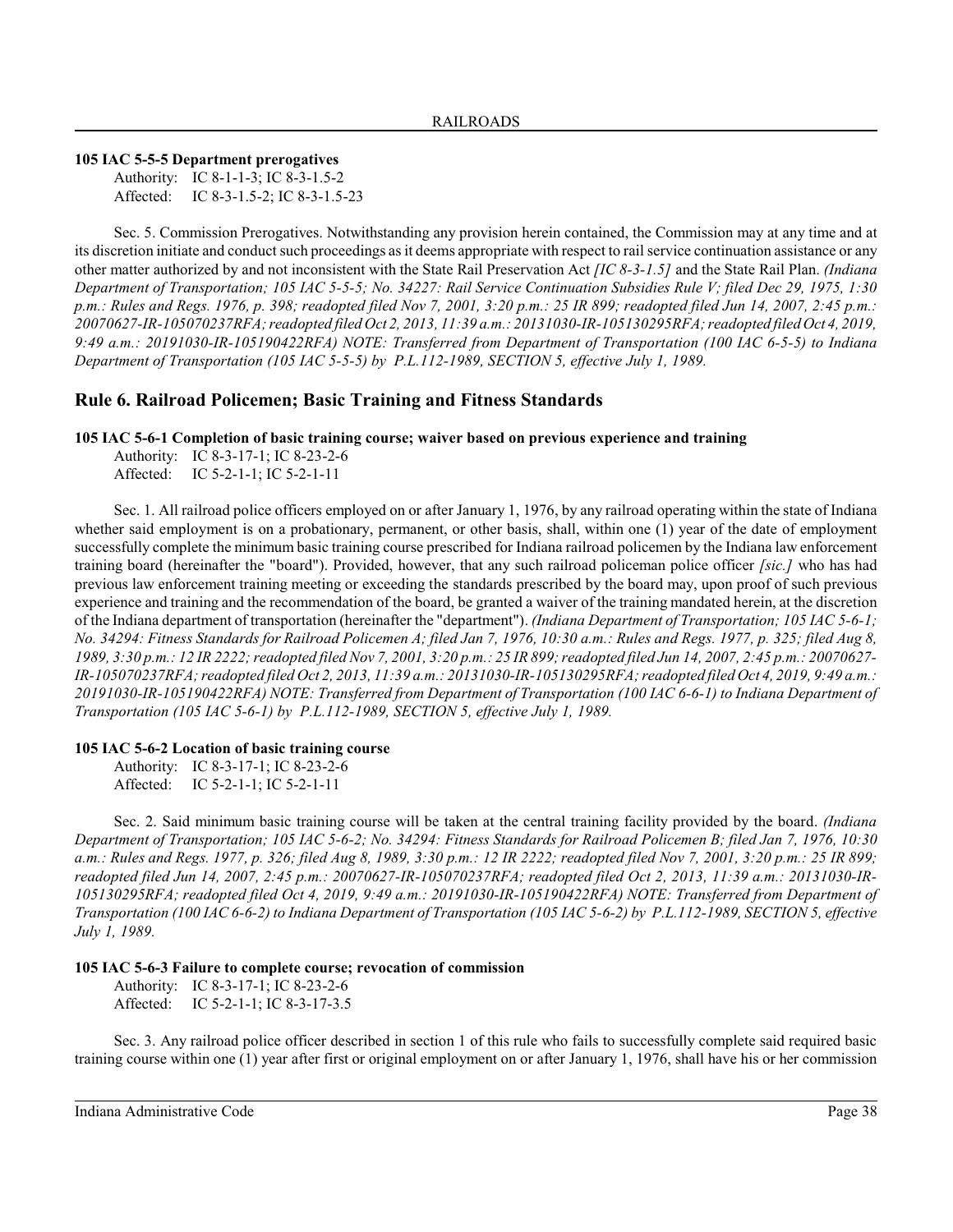**105 IAC 5-5-5 Department prerogatives**

Authority: IC 8-1-1-3; IC 8-3-1.5-2
Affected: IC 8-3-1.5-2; IC 8-3-1.5-23

Sec. 5. Commission Prerogatives. Notwithstanding any provision herein contained, the Commission may at any time and at its discretion initiate and conduct such proceedings as it deems appropriate with respect to rail service continuation assistance or any other matter authorized by and not inconsistent with the State Rail Preservation Act *[IC 8-3-1.5]* and the State Rail Plan. *(Indiana Department of Transportation; 105 IAC 5-5-5; No. 34227: Rail Service Continuation Subsidies Rule V; filed Dec 29, 1975, 1:30 p.m.: Rules and Regs. 1976, p. 398; readopted filed Nov 7, 2001, 3:20 p.m.: 25 IR 899; readopted filed Jun 14, 2007, 2:45 p.m.: 20070627-IR-105070237RFA; readopted filed Oct 2, 2013, 11:39 a.m.: 20131030-IR-105130295RFA; readopted filed Oct 4, 2019, 9:49 a.m.: 20191030-IR-105190422RFA) NOTE: Transferred from Department of Transportation (100 IAC 6-5-5) to Indiana Department of Transportation (105 IAC 5-5-5) by P.L.112-1989, SECTION 5, effective July 1, 1989.*

## Rule 6. Railroad Policemen; Basic Training and Fitness Standards

**105 IAC 5-6-1 Completion of basic training course; waiver based on previous experience and training**

Authority: IC 8-3-17-1; IC 8-23-2-6
Affected: IC 5-2-1-1; IC 5-2-1-11

Sec. 1. All railroad police officers employed on or after January 1, 1976, by any railroad operating within the state of Indiana whether said employment is on a probationary, permanent, or other basis, shall, within one (1) year of the date of employment successfully complete the minimum basic training course prescribed for Indiana railroad policemen by the Indiana law enforcement training board (hereinafter the "board"). Provided, however, that any such railroad policeman police officer *[sic.]* who has had previous law enforcement training meeting or exceeding the standards prescribed by the board may, upon proof of such previous experience and training and the recommendation of the board, be granted a waiver of the training mandated herein, at the discretion of the Indiana department of transportation (hereinafter the "department"). *(Indiana Department of Transportation; 105 IAC 5-6-1; No. 34294: Fitness Standards for Railroad Policemen A; filed Jan 7, 1976, 10:30 a.m.: Rules and Regs. 1977, p. 325; filed Aug 8, 1989, 3:30 p.m.: 12 IR 2222; readopted filed Nov 7, 2001, 3:20 p.m.: 25 IR 899; readopted filed Jun 14, 2007, 2:45 p.m.: 20070627-IR-105070237RFA; readopted filed Oct 2, 2013, 11:39 a.m.: 20131030-IR-105130295RFA; readopted filed Oct 4, 2019, 9:49 a.m.: 20191030-IR-105190422RFA) NOTE: Transferred from Department of Transportation (100 IAC 6-6-1) to Indiana Department of Transportation (105 IAC 5-6-1) by P.L.112-1989, SECTION 5, effective July 1, 1989.*

**105 IAC 5-6-2 Location of basic training course**

Authority: IC 8-3-17-1; IC 8-23-2-6
Affected: IC 5-2-1-1; IC 5-2-1-11

Sec. 2. Said minimum basic training course will be taken at the central training facility provided by the board. *(Indiana Department of Transportation; 105 IAC 5-6-2; No. 34294: Fitness Standards for Railroad Policemen B; filed Jan 7, 1976, 10:30 a.m.: Rules and Regs. 1977, p. 326; filed Aug 8, 1989, 3:30 p.m.: 12 IR 2222; readopted filed Nov 7, 2001, 3:20 p.m.: 25 IR 899; readopted filed Jun 14, 2007, 2:45 p.m.: 20070627-IR-105070237RFA; readopted filed Oct 2, 2013, 11:39 a.m.: 20131030-IR-105130295RFA; readopted filed Oct 4, 2019, 9:49 a.m.: 20191030-IR-105190422RFA) NOTE: Transferred from Department of Transportation (100 IAC 6-6-2) to Indiana Department of Transportation (105 IAC 5-6-2) by P.L.112-1989, SECTION 5, effective July 1, 1989.*

**105 IAC 5-6-3 Failure to complete course; revocation of commission**

Authority: IC 8-3-17-1; IC 8-23-2-6
Affected: IC 5-2-1-1; IC 8-3-17-3.5

Sec. 3. Any railroad police officer described in section 1 of this rule who fails to successfully complete said required basic training course within one (1) year after first or original employment on or after January 1, 1976, shall have his or her commission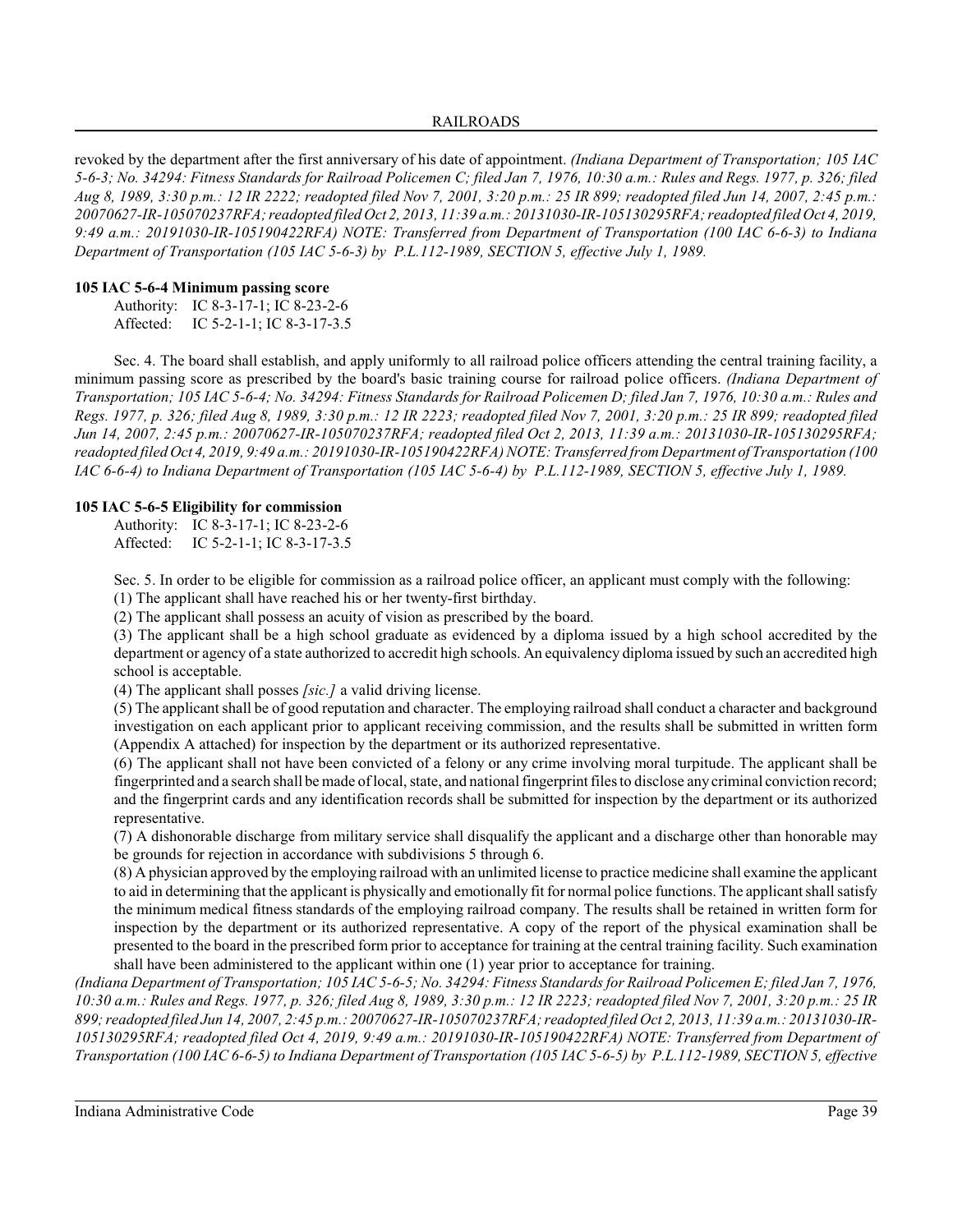revoked by the department after the first anniversary of his date of appointment. *(Indiana Department of Transportation; 105 IAC 5-6-3; No. 34294: Fitness Standards for Railroad Policemen C; filed Jan 7, 1976, 10:30 a.m.: Rules and Regs. 1977, p. 326; filed Aug 8, 1989, 3:30 p.m.: 12 IR 2222; readopted filed Nov 7, 2001, 3:20 p.m.: 25 IR 899; readopted filed Jun 14, 2007, 2:45 p.m.: 20070627-IR-105070237RFA; readopted filed Oct 2, 2013, 11:39 a.m.: 20131030-IR-105130295RFA; readopted filed Oct 4, 2019, 9:49 a.m.: 20191030-IR-105190422RFA) NOTE: Transferred from Department of Transportation (100 IAC 6-6-3) to Indiana Department of Transportation (105 IAC 5-6-3) by P.L.112-1989, SECTION 5, effective July 1, 1989.*

**105 IAC 5-6-4 Minimum passing score**

Authority: IC 8-3-17-1; IC 8-23-2-6
Affected: IC 5-2-1-1; IC 8-3-17-3.5

Sec. 4. The board shall establish, and apply uniformly to all railroad police officers attending the central training facility, a minimum passing score as prescribed by the board's basic training course for railroad police officers. *(Indiana Department of Transportation; 105 IAC 5-6-4; No. 34294: Fitness Standards for Railroad Policemen D; filed Jan 7, 1976, 10:30 a.m.: Rules and Regs. 1977, p. 326; filed Aug 8, 1989, 3:30 p.m.: 12 IR 2223; readopted filed Nov 7, 2001, 3:20 p.m.: 25 IR 899; readopted filed Jun 14, 2007, 2:45 p.m.: 20070627-IR-105070237RFA; readopted filed Oct 2, 2013, 11:39 a.m.: 20131030-IR-105130295RFA; readopted filed Oct 4, 2019, 9:49 a.m.: 20191030-IR-105190422RFA) NOTE: Transferred from Department of Transportation (100 IAC 6-6-4) to Indiana Department of Transportation (105 IAC 5-6-4) by P.L.112-1989, SECTION 5, effective July 1, 1989.*

**105 IAC 5-6-5 Eligibility for commission**

Authority: IC 8-3-17-1; IC 8-23-2-6
Affected: IC 5-2-1-1; IC 8-3-17-3.5

Sec. 5. In order to be eligible for commission as a railroad police officer, an applicant must comply with the following:

(1) The applicant shall have reached his or her twenty-first birthday.

(2) The applicant shall possess an acuity of vision as prescribed by the board.

(3) The applicant shall be a high school graduate as evidenced by a diploma issued by a high school accredited by the department or agency of a state authorized to accredit high schools. An equivalency diploma issued by such an accredited high school is acceptable.

(4) The applicant shall posses *[sic.]* a valid driving license.

(5) The applicant shall be of good reputation and character. The employing railroad shall conduct a character and background investigation on each applicant prior to applicant receiving commission, and the results shall be submitted in written form (Appendix A attached) for inspection by the department or its authorized representative.

(6) The applicant shall not have been convicted of a felony or any crime involving moral turpitude. The applicant shall be fingerprinted and a search shall be made of local, state, and national fingerprint files to disclose any criminal conviction record; and the fingerprint cards and any identification records shall be submitted for inspection by the department or its authorized representative.

(7) A dishonorable discharge from military service shall disqualify the applicant and a discharge other than honorable may be grounds for rejection in accordance with subdivisions 5 through 6.

(8) A physician approved by the employing railroad with an unlimited license to practice medicine shall examine the applicant to aid in determining that the applicant is physically and emotionally fit for normal police functions. The applicant shall satisfy the minimum medical fitness standards of the employing railroad company. The results shall be retained in written form for inspection by the department or its authorized representative. A copy of the report of the physical examination shall be presented to the board in the prescribed form prior to acceptance for training at the central training facility. Such examination shall have been administered to the applicant within one (1) year prior to acceptance for training.

*(Indiana Department of Transportation; 105 IAC 5-6-5; No. 34294: Fitness Standards for Railroad Policemen E; filed Jan 7, 1976, 10:30 a.m.: Rules and Regs. 1977, p. 326; filed Aug 8, 1989, 3:30 p.m.: 12 IR 2223; readopted filed Nov 7, 2001, 3:20 p.m.: 25 IR 899; readopted filed Jun 14, 2007, 2:45 p.m.: 20070627-IR-105070237RFA; readopted filed Oct 2, 2013, 11:39 a.m.: 20131030-IR-105130295RFA; readopted filed Oct 4, 2019, 9:49 a.m.: 20191030-IR-105190422RFA) NOTE: Transferred from Department of Transportation (100 IAC 6-6-5) to Indiana Department of Transportation (105 IAC 5-6-5) by P.L.112-1989, SECTION 5, effective*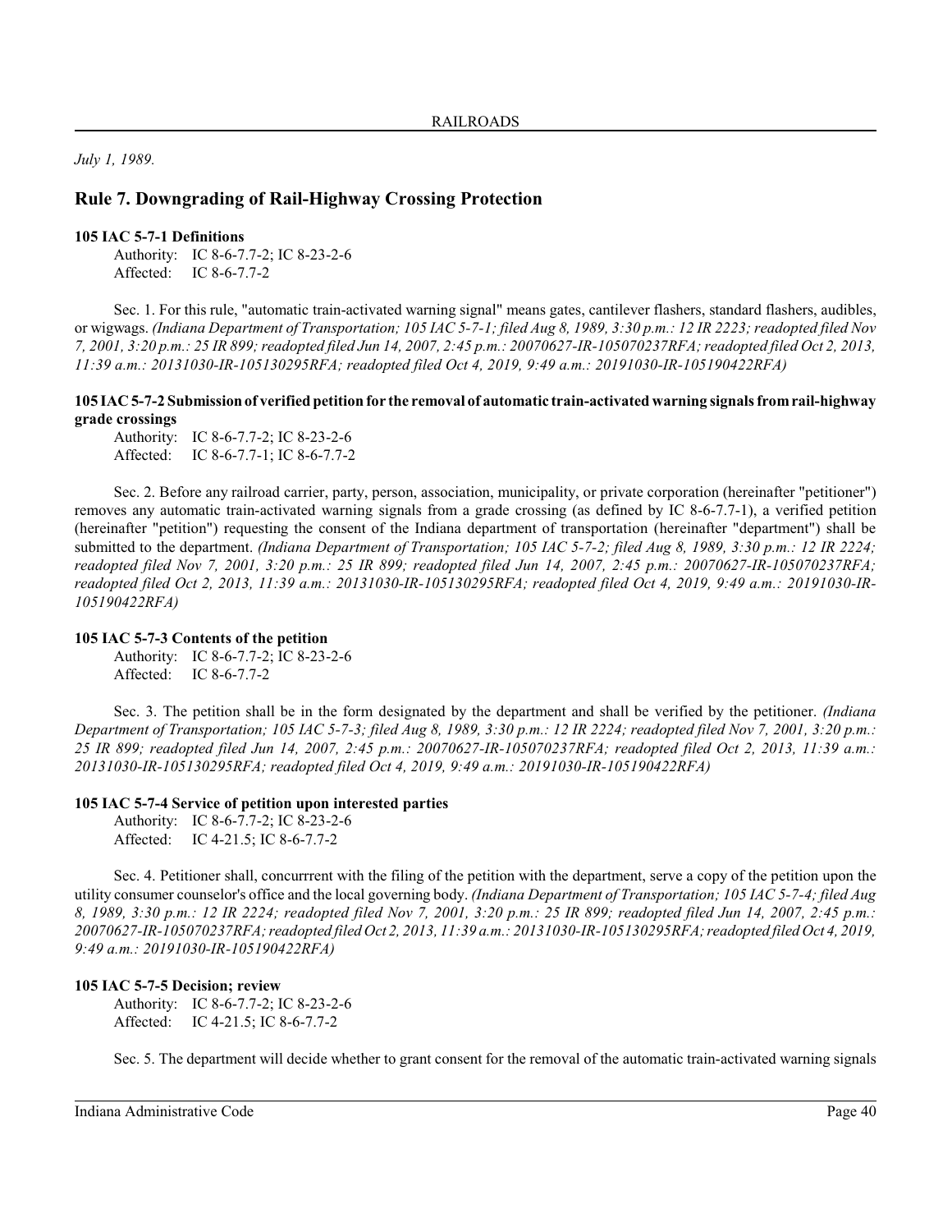*July 1, 1989.*

## Rule 7. Downgrading of Rail-Highway Crossing Protection

**105 IAC 5-7-1 Definitions**

Authority: IC 8-6-7.7-2; IC 8-23-2-6
Affected: IC 8-6-7.7-2

Sec. 1. For this rule, "automatic train-activated warning signal" means gates, cantilever flashers, standard flashers, audibles, or wigwags. *(Indiana Department of Transportation; 105 IAC 5-7-1; filed Aug 8, 1989, 3:30 p.m.: 12 IR 2223; readopted filed Nov 7, 2001, 3:20 p.m.: 25 IR 899; readopted filed Jun 14, 2007, 2:45 p.m.: 20070627-IR-105070237RFA; readopted filed Oct 2, 2013, 11:39 a.m.: 20131030-IR-105130295RFA; readopted filed Oct 4, 2019, 9:49 a.m.: 20191030-IR-105190422RFA)*

**105 IAC 5-7-2 Submission of verified petition for the removal of automatic train-activated warning signals from rail-highway grade crossings**

Authority: IC 8-6-7.7-2; IC 8-23-2-6
Affected: IC 8-6-7.7-1; IC 8-6-7.7-2

Sec. 2. Before any railroad carrier, party, person, association, municipality, or private corporation (hereinafter "petitioner") removes any automatic train-activated warning signals from a grade crossing (as defined by IC 8-6-7.7-1), a verified petition (hereinafter "petition") requesting the consent of the Indiana department of transportation (hereinafter "department") shall be submitted to the department. *(Indiana Department of Transportation; 105 IAC 5-7-2; filed Aug 8, 1989, 3:30 p.m.: 12 IR 2224; readopted filed Nov 7, 2001, 3:20 p.m.: 25 IR 899; readopted filed Jun 14, 2007, 2:45 p.m.: 20070627-IR-105070237RFA; readopted filed Oct 2, 2013, 11:39 a.m.: 20131030-IR-105130295RFA; readopted filed Oct 4, 2019, 9:49 a.m.: 20191030-IR-105190422RFA)*

**105 IAC 5-7-3 Contents of the petition**

Authority: IC 8-6-7.7-2; IC 8-23-2-6
Affected: IC 8-6-7.7-2

Sec. 3. The petition shall be in the form designated by the department and shall be verified by the petitioner. *(Indiana Department of Transportation; 105 IAC 5-7-3; filed Aug 8, 1989, 3:30 p.m.: 12 IR 2224; readopted filed Nov 7, 2001, 3:20 p.m.: 25 IR 899; readopted filed Jun 14, 2007, 2:45 p.m.: 20070627-IR-105070237RFA; readopted filed Oct 2, 2013, 11:39 a.m.: 20131030-IR-105130295RFA; readopted filed Oct 4, 2019, 9:49 a.m.: 20191030-IR-105190422RFA)*

**105 IAC 5-7-4 Service of petition upon interested parties**

Authority: IC 8-6-7.7-2; IC 8-23-2-6
Affected: IC 4-21.5; IC 8-6-7.7-2

Sec. 4. Petitioner shall, concurrrent with the filing of the petition with the department, serve a copy of the petition upon the utility consumer counselor's office and the local governing body. *(Indiana Department of Transportation; 105 IAC 5-7-4; filed Aug 8, 1989, 3:30 p.m.: 12 IR 2224; readopted filed Nov 7, 2001, 3:20 p.m.: 25 IR 899; readopted filed Jun 14, 2007, 2:45 p.m.: 20070627-IR-105070237RFA; readopted filed Oct 2, 2013, 11:39 a.m.: 20131030-IR-105130295RFA; readopted filed Oct 4, 2019, 9:49 a.m.: 20191030-IR-105190422RFA)*

**105 IAC 5-7-5 Decision; review**

Authority: IC 8-6-7.7-2; IC 8-23-2-6
Affected: IC 4-21.5; IC 8-6-7.7-2

Sec. 5. The department will decide whether to grant consent for the removal of the automatic train-activated warning signals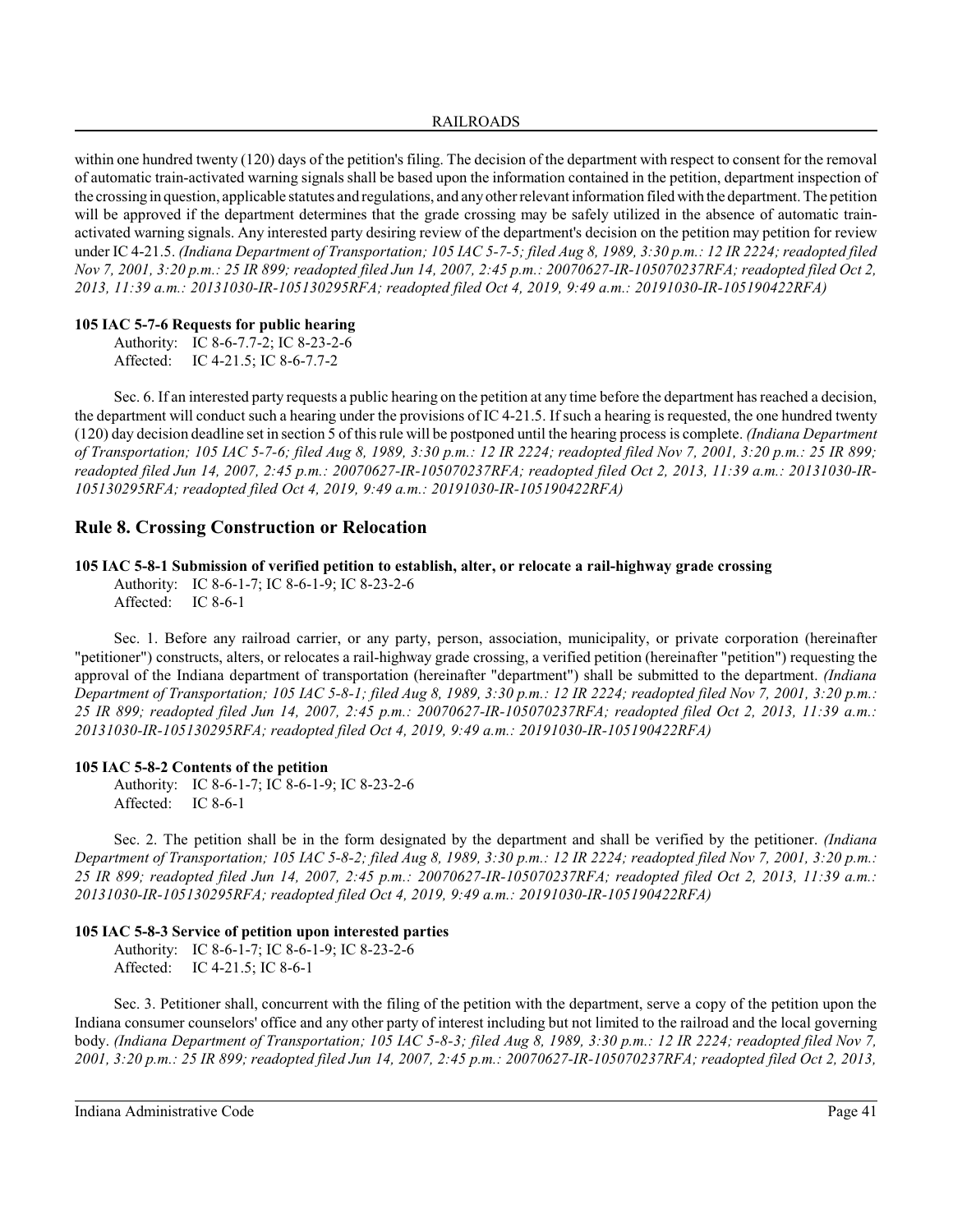within one hundred twenty (120) days of the petition's filing. The decision of the department with respect to consent for the removal of automatic train-activated warning signals shall be based upon the information contained in the petition, department inspection of the crossing in question, applicable statutes and regulations, and any other relevant information filed with the department. The petition will be approved if the department determines that the grade crossing may be safely utilized in the absence of automatic train-activated warning signals. Any interested party desiring review of the department's decision on the petition may petition for review under IC 4-21.5. *(Indiana Department of Transportation; 105 IAC 5-7-5; filed Aug 8, 1989, 3:30 p.m.: 12 IR 2224; readopted filed Nov 7, 2001, 3:20 p.m.: 25 IR 899; readopted filed Jun 14, 2007, 2:45 p.m.: 20070627-IR-105070237RFA; readopted filed Oct 2, 2013, 11:39 a.m.: 20131030-IR-105130295RFA; readopted filed Oct 4, 2019, 9:49 a.m.: 20191030-IR-105190422RFA)*

**105 IAC 5-7-6 Requests for public hearing**

Authority: IC 8-6-7.7-2; IC 8-23-2-6
Affected: IC 4-21.5; IC 8-6-7.7-2

Sec. 6. If an interested party requests a public hearing on the petition at any time before the department has reached a decision, the department will conduct such a hearing under the provisions of IC 4-21.5. If such a hearing is requested, the one hundred twenty (120) day decision deadline set in section 5 of this rule will be postponed until the hearing process is complete. *(Indiana Department of Transportation; 105 IAC 5-7-6; filed Aug 8, 1989, 3:30 p.m.: 12 IR 2224; readopted filed Nov 7, 2001, 3:20 p.m.: 25 IR 899; readopted filed Jun 14, 2007, 2:45 p.m.: 20070627-IR-105070237RFA; readopted filed Oct 2, 2013, 11:39 a.m.: 20131030-IR-105130295RFA; readopted filed Oct 4, 2019, 9:49 a.m.: 20191030-IR-105190422RFA)*

## Rule 8. Crossing Construction or Relocation

**105 IAC 5-8-1 Submission of verified petition to establish, alter, or relocate a rail-highway grade crossing**

Authority: IC 8-6-1-7; IC 8-6-1-9; IC 8-23-2-6
Affected: IC 8-6-1

Sec. 1. Before any railroad carrier, or any party, person, association, municipality, or private corporation (hereinafter "petitioner") constructs, alters, or relocates a rail-highway grade crossing, a verified petition (hereinafter "petition") requesting the approval of the Indiana department of transportation (hereinafter "department") shall be submitted to the department. *(Indiana Department of Transportation; 105 IAC 5-8-1; filed Aug 8, 1989, 3:30 p.m.: 12 IR 2224; readopted filed Nov 7, 2001, 3:20 p.m.: 25 IR 899; readopted filed Jun 14, 2007, 2:45 p.m.: 20070627-IR-105070237RFA; readopted filed Oct 2, 2013, 11:39 a.m.: 20131030-IR-105130295RFA; readopted filed Oct 4, 2019, 9:49 a.m.: 20191030-IR-105190422RFA)*

**105 IAC 5-8-2 Contents of the petition**

Authority: IC 8-6-1-7; IC 8-6-1-9; IC 8-23-2-6
Affected: IC 8-6-1

Sec. 2. The petition shall be in the form designated by the department and shall be verified by the petitioner. *(Indiana Department of Transportation; 105 IAC 5-8-2; filed Aug 8, 1989, 3:30 p.m.: 12 IR 2224; readopted filed Nov 7, 2001, 3:20 p.m.: 25 IR 899; readopted filed Jun 14, 2007, 2:45 p.m.: 20070627-IR-105070237RFA; readopted filed Oct 2, 2013, 11:39 a.m.: 20131030-IR-105130295RFA; readopted filed Oct 4, 2019, 9:49 a.m.: 20191030-IR-105190422RFA)*

**105 IAC 5-8-3 Service of petition upon interested parties**

Authority: IC 8-6-1-7; IC 8-6-1-9; IC 8-23-2-6
Affected: IC 4-21.5; IC 8-6-1

Sec. 3. Petitioner shall, concurrent with the filing of the petition with the department, serve a copy of the petition upon the Indiana consumer counselors' office and any other party of interest including but not limited to the railroad and the local governing body. *(Indiana Department of Transportation; 105 IAC 5-8-3; filed Aug 8, 1989, 3:30 p.m.: 12 IR 2224; readopted filed Nov 7, 2001, 3:20 p.m.: 25 IR 899; readopted filed Jun 14, 2007, 2:45 p.m.: 20070627-IR-105070237RFA; readopted filed Oct 2, 2013,*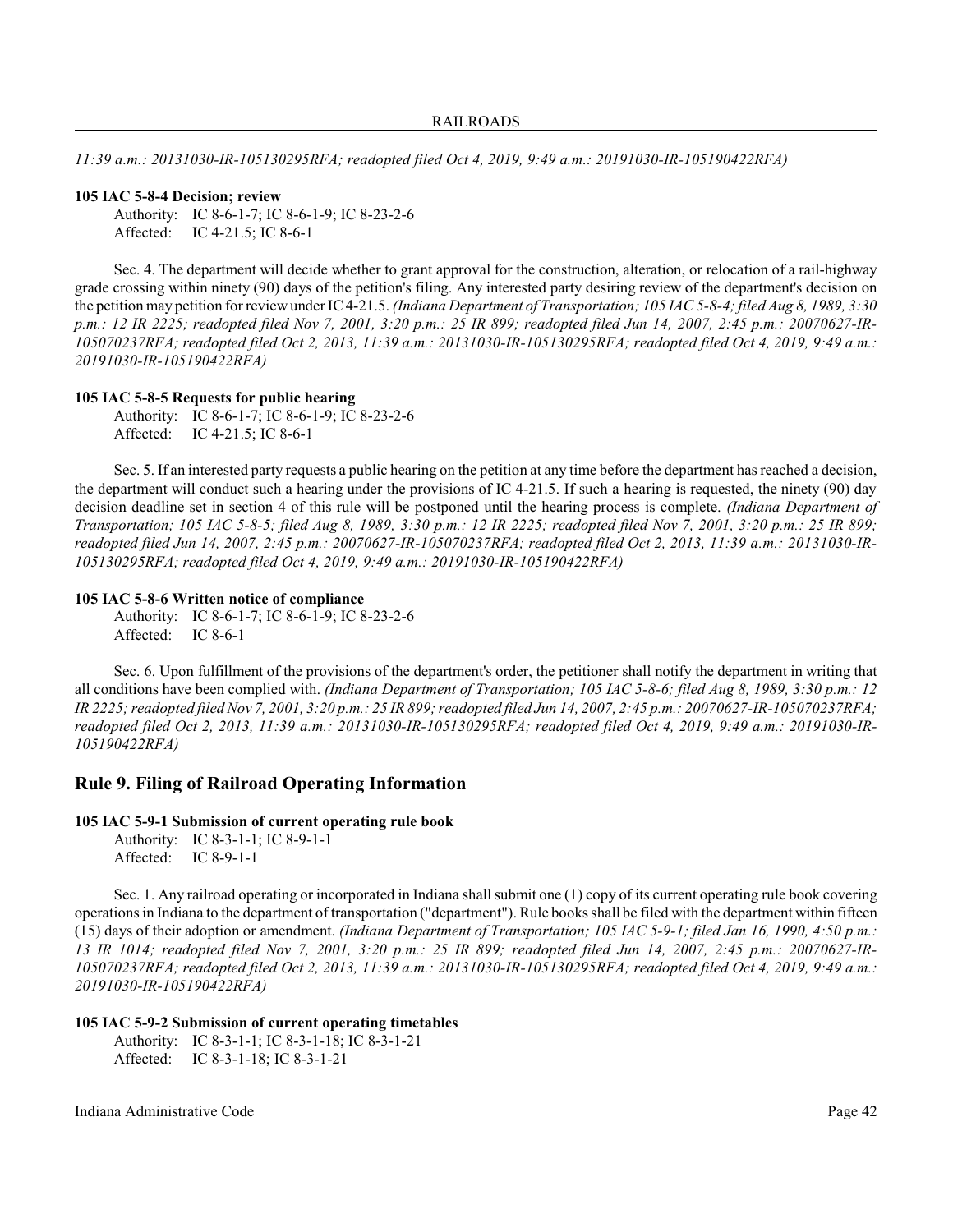*11:39 a.m.: 20131030-IR-105130295RFA; readopted filed Oct 4, 2019, 9:49 a.m.: 20191030-IR-105190422RFA)*

**105 IAC 5-8-4 Decision; review**

Authority: IC 8-6-1-7; IC 8-6-1-9; IC 8-23-2-6
Affected: IC 4-21.5; IC 8-6-1

Sec. 4. The department will decide whether to grant approval for the construction, alteration, or relocation of a rail-highway grade crossing within ninety (90) days of the petition's filing. Any interested party desiring review of the department's decision on the petition may petition for review under IC 4-21.5. *(Indiana Department of Transportation; 105 IAC 5-8-4; filed Aug 8, 1989, 3:30 p.m.: 12 IR 2225; readopted filed Nov 7, 2001, 3:20 p.m.: 25 IR 899; readopted filed Jun 14, 2007, 2:45 p.m.: 20070627-IR-105070237RFA; readopted filed Oct 2, 2013, 11:39 a.m.: 20131030-IR-105130295RFA; readopted filed Oct 4, 2019, 9:49 a.m.: 20191030-IR-105190422RFA)*

**105 IAC 5-8-5 Requests for public hearing**

Authority: IC 8-6-1-7; IC 8-6-1-9; IC 8-23-2-6
Affected: IC 4-21.5; IC 8-6-1

Sec. 5. If an interested party requests a public hearing on the petition at any time before the department has reached a decision, the department will conduct such a hearing under the provisions of IC 4-21.5. If such a hearing is requested, the ninety (90) day decision deadline set in section 4 of this rule will be postponed until the hearing process is complete. *(Indiana Department of Transportation; 105 IAC 5-8-5; filed Aug 8, 1989, 3:30 p.m.: 12 IR 2225; readopted filed Nov 7, 2001, 3:20 p.m.: 25 IR 899; readopted filed Jun 14, 2007, 2:45 p.m.: 20070627-IR-105070237RFA; readopted filed Oct 2, 2013, 11:39 a.m.: 20131030-IR-105130295RFA; readopted filed Oct 4, 2019, 9:49 a.m.: 20191030-IR-105190422RFA)*

**105 IAC 5-8-6 Written notice of compliance**

Authority: IC 8-6-1-7; IC 8-6-1-9; IC 8-23-2-6
Affected: IC 8-6-1

Sec. 6. Upon fulfillment of the provisions of the department's order, the petitioner shall notify the department in writing that all conditions have been complied with. *(Indiana Department of Transportation; 105 IAC 5-8-6; filed Aug 8, 1989, 3:30 p.m.: 12 IR 2225; readopted filed Nov 7, 2001, 3:20 p.m.: 25 IR 899; readopted filed Jun 14, 2007, 2:45 p.m.: 20070627-IR-105070237RFA; readopted filed Oct 2, 2013, 11:39 a.m.: 20131030-IR-105130295RFA; readopted filed Oct 4, 2019, 9:49 a.m.: 20191030-IR-105190422RFA)*

## Rule 9. Filing of Railroad Operating Information

**105 IAC 5-9-1 Submission of current operating rule book**

Authority: IC 8-3-1-1; IC 8-9-1-1
Affected: IC 8-9-1-1

Sec. 1. Any railroad operating or incorporated in Indiana shall submit one (1) copy of its current operating rule book covering operations in Indiana to the department of transportation ("department"). Rule books shall be filed with the department within fifteen (15) days of their adoption or amendment. *(Indiana Department of Transportation; 105 IAC 5-9-1; filed Jan 16, 1990, 4:50 p.m.: 13 IR 1014; readopted filed Nov 7, 2001, 3:20 p.m.: 25 IR 899; readopted filed Jun 14, 2007, 2:45 p.m.: 20070627-IR-105070237RFA; readopted filed Oct 2, 2013, 11:39 a.m.: 20131030-IR-105130295RFA; readopted filed Oct 4, 2019, 9:49 a.m.: 20191030-IR-105190422RFA)*

**105 IAC 5-9-2 Submission of current operating timetables**

Authority: IC 8-3-1-1; IC 8-3-1-18; IC 8-3-1-21
Affected: IC 8-3-1-18; IC 8-3-1-21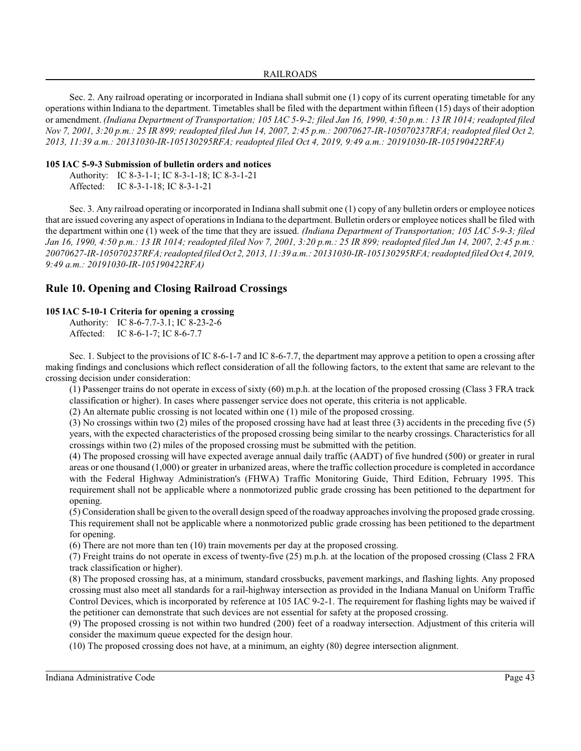Sec. 2. Any railroad operating or incorporated in Indiana shall submit one (1) copy of its current operating timetable for any operations within Indiana to the department. Timetables shall be filed with the department within fifteen (15) days of their adoption or amendment. *(Indiana Department of Transportation; 105 IAC 5-9-2; filed Jan 16, 1990, 4:50 p.m.: 13 IR 1014; readopted filed Nov 7, 2001, 3:20 p.m.: 25 IR 899; readopted filed Jun 14, 2007, 2:45 p.m.: 20070627-IR-105070237RFA; readopted filed Oct 2, 2013, 11:39 a.m.: 20131030-IR-105130295RFA; readopted filed Oct 4, 2019, 9:49 a.m.: 20191030-IR-105190422RFA)*

**105 IAC 5-9-3 Submission of bulletin orders and notices**

Authority: IC 8-3-1-1; IC 8-3-1-18; IC 8-3-1-21
Affected: IC 8-3-1-18; IC 8-3-1-21

Sec. 3. Any railroad operating or incorporated in Indiana shall submit one (1) copy of any bulletin orders or employee notices that are issued covering any aspect of operations in Indiana to the department. Bulletin orders or employee notices shall be filed with the department within one (1) week of the time that they are issued. *(Indiana Department of Transportation; 105 IAC 5-9-3; filed Jan 16, 1990, 4:50 p.m.: 13 IR 1014; readopted filed Nov 7, 2001, 3:20 p.m.: 25 IR 899; readopted filed Jun 14, 2007, 2:45 p.m.: 20070627-IR-105070237RFA; readopted filed Oct 2, 2013, 11:39 a.m.: 20131030-IR-105130295RFA; readopted filed Oct 4, 2019, 9:49 a.m.: 20191030-IR-105190422RFA)*

## Rule 10. Opening and Closing Railroad Crossings

**105 IAC 5-10-1 Criteria for opening a crossing**

Authority: IC 8-6-7.7-3.1; IC 8-23-2-6
Affected: IC 8-6-1-7; IC 8-6-7.7

Sec. 1. Subject to the provisions of IC 8-6-1-7 and IC 8-6-7.7, the department may approve a petition to open a crossing after making findings and conclusions which reflect consideration of all the following factors, to the extent that same are relevant to the crossing decision under consideration:

(1) Passenger trains do not operate in excess of sixty (60) m.p.h. at the location of the proposed crossing (Class 3 FRA track classification or higher). In cases where passenger service does not operate, this criteria is not applicable.

(2) An alternate public crossing is not located within one (1) mile of the proposed crossing.

(3) No crossings within two (2) miles of the proposed crossing have had at least three (3) accidents in the preceding five (5) years, with the expected characteristics of the proposed crossing being similar to the nearby crossings. Characteristics for all crossings within two (2) miles of the proposed crossing must be submitted with the petition.

(4) The proposed crossing will have expected average annual daily traffic (AADT) of five hundred (500) or greater in rural areas or one thousand (1,000) or greater in urbanized areas, where the traffic collection procedure is completed in accordance with the Federal Highway Administration's (FHWA) Traffic Monitoring Guide, Third Edition, February 1995. This requirement shall not be applicable where a nonmotorized public grade crossing has been petitioned to the department for opening.

(5) Consideration shall be given to the overall design speed of the roadway approaches involving the proposed grade crossing. This requirement shall not be applicable where a nonmotorized public grade crossing has been petitioned to the department for opening.

(6) There are not more than ten (10) train movements per day at the proposed crossing.

(7) Freight trains do not operate in excess of twenty-five (25) m.p.h. at the location of the proposed crossing (Class 2 FRA track classification or higher).

(8) The proposed crossing has, at a minimum, standard crossbucks, pavement markings, and flashing lights. Any proposed crossing must also meet all standards for a rail-highway intersection as provided in the Indiana Manual on Uniform Traffic Control Devices, which is incorporated by reference at 105 IAC 9-2-1. The requirement for flashing lights may be waived if the petitioner can demonstrate that such devices are not essential for safety at the proposed crossing.

(9) The proposed crossing is not within two hundred (200) feet of a roadway intersection. Adjustment of this criteria will consider the maximum queue expected for the design hour.

(10) The proposed crossing does not have, at a minimum, an eighty (80) degree intersection alignment.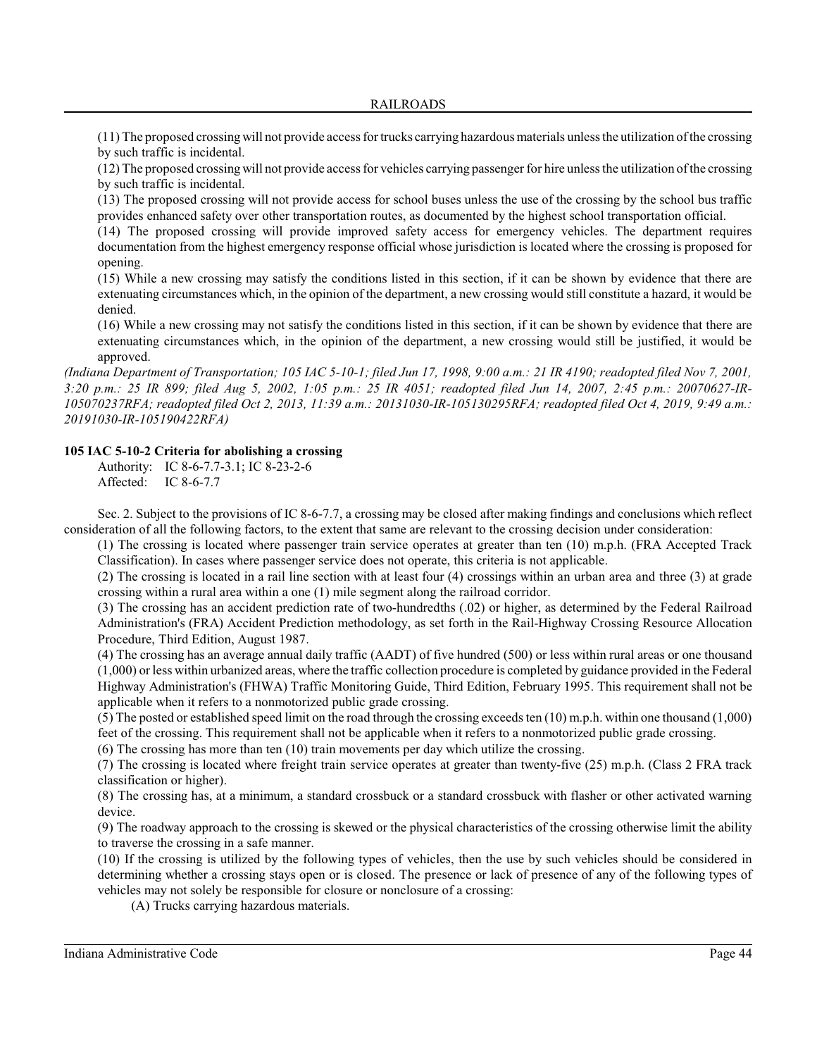(11) The proposed crossing will not provide access for trucks carrying hazardous materials unless the utilization of the crossing by such traffic is incidental.

(12) The proposed crossing will not provide access for vehicles carrying passenger for hire unless the utilization of the crossing by such traffic is incidental.

(13) The proposed crossing will not provide access for school buses unless the use of the crossing by the school bus traffic provides enhanced safety over other transportation routes, as documented by the highest school transportation official.

(14) The proposed crossing will provide improved safety access for emergency vehicles. The department requires documentation from the highest emergency response official whose jurisdiction is located where the crossing is proposed for opening.

(15) While a new crossing may satisfy the conditions listed in this section, if it can be shown by evidence that there are extenuating circumstances which, in the opinion of the department, a new crossing would still constitute a hazard, it would be denied.

(16) While a new crossing may not satisfy the conditions listed in this section, if it can be shown by evidence that there are extenuating circumstances which, in the opinion of the department, a new crossing would still be justified, it would be approved.

*(Indiana Department of Transportation; 105 IAC 5-10-1; filed Jun 17, 1998, 9:00 a.m.: 21 IR 4190; readopted filed Nov 7, 2001, 3:20 p.m.: 25 IR 899; filed Aug 5, 2002, 1:05 p.m.: 25 IR 4051; readopted filed Jun 14, 2007, 2:45 p.m.: 20070627-IR-105070237RFA; readopted filed Oct 2, 2013, 11:39 a.m.: 20131030-IR-105130295RFA; readopted filed Oct 4, 2019, 9:49 a.m.: 20191030-IR-105190422RFA)*

**105 IAC 5-10-2 Criteria for abolishing a crossing**

Authority: IC 8-6-7.7-3.1; IC 8-23-2-6
Affected: IC 8-6-7.7

Sec. 2. Subject to the provisions of IC 8-6-7.7, a crossing may be closed after making findings and conclusions which reflect consideration of all the following factors, to the extent that same are relevant to the crossing decision under consideration:

(1) The crossing is located where passenger train service operates at greater than ten (10) m.p.h. (FRA Accepted Track Classification). In cases where passenger service does not operate, this criteria is not applicable.

(2) The crossing is located in a rail line section with at least four (4) crossings within an urban area and three (3) at grade crossing within a rural area within a one (1) mile segment along the railroad corridor.

(3) The crossing has an accident prediction rate of two-hundredths (.02) or higher, as determined by the Federal Railroad Administration's (FRA) Accident Prediction methodology, as set forth in the Rail-Highway Crossing Resource Allocation Procedure, Third Edition, August 1987.

(4) The crossing has an average annual daily traffic (AADT) of five hundred (500) or less within rural areas or one thousand (1,000) or less within urbanized areas, where the traffic collection procedure is completed by guidance provided in the Federal Highway Administration's (FHWA) Traffic Monitoring Guide, Third Edition, February 1995. This requirement shall not be applicable when it refers to a nonmotorized public grade crossing.

(5) The posted or established speed limit on the road through the crossing exceeds ten (10) m.p.h. within one thousand (1,000) feet of the crossing. This requirement shall not be applicable when it refers to a nonmotorized public grade crossing.

(6) The crossing has more than ten (10) train movements per day which utilize the crossing.

(7) The crossing is located where freight train service operates at greater than twenty-five (25) m.p.h. (Class 2 FRA track classification or higher).

(8) The crossing has, at a minimum, a standard crossbuck or a standard crossbuck with flasher or other activated warning device.

(9) The roadway approach to the crossing is skewed or the physical characteristics of the crossing otherwise limit the ability to traverse the crossing in a safe manner.

(10) If the crossing is utilized by the following types of vehicles, then the use by such vehicles should be considered in determining whether a crossing stays open or is closed. The presence or lack of presence of any of the following types of vehicles may not solely be responsible for closure or nonclosure of a crossing:

(A) Trucks carrying hazardous materials.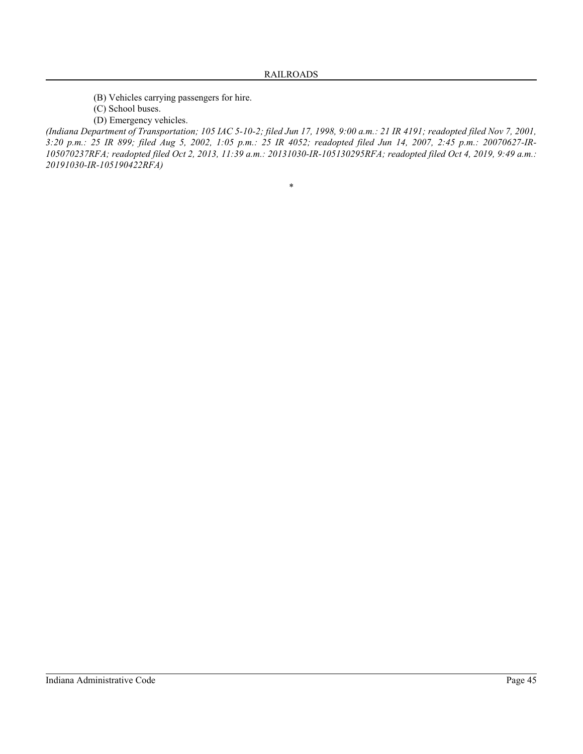(B) Vehicles carrying passengers for hire.

(C) School buses.

(D) Emergency vehicles.

*(Indiana Department of Transportation; 105 IAC 5-10-2; filed Jun 17, 1998, 9:00 a.m.: 21 IR 4191; readopted filed Nov 7, 2001, 3:20 p.m.: 25 IR 899; filed Aug 5, 2002, 1:05 p.m.: 25 IR 4052; readopted filed Jun 14, 2007, 2:45 p.m.: 20070627-IR-105070237RFA; readopted filed Oct 2, 2013, 11:39 a.m.: 20131030-IR-105130295RFA; readopted filed Oct 4, 2019, 9:49 a.m.: 20191030-IR-105190422RFA)*

*